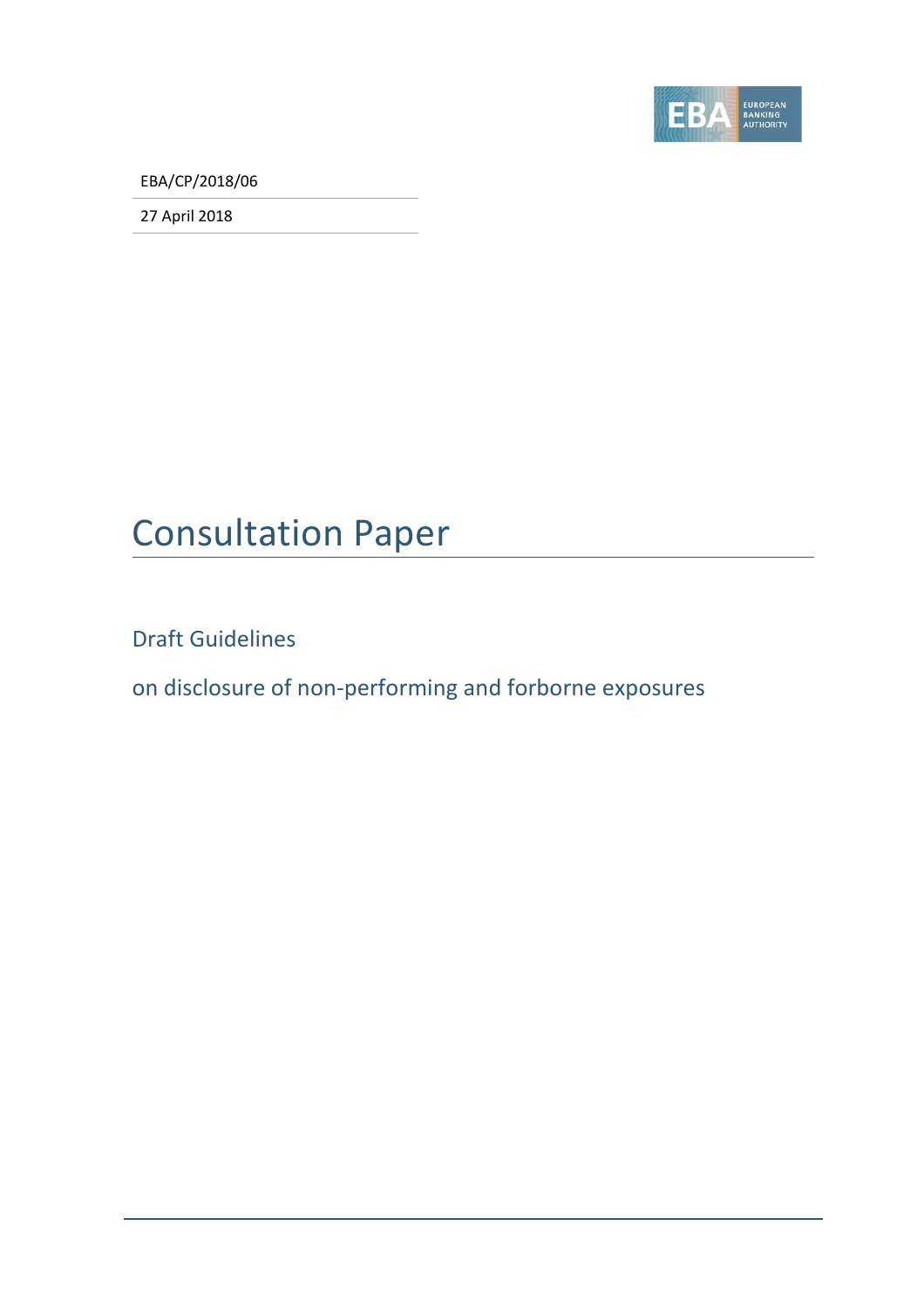EBA/CP/2018/06

27 April 2018

# Consultation Paper

## Draft Guidelines

## on disclosure of non-performing and forborne exposures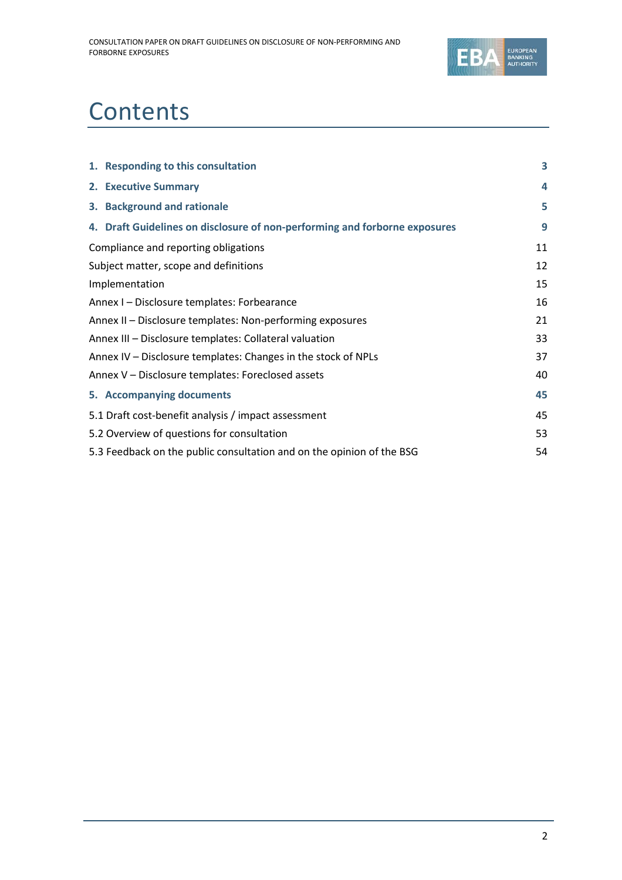# Contents

| | |
|---|---|
| **1. Responding to this consultation** | **3** |
| **2. Executive Summary** | **4** |
| **3. Background and rationale** | **5** |
| **4. Draft Guidelines on disclosure of non-performing and forborne exposures** | **9** |
| Compliance and reporting obligations | 11 |
| Subject matter, scope and definitions | 12 |
| Implementation | 15 |
| Annex I – Disclosure templates: Forbearance | 16 |
| Annex II – Disclosure templates: Non-performing exposures | 21 |
| Annex III – Disclosure templates: Collateral valuation | 33 |
| Annex IV – Disclosure templates: Changes in the stock of NPLs | 37 |
| Annex V – Disclosure templates: Foreclosed assets | 40 |
| **5. Accompanying documents** | **45** |
| 5.1 Draft cost-benefit analysis / impact assessment | 45 |
| 5.2 Overview of questions for consultation | 53 |
| 5.3 Feedback on the public consultation and on the opinion of the BSG | 54 |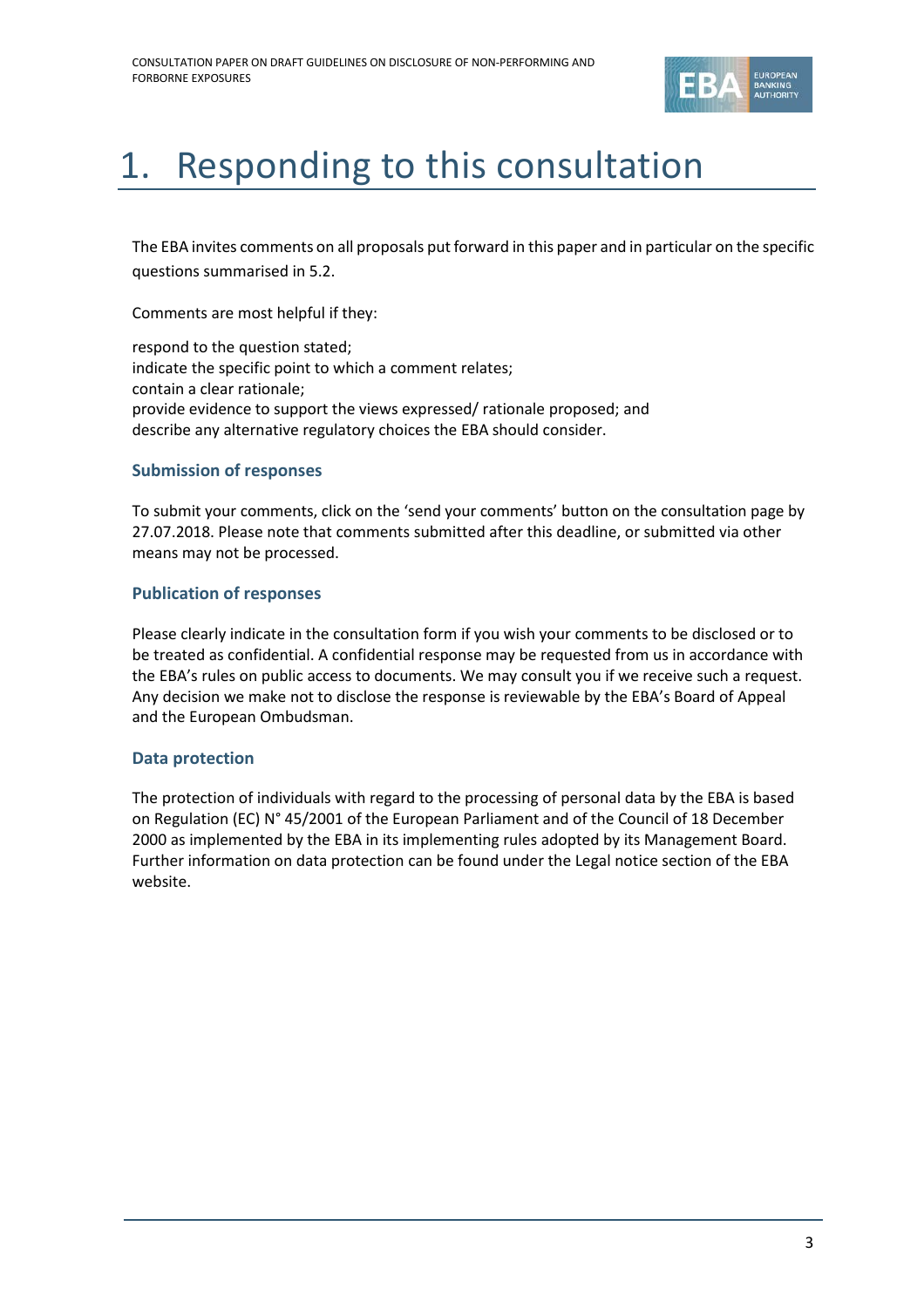# 1. Responding to this consultation

The EBA invites comments on all proposals put forward in this paper and in particular on the specific questions summarised in 5.2.

Comments are most helpful if they:

respond to the question stated;
indicate the specific point to which a comment relates;
contain a clear rationale;
provide evidence to support the views expressed/ rationale proposed; and
describe any alternative regulatory choices the EBA should consider.

### Submission of responses

To submit your comments, click on the 'send your comments' button on the consultation page by 27.07.2018. Please note that comments submitted after this deadline, or submitted via other means may not be processed.

### Publication of responses

Please clearly indicate in the consultation form if you wish your comments to be disclosed or to be treated as confidential. A confidential response may be requested from us in accordance with the EBA's rules on public access to documents. We may consult you if we receive such a request. Any decision we make not to disclose the response is reviewable by the EBA's Board of Appeal and the European Ombudsman.

### Data protection

The protection of individuals with regard to the processing of personal data by the EBA is based on Regulation (EC) N° 45/2001 of the European Parliament and of the Council of 18 December 2000 as implemented by the EBA in its implementing rules adopted by its Management Board. Further information on data protection can be found under the Legal notice section of the EBA website.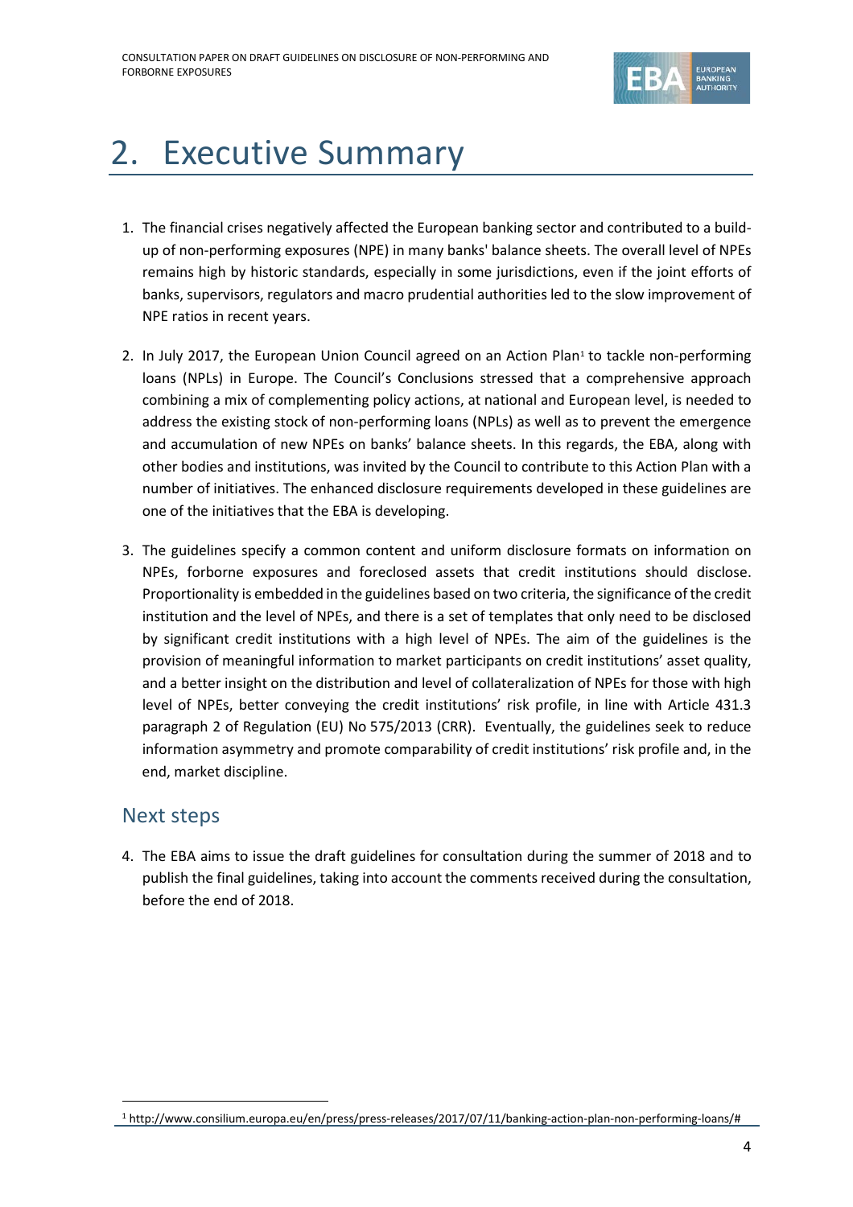# 2. Executive Summary

1. The financial crises negatively affected the European banking sector and contributed to a build-up of non-performing exposures (NPE) in many banks' balance sheets. The overall level of NPEs remains high by historic standards, especially in some jurisdictions, even if the joint efforts of banks, supervisors, regulators and macro prudential authorities led to the slow improvement of NPE ratios in recent years.

2. In July 2017, the European Union Council agreed on an Action Plan[1] to tackle non-performing loans (NPLs) in Europe. The Council's Conclusions stressed that a comprehensive approach combining a mix of complementing policy actions, at national and European level, is needed to address the existing stock of non-performing loans (NPLs) as well as to prevent the emergence and accumulation of new NPEs on banks' balance sheets. In this regards, the EBA, along with other bodies and institutions, was invited by the Council to contribute to this Action Plan with a number of initiatives. The enhanced disclosure requirements developed in these guidelines are one of the initiatives that the EBA is developing.

3. The guidelines specify a common content and uniform disclosure formats on information on NPEs, forborne exposures and foreclosed assets that credit institutions should disclose. Proportionality is embedded in the guidelines based on two criteria, the significance of the credit institution and the level of NPEs, and there is a set of templates that only need to be disclosed by significant credit institutions with a high level of NPEs. The aim of the guidelines is the provision of meaningful information to market participants on credit institutions' asset quality, and a better insight on the distribution and level of collateralization of NPEs for those with high level of NPEs, better conveying the credit institutions' risk profile, in line with Article 431.3 paragraph 2 of Regulation (EU) No 575/2013 (CRR). Eventually, the guidelines seek to reduce information asymmetry and promote comparability of credit institutions' risk profile and, in the end, market discipline.

## Next steps

4. The EBA aims to issue the draft guidelines for consultation during the summer of 2018 and to publish the final guidelines, taking into account the comments received during the consultation, before the end of 2018.

[1] http://www.consilium.europa.eu/en/press/press-releases/2017/07/11/banking-action-plan-non-performing-loans/#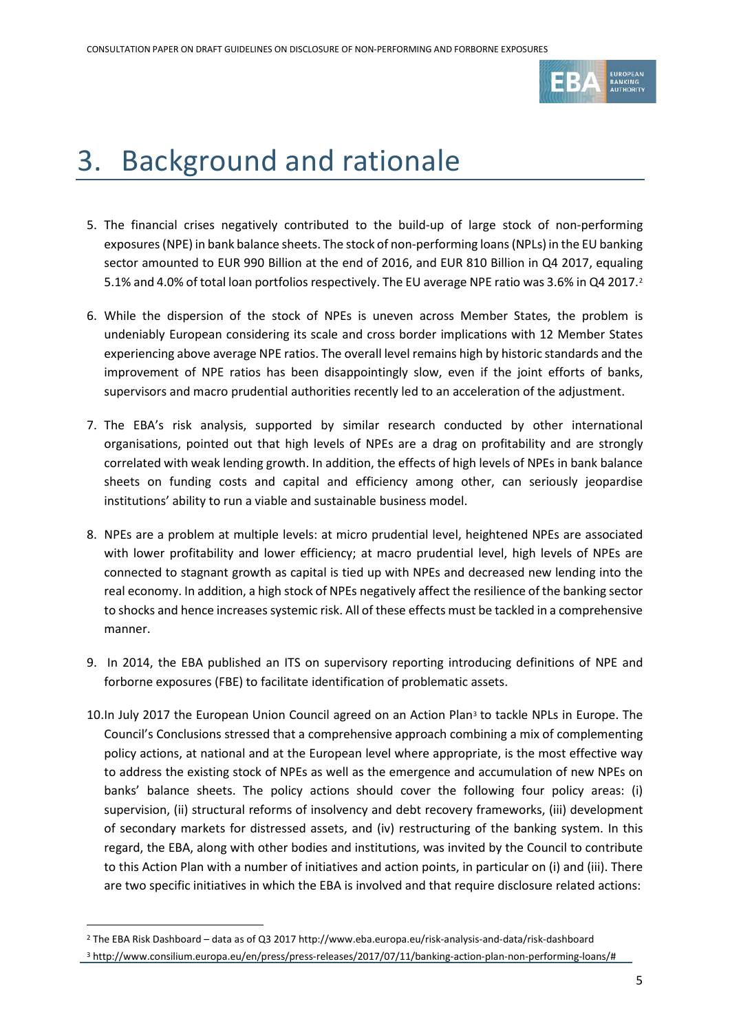# 3. Background and rationale

5. The financial crises negatively contributed to the build-up of large stock of non-performing exposures (NPE) in bank balance sheets. The stock of non-performing loans (NPLs) in the EU banking sector amounted to EUR 990 Billion at the end of 2016, and EUR 810 Billion in Q4 2017, equaling 5.1% and 4.0% of total loan portfolios respectively. The EU average NPE ratio was 3.6% in Q4 2017.[2]

6. While the dispersion of the stock of NPEs is uneven across Member States, the problem is undeniably European considering its scale and cross border implications with 12 Member States experiencing above average NPE ratios. The overall level remains high by historic standards and the improvement of NPE ratios has been disappointingly slow, even if the joint efforts of banks, supervisors and macro prudential authorities recently led to an acceleration of the adjustment.

7. The EBA's risk analysis, supported by similar research conducted by other international organisations, pointed out that high levels of NPEs are a drag on profitability and are strongly correlated with weak lending growth. In addition, the effects of high levels of NPEs in bank balance sheets on funding costs and capital and efficiency among other, can seriously jeopardise institutions' ability to run a viable and sustainable business model.

8. NPEs are a problem at multiple levels: at micro prudential level, heightened NPEs are associated with lower profitability and lower efficiency; at macro prudential level, high levels of NPEs are connected to stagnant growth as capital is tied up with NPEs and decreased new lending into the real economy. In addition, a high stock of NPEs negatively affect the resilience of the banking sector to shocks and hence increases systemic risk. All of these effects must be tackled in a comprehensive manner.

9. In 2014, the EBA published an ITS on supervisory reporting introducing definitions of NPE and forborne exposures (FBE) to facilitate identification of problematic assets.

10. In July 2017 the European Union Council agreed on an Action Plan[3] to tackle NPLs in Europe. The Council's Conclusions stressed that a comprehensive approach combining a mix of complementing policy actions, at national and at the European level where appropriate, is the most effective way to address the existing stock of NPEs as well as the emergence and accumulation of new NPEs on banks' balance sheets. The policy actions should cover the following four policy areas: (i) supervision, (ii) structural reforms of insolvency and debt recovery frameworks, (iii) development of secondary markets for distressed assets, and (iv) restructuring of the banking system. In this regard, the EBA, along with other bodies and institutions, was invited by the Council to contribute to this Action Plan with a number of initiatives and action points, in particular on (i) and (iii). There are two specific initiatives in which the EBA is involved and that require disclosure related actions:

---

[2] The EBA Risk Dashboard – data as of Q3 2017 http://www.eba.europa.eu/risk-analysis-and-data/risk-dashboard

[3] http://www.consilium.europa.eu/en/press/press-releases/2017/07/11/banking-action-plan-non-performing-loans/#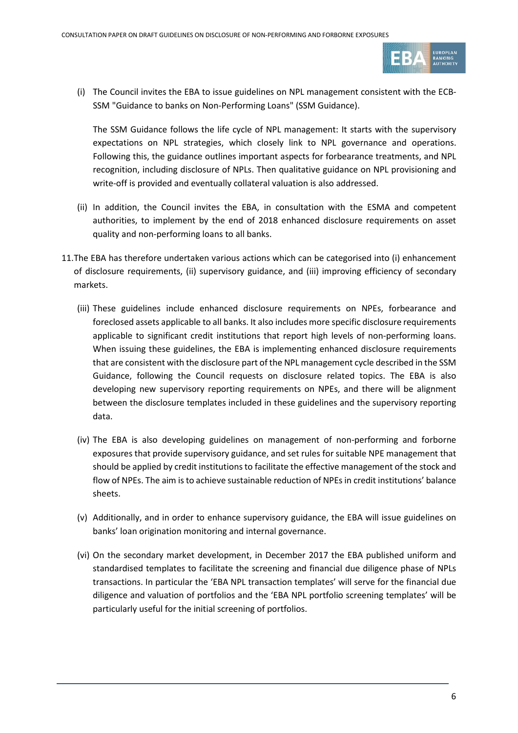(i) The Council invites the EBA to issue guidelines on NPL management consistent with the ECB-SSM "Guidance to banks on Non-Performing Loans" (SSM Guidance).

The SSM Guidance follows the life cycle of NPL management: It starts with the supervisory expectations on NPL strategies, which closely link to NPL governance and operations. Following this, the guidance outlines important aspects for forbearance treatments, and NPL recognition, including disclosure of NPLs. Then qualitative guidance on NPL provisioning and write-off is provided and eventually collateral valuation is also addressed.

(ii) In addition, the Council invites the EBA, in consultation with the ESMA and competent authorities, to implement by the end of 2018 enhanced disclosure requirements on asset quality and non-performing loans to all banks.

11. The EBA has therefore undertaken various actions which can be categorised into (i) enhancement of disclosure requirements, (ii) supervisory guidance, and (iii) improving efficiency of secondary markets.

(iii) These guidelines include enhanced disclosure requirements on NPEs, forbearance and foreclosed assets applicable to all banks. It also includes more specific disclosure requirements applicable to significant credit institutions that report high levels of non-performing loans. When issuing these guidelines, the EBA is implementing enhanced disclosure requirements that are consistent with the disclosure part of the NPL management cycle described in the SSM Guidance, following the Council requests on disclosure related topics. The EBA is also developing new supervisory reporting requirements on NPEs, and there will be alignment between the disclosure templates included in these guidelines and the supervisory reporting data.

(iv) The EBA is also developing guidelines on management of non-performing and forborne exposures that provide supervisory guidance, and set rules for suitable NPE management that should be applied by credit institutions to facilitate the effective management of the stock and flow of NPEs. The aim is to achieve sustainable reduction of NPEs in credit institutions' balance sheets.

(v) Additionally, and in order to enhance supervisory guidance, the EBA will issue guidelines on banks' loan origination monitoring and internal governance.

(vi) On the secondary market development, in December 2017 the EBA published uniform and standardised templates to facilitate the screening and financial due diligence phase of NPLs transactions. In particular the 'EBA NPL transaction templates' will serve for the financial due diligence and valuation of portfolios and the 'EBA NPL portfolio screening templates' will be particularly useful for the initial screening of portfolios.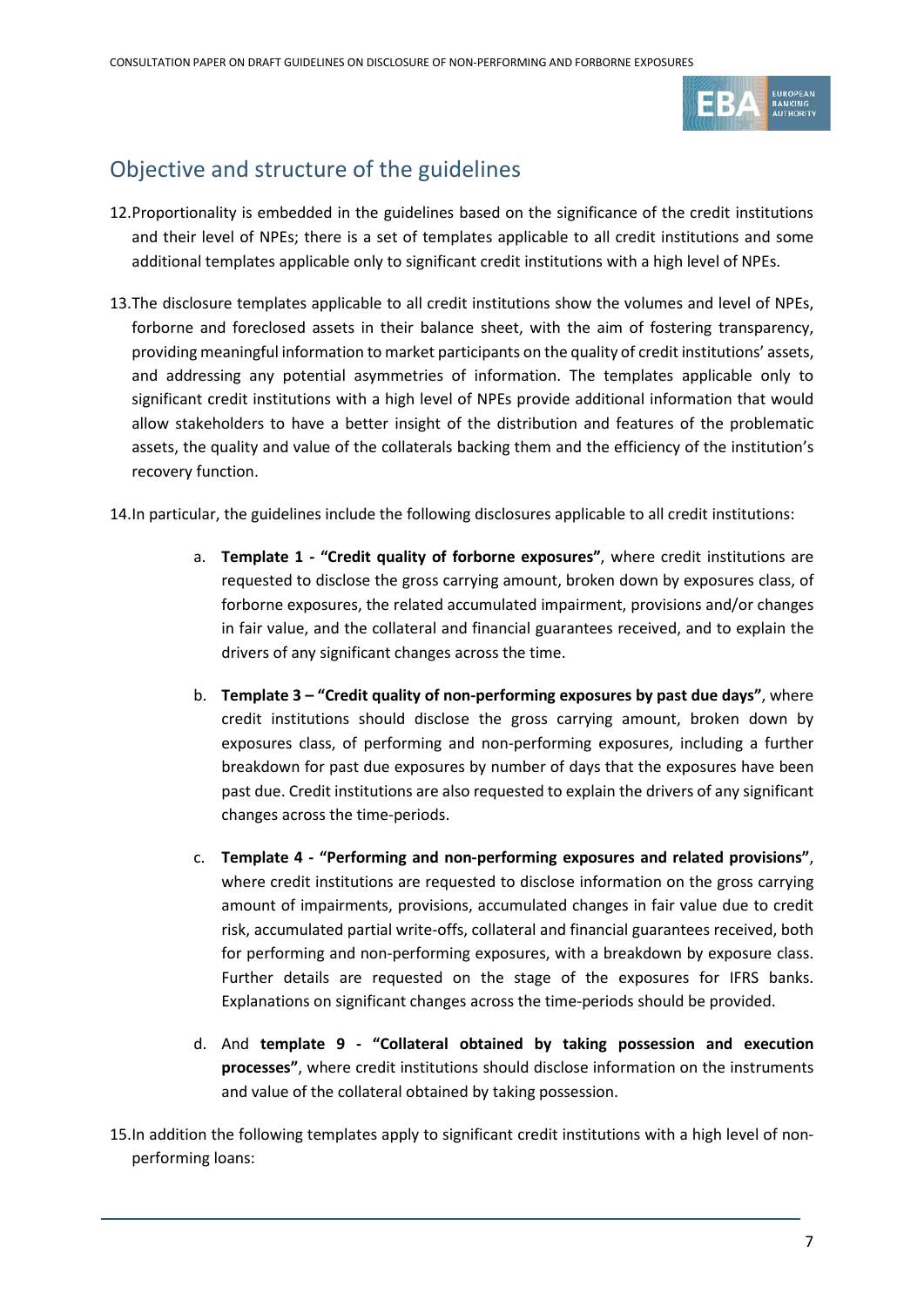## Objective and structure of the guidelines

12. Proportionality is embedded in the guidelines based on the significance of the credit institutions and their level of NPEs; there is a set of templates applicable to all credit institutions and some additional templates applicable only to significant credit institutions with a high level of NPEs.

13. The disclosure templates applicable to all credit institutions show the volumes and level of NPEs, forborne and foreclosed assets in their balance sheet, with the aim of fostering transparency, providing meaningful information to market participants on the quality of credit institutions' assets, and addressing any potential asymmetries of information. The templates applicable only to significant credit institutions with a high level of NPEs provide additional information that would allow stakeholders to have a better insight of the distribution and features of the problematic assets, the quality and value of the collaterals backing them and the efficiency of the institution's recovery function.

14. In particular, the guidelines include the following disclosures applicable to all credit institutions:

    a. **Template 1 - "Credit quality of forborne exposures"**, where credit institutions are requested to disclose the gross carrying amount, broken down by exposures class, of forborne exposures, the related accumulated impairment, provisions and/or changes in fair value, and the collateral and financial guarantees received, and to explain the drivers of any significant changes across the time.

    b. **Template 3 – "Credit quality of non-performing exposures by past due days"**, where credit institutions should disclose the gross carrying amount, broken down by exposures class, of performing and non-performing exposures, including a further breakdown for past due exposures by number of days that the exposures have been past due. Credit institutions are also requested to explain the drivers of any significant changes across the time-periods.

    c. **Template 4 - "Performing and non-performing exposures and related provisions"**, where credit institutions are requested to disclose information on the gross carrying amount of impairments, provisions, accumulated changes in fair value due to credit risk, accumulated partial write-offs, collateral and financial guarantees received, both for performing and non-performing exposures, with a breakdown by exposure class. Further details are requested on the stage of the exposures for IFRS banks. Explanations on significant changes across the time-periods should be provided.

    d. And **template 9 - "Collateral obtained by taking possession and execution processes"**, where credit institutions should disclose information on the instruments and value of the collateral obtained by taking possession.

15. In addition the following templates apply to significant credit institutions with a high level of non-performing loans: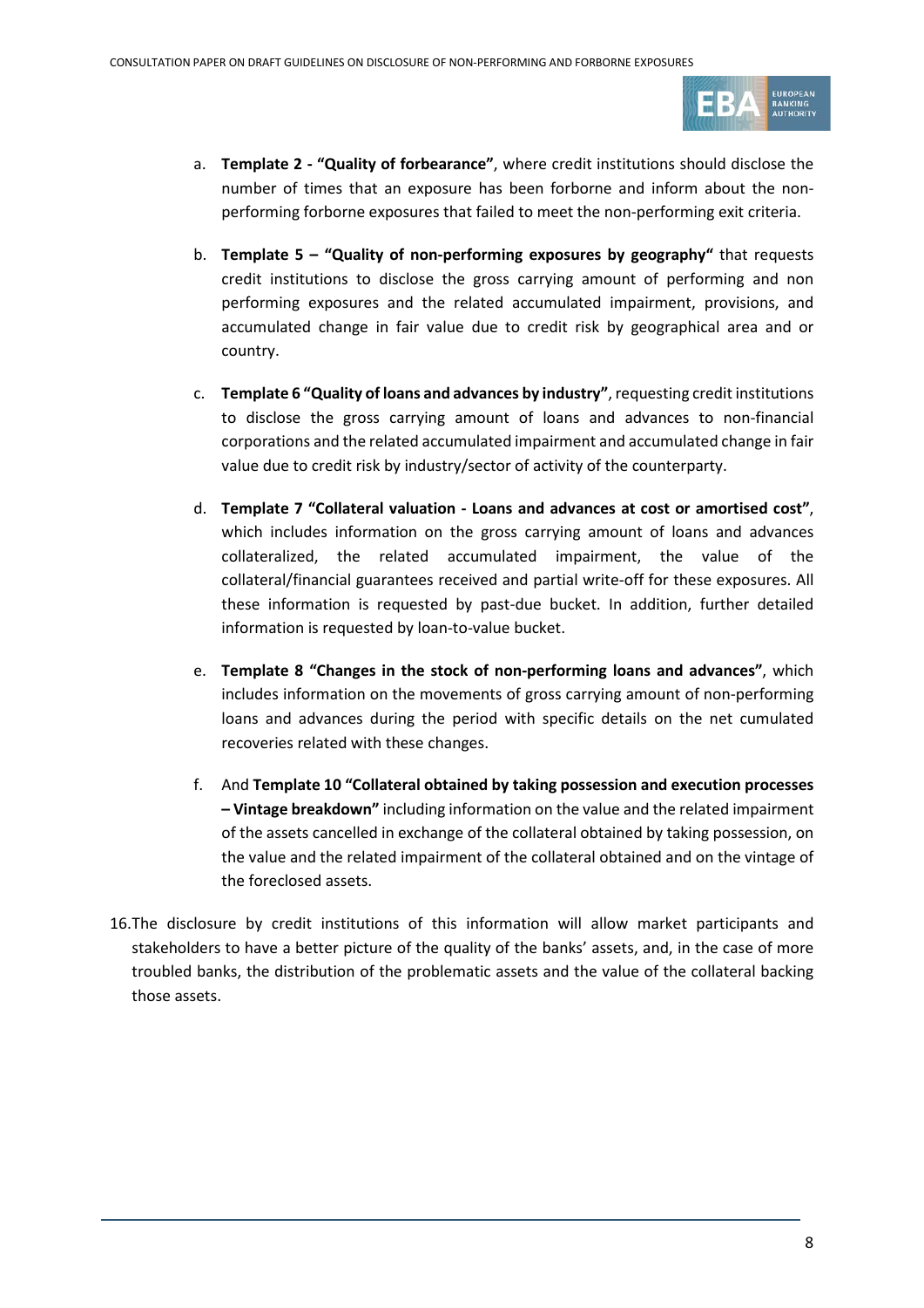a. **Template 2 - "Quality of forbearance"**, where credit institutions should disclose the number of times that an exposure has been forborne and inform about the non-performing forborne exposures that failed to meet the non-performing exit criteria.

b. **Template 5 – "Quality of non-performing exposures by geography"** that requests credit institutions to disclose the gross carrying amount of performing and non performing exposures and the related accumulated impairment, provisions, and accumulated change in fair value due to credit risk by geographical area and or country.

c. **Template 6 "Quality of loans and advances by industry"**, requesting credit institutions to disclose the gross carrying amount of loans and advances to non-financial corporations and the related accumulated impairment and accumulated change in fair value due to credit risk by industry/sector of activity of the counterparty.

d. **Template 7 "Collateral valuation - Loans and advances at cost or amortised cost"**, which includes information on the gross carrying amount of loans and advances collateralized, the related accumulated impairment, the value of the collateral/financial guarantees received and partial write-off for these exposures. All these information is requested by past-due bucket. In addition, further detailed information is requested by loan-to-value bucket.

e. **Template 8 "Changes in the stock of non-performing loans and advances"**, which includes information on the movements of gross carrying amount of non-performing loans and advances during the period with specific details on the net cumulated recoveries related with these changes.

f. And **Template 10 "Collateral obtained by taking possession and execution processes – Vintage breakdown"** including information on the value and the related impairment of the assets cancelled in exchange of the collateral obtained by taking possession, on the value and the related impairment of the collateral obtained and on the vintage of the foreclosed assets.

16. The disclosure by credit institutions of this information will allow market participants and stakeholders to have a better picture of the quality of the banks' assets, and, in the case of more troubled banks, the distribution of the problematic assets and the value of the collateral backing those assets.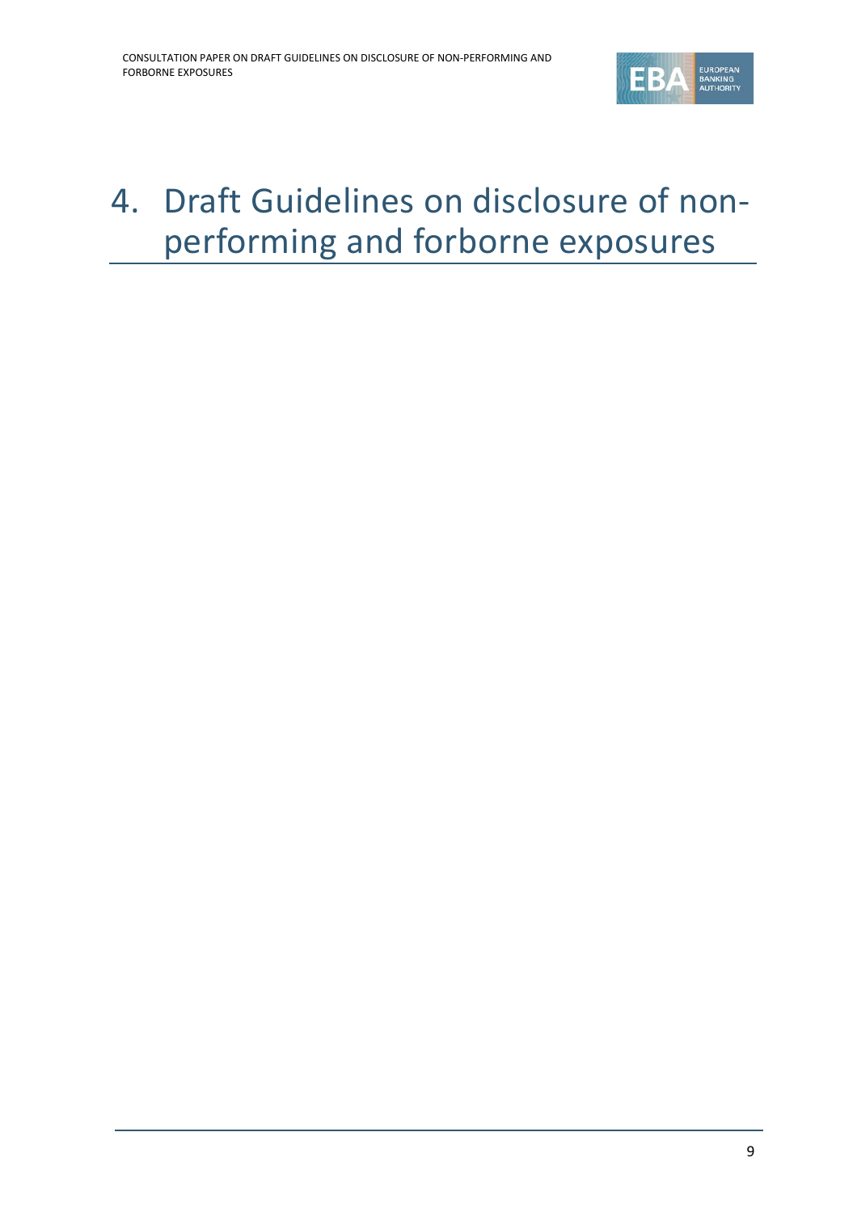# 4. Draft Guidelines on disclosure of non-performing and forborne exposures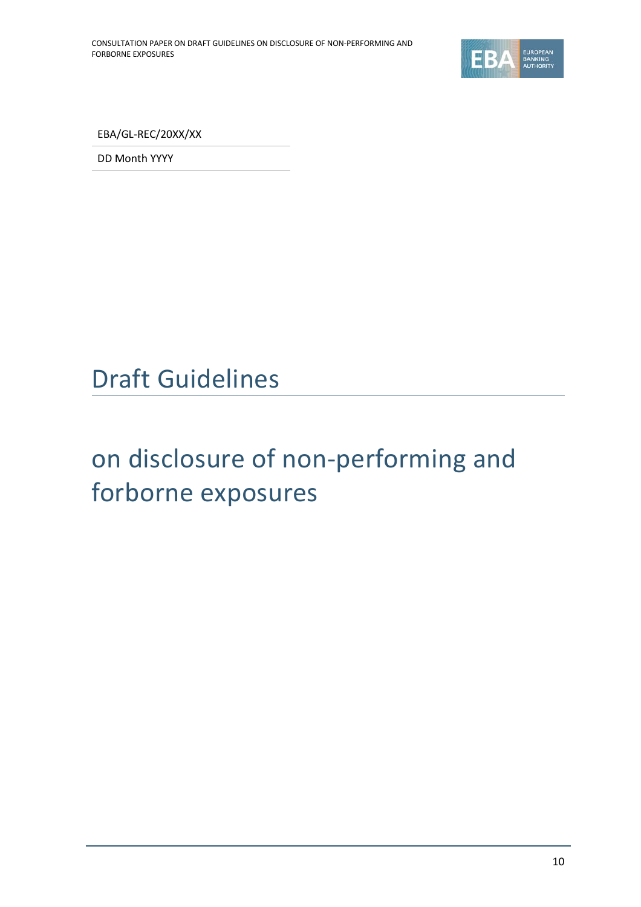EBA/GL-REC/20XX/XX

DD Month YYYY

# Draft Guidelines

# on disclosure of non-performing and forborne exposures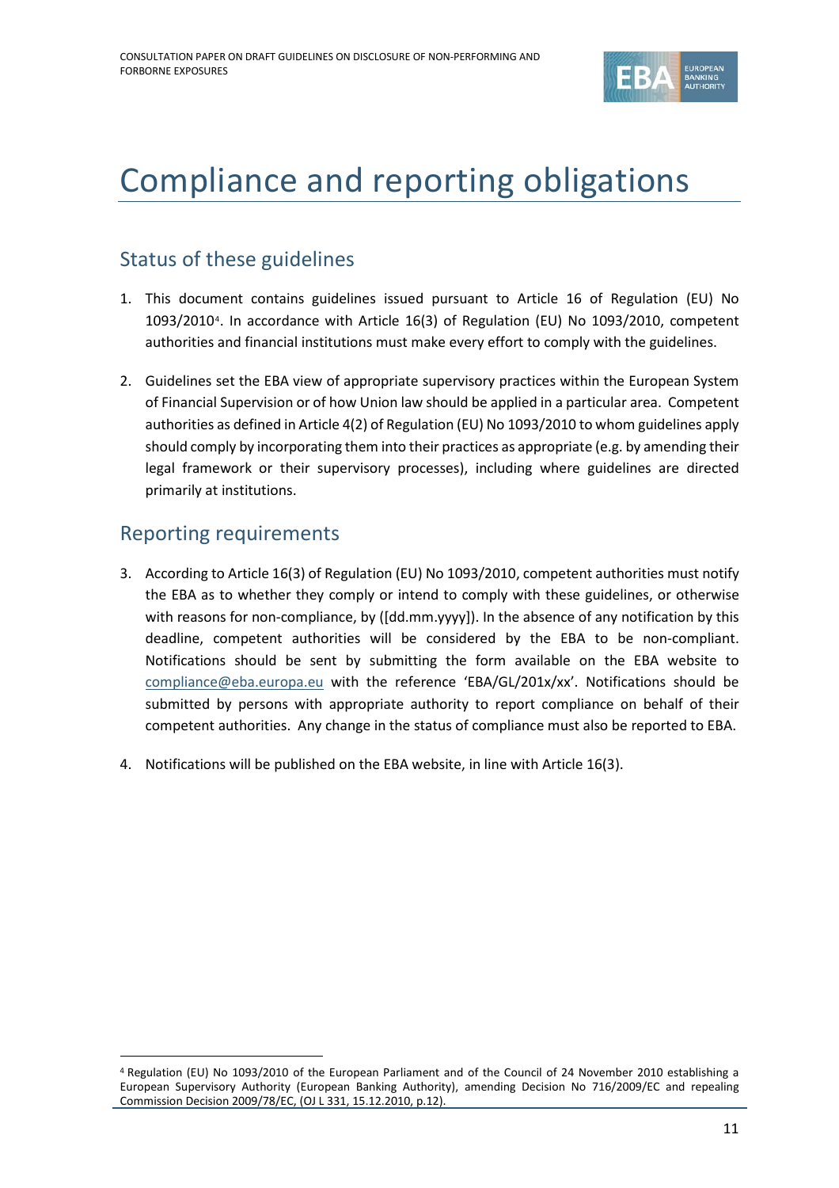# Compliance and reporting obligations

## Status of these guidelines

1. This document contains guidelines issued pursuant to Article 16 of Regulation (EU) No 1093/2010[4]. In accordance with Article 16(3) of Regulation (EU) No 1093/2010, competent authorities and financial institutions must make every effort to comply with the guidelines.

2. Guidelines set the EBA view of appropriate supervisory practices within the European System of Financial Supervision or of how Union law should be applied in a particular area. Competent authorities as defined in Article 4(2) of Regulation (EU) No 1093/2010 to whom guidelines apply should comply by incorporating them into their practices as appropriate (e.g. by amending their legal framework or their supervisory processes), including where guidelines are directed primarily at institutions.

## Reporting requirements

3. According to Article 16(3) of Regulation (EU) No 1093/2010, competent authorities must notify the EBA as to whether they comply or intend to comply with these guidelines, or otherwise with reasons for non-compliance, by ([dd.mm.yyyy]). In the absence of any notification by this deadline, competent authorities will be considered by the EBA to be non-compliant. Notifications should be sent by submitting the form available on the EBA website to compliance@eba.europa.eu with the reference 'EBA/GL/201x/xx'. Notifications should be submitted by persons with appropriate authority to report compliance on behalf of their competent authorities. Any change in the status of compliance must also be reported to EBA.

4. Notifications will be published on the EBA website, in line with Article 16(3).

[4] Regulation (EU) No 1093/2010 of the European Parliament and of the Council of 24 November 2010 establishing a European Supervisory Authority (European Banking Authority), amending Decision No 716/2009/EC and repealing Commission Decision 2009/78/EC, (OJ L 331, 15.12.2010, p.12).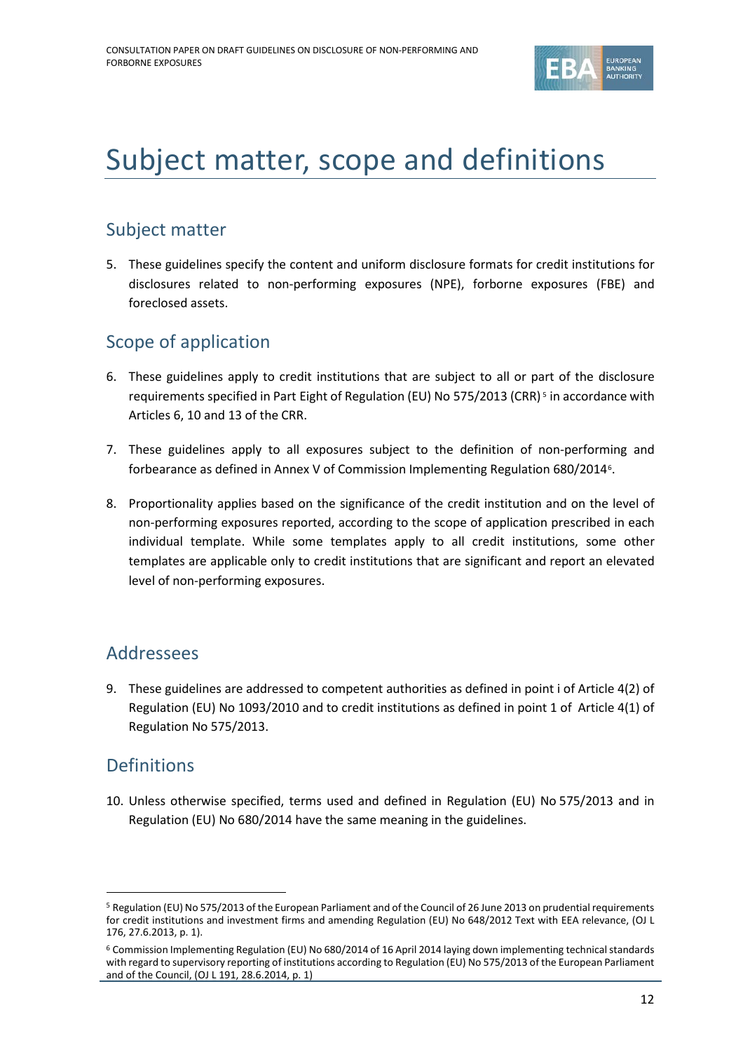# Subject matter, scope and definitions

## Subject matter

5. These guidelines specify the content and uniform disclosure formats for credit institutions for disclosures related to non-performing exposures (NPE), forborne exposures (FBE) and foreclosed assets.

## Scope of application

6. These guidelines apply to credit institutions that are subject to all or part of the disclosure requirements specified in Part Eight of Regulation (EU) No 575/2013 (CRR)[5] in accordance with Articles 6, 10 and 13 of the CRR.

7. These guidelines apply to all exposures subject to the definition of non-performing and forbearance as defined in Annex V of Commission Implementing Regulation 680/2014[6].

8. Proportionality applies based on the significance of the credit institution and on the level of non-performing exposures reported, according to the scope of application prescribed in each individual template. While some templates apply to all credit institutions, some other templates are applicable only to credit institutions that are significant and report an elevated level of non-performing exposures.

## Addressees

9. These guidelines are addressed to competent authorities as defined in point i of Article 4(2) of Regulation (EU) No 1093/2010 and to credit institutions as defined in point 1 of Article 4(1) of Regulation No 575/2013.

## Definitions

10. Unless otherwise specified, terms used and defined in Regulation (EU) No 575/2013 and in Regulation (EU) No 680/2014 have the same meaning in the guidelines.

---

[5] Regulation (EU) No 575/2013 of the European Parliament and of the Council of 26 June 2013 on prudential requirements for credit institutions and investment firms and amending Regulation (EU) No 648/2012 Text with EEA relevance, (OJ L 176, 27.6.2013, p. 1).

[6] Commission Implementing Regulation (EU) No 680/2014 of 16 April 2014 laying down implementing technical standards with regard to supervisory reporting of institutions according to Regulation (EU) No 575/2013 of the European Parliament and of the Council, (OJ L 191, 28.6.2014, p. 1)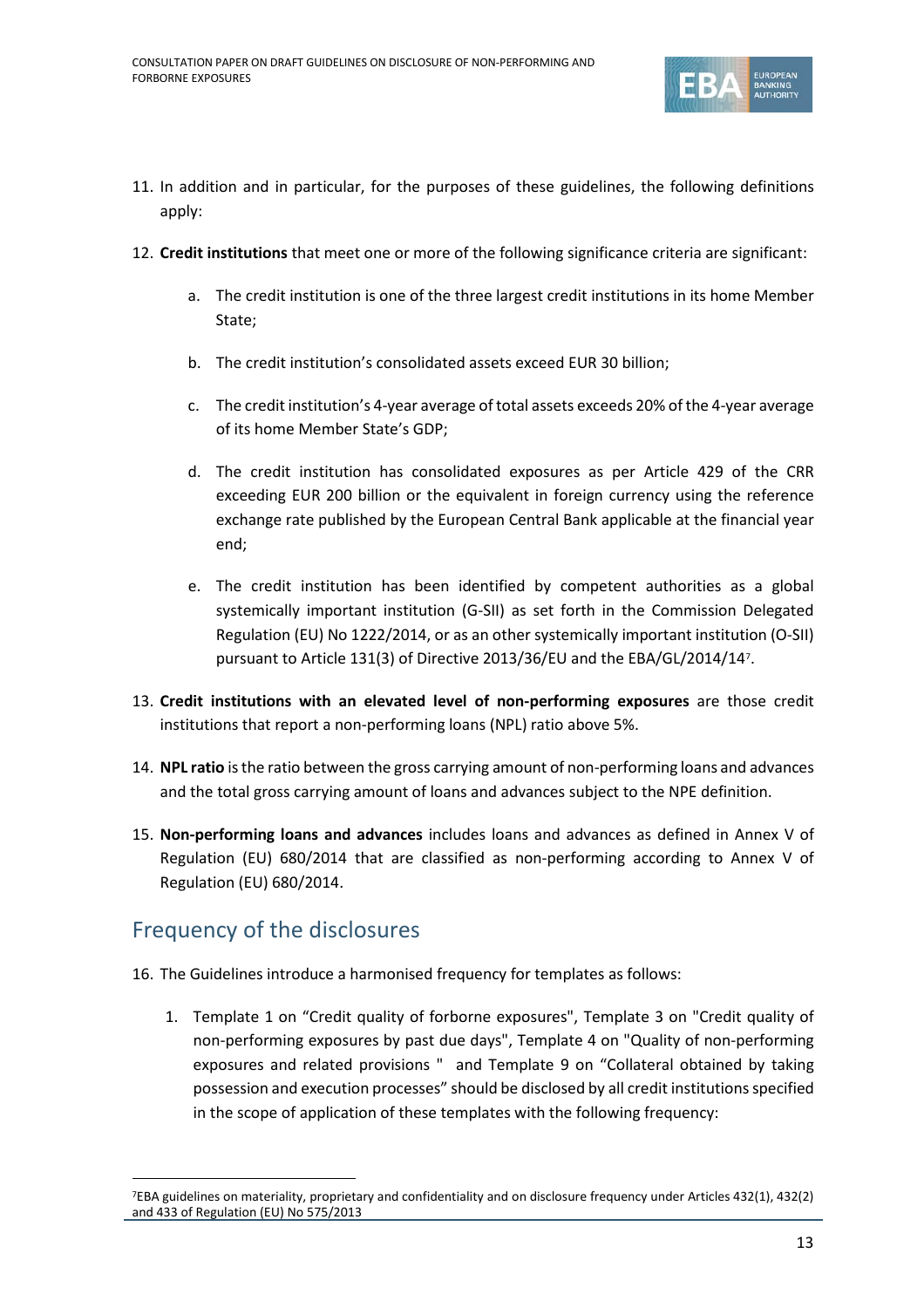11. In addition and in particular, for the purposes of these guidelines, the following definitions apply:

12. **Credit institutions** that meet one or more of the following significance criteria are significant:

    a. The credit institution is one of the three largest credit institutions in its home Member State;

    b. The credit institution's consolidated assets exceed EUR 30 billion;

    c. The credit institution's 4-year average of total assets exceeds 20% of the 4-year average of its home Member State's GDP;

    d. The credit institution has consolidated exposures as per Article 429 of the CRR exceeding EUR 200 billion or the equivalent in foreign currency using the reference exchange rate published by the European Central Bank applicable at the financial year end;

    e. The credit institution has been identified by competent authorities as a global systemically important institution (G-SII) as set forth in the Commission Delegated Regulation (EU) No 1222/2014, or as an other systemically important institution (O-SII) pursuant to Article 131(3) of Directive 2013/36/EU and the EBA/GL/2014/14[7].

13. **Credit institutions with an elevated level of non-performing exposures** are those credit institutions that report a non-performing loans (NPL) ratio above 5%.

14. **NPL ratio** is the ratio between the gross carrying amount of non-performing loans and advances and the total gross carrying amount of loans and advances subject to the NPE definition.

15. **Non-performing loans and advances** includes loans and advances as defined in Annex V of Regulation (EU) 680/2014 that are classified as non-performing according to Annex V of Regulation (EU) 680/2014.

## Frequency of the disclosures

16. The Guidelines introduce a harmonised frequency for templates as follows:

    1. Template 1 on "Credit quality of forborne exposures", Template 3 on "Credit quality of non-performing exposures by past due days", Template 4 on "Quality of non-performing exposures and related provisions " and Template 9 on "Collateral obtained by taking possession and execution processes" should be disclosed by all credit institutions specified in the scope of application of these templates with the following frequency:

[7]EBA guidelines on materiality, proprietary and confidentiality and on disclosure frequency under Articles 432(1), 432(2) and 433 of Regulation (EU) No 575/2013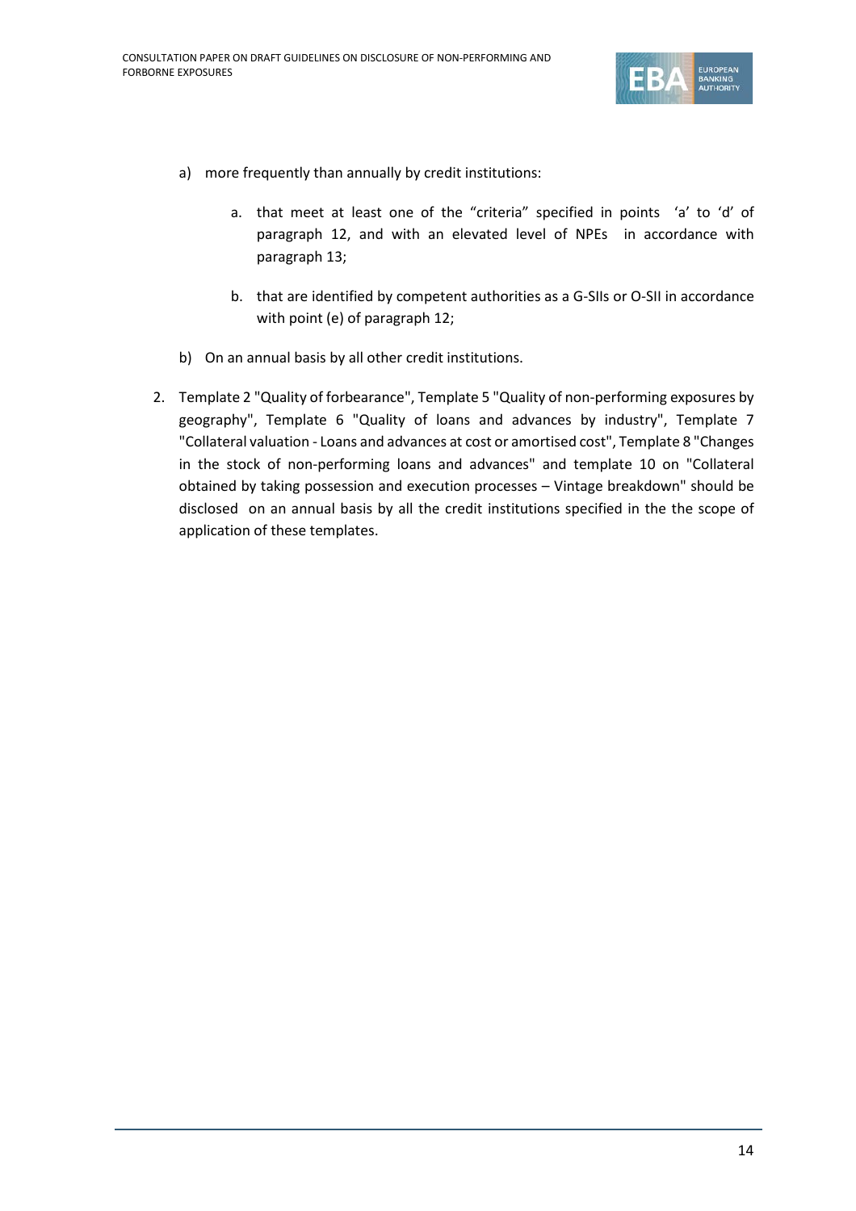a) more frequently than annually by credit institutions:

   a. that meet at least one of the “criteria” specified in points ‘a’ to ‘d’ of paragraph 12, and with an elevated level of NPEs in accordance with paragraph 13;

   b. that are identified by competent authorities as a G-SIIs or O-SII in accordance with point (e) of paragraph 12;

b) On an annual basis by all other credit institutions.

2. Template 2 "Quality of forbearance", Template 5 "Quality of non-performing exposures by geography", Template 6 "Quality of loans and advances by industry", Template 7 "Collateral valuation - Loans and advances at cost or amortised cost", Template 8 "Changes in the stock of non-performing loans and advances" and template 10 on "Collateral obtained by taking possession and execution processes – Vintage breakdown" should be disclosed on an annual basis by all the credit institutions specified in the the scope of application of these templates.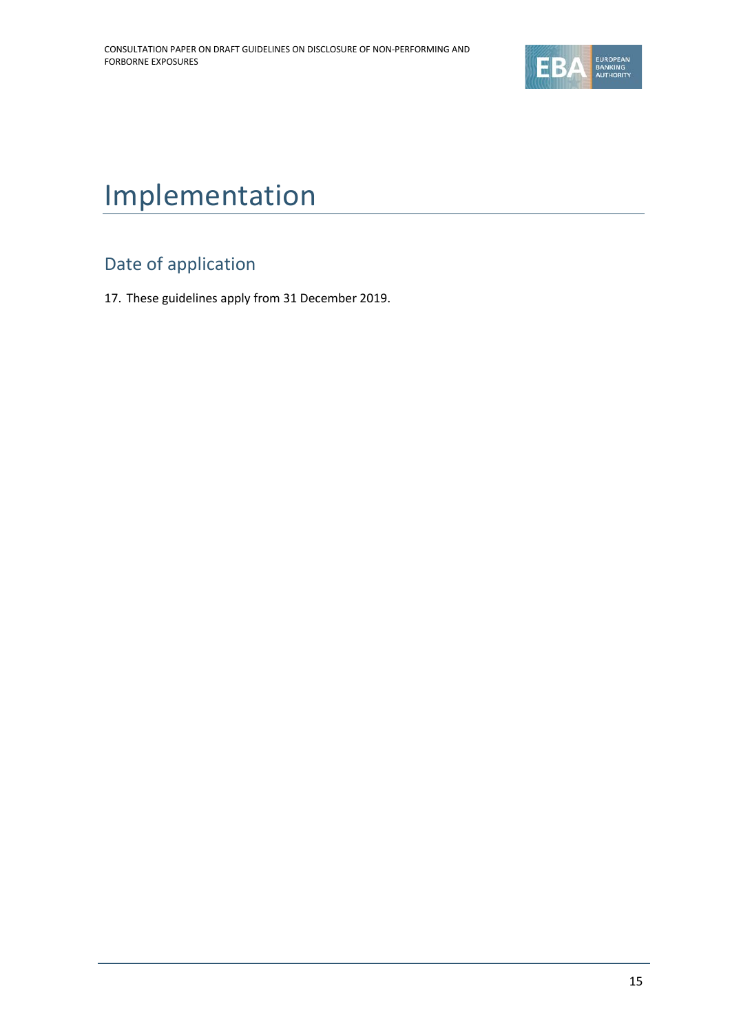# Implementation

## Date of application

17. These guidelines apply from 31 December 2019.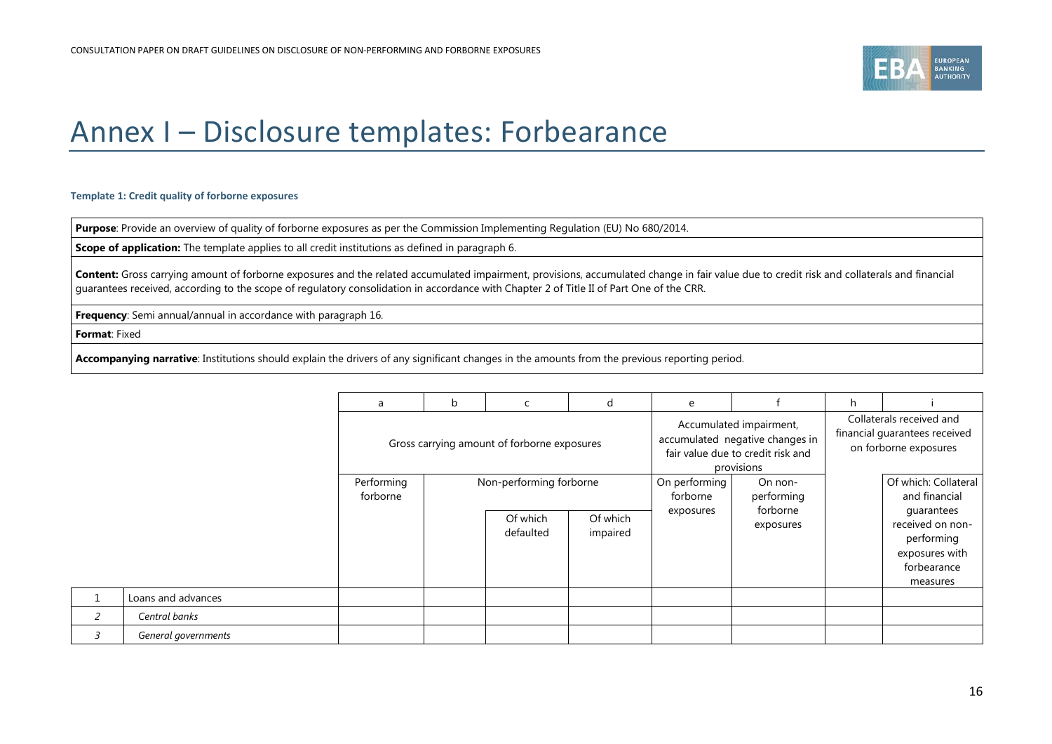# Annex I – Disclosure templates: Forbearance

**Template 1: Credit quality of forborne exposures**

| |
|---|
| **Purpose**: Provide an overview of quality of forborne exposures as per the Commission Implementing Regulation (EU) No 680/2014. |
| **Scope of application:** The template applies to all credit institutions as defined in paragraph 6. |
| **Content:** Gross carrying amount of forborne exposures and the related accumulated impairment, provisions, accumulated change in fair value due to credit risk and collaterals and financial guarantees received, according to the scope of regulatory consolidation in accordance with Chapter 2 of Title II of Part One of the CRR. |
| **Frequency**: Semi annual/annual in accordance with paragraph 16. |
| **Format**: Fixed |
| **Accompanying narrative**: Institutions should explain the drivers of any significant changes in the amounts from the previous reporting period. |

| | | a | b | c | d | e | f | h | i |
|---|---|---|---|---|---|---|---|---|---|
| | | Gross carrying amount of forborne exposures | | | | Accumulated impairment, accumulated negative changes in fair value due to credit risk and provisions | | Collaterals received and financial guarantees received on forborne exposures | |
| | | Performing forborne | Non-performing forborne | | | On performing forborne exposures | On non-performing forborne exposures | | Of which: Collateral and financial guarantees received on non-performing exposures with forbearance measures |
| | | | | Of which defaulted | Of which impaired | | | | |
| 1 | Loans and advances | | | | | | | | |
| *2* | *Central banks* | | | | | | | | |
| *3* | *General governments* | | | | | | | | |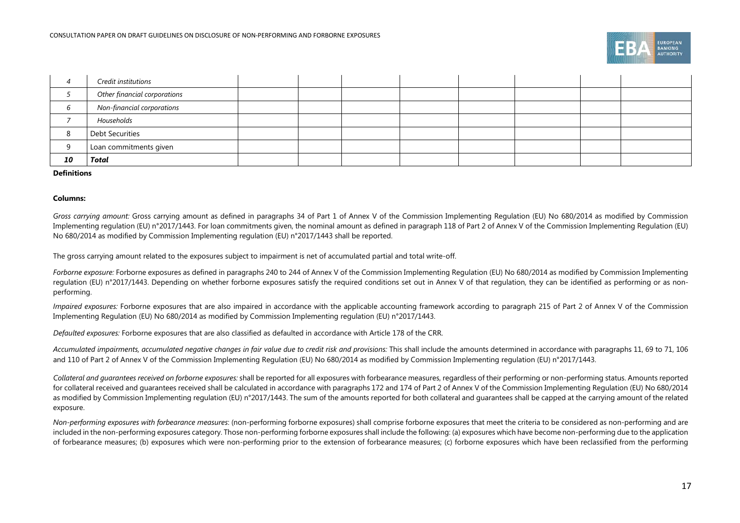| | | | | | | | | | |
|---|---|---|---|---|---|---|---|---|---|
| *4* | *Credit institutions* | | | | | | | | |
| *5* | *Other financial corporations* | | | | | | | | |
| *6* | *Non-financial corporations* | | | | | | | | |
| *7* | *Households* | | | | | | | | |
| 8 | Debt Securities | | | | | | | | |
| 9 | Loan commitments given | | | | | | | | |
| ***10*** | ***Total*** | | | | | | | | |

**Definitions**

**Columns:**

*Gross carrying amount:* Gross carrying amount as defined in paragraphs 34 of Part 1 of Annex V of the Commission Implementing Regulation (EU) No 680/2014 as modified by Commission Implementing regulation (EU) n°2017/1443. For loan commitments given, the nominal amount as defined in paragraph 118 of Part 2 of Annex V of the Commission Implementing Regulation (EU) No 680/2014 as modified by Commission Implementing regulation (EU) n°2017/1443 shall be reported.

The gross carrying amount related to the exposures subject to impairment is net of accumulated partial and total write-off.

*Forborne exposure:* Forborne exposures as defined in paragraphs 240 to 244 of Annex V of the Commission Implementing Regulation (EU) No 680/2014 as modified by Commission Implementing regulation (EU) n°2017/1443. Depending on whether forborne exposures satisfy the required conditions set out in Annex V of that regulation, they can be identified as performing or as non-performing.

*Impaired exposures:* Forborne exposures that are also impaired in accordance with the applicable accounting framework according to paragraph 215 of Part 2 of Annex V of the Commission Implementing Regulation (EU) No 680/2014 as modified by Commission Implementing regulation (EU) n°2017/1443.

*Defaulted exposures:* Forborne exposures that are also classified as defaulted in accordance with Article 178 of the CRR.

*Accumulated impairments, accumulated negative changes in fair value due to credit risk and provisions:* This shall include the amounts determined in accordance with paragraphs 11, 69 to 71, 106 and 110 of Part 2 of Annex V of the Commission Implementing Regulation (EU) No 680/2014 as modified by Commission Implementing regulation (EU) n°2017/1443.

*Collateral and guarantees received on forborne exposures:* shall be reported for all exposures with forbearance measures, regardless of their performing or non-performing status. Amounts reported for collateral received and guarantees received shall be calculated in accordance with paragraphs 172 and 174 of Part 2 of Annex V of the Commission Implementing Regulation (EU) No 680/2014 as modified by Commission Implementing regulation (EU) n°2017/1443. The sum of the amounts reported for both collateral and guarantees shall be capped at the carrying amount of the related exposure.

*Non-performing exposures with forbearance measures*: (non-performing forborne exposures) shall comprise forborne exposures that meet the criteria to be considered as non-performing and are included in the non-performing exposures category. Those non-performing forborne exposures shall include the following: (a) exposures which have become non-performing due to the application of forbearance measures; (b) exposures which were non-performing prior to the extension of forbearance measures; (c) forborne exposures which have been reclassified from the performing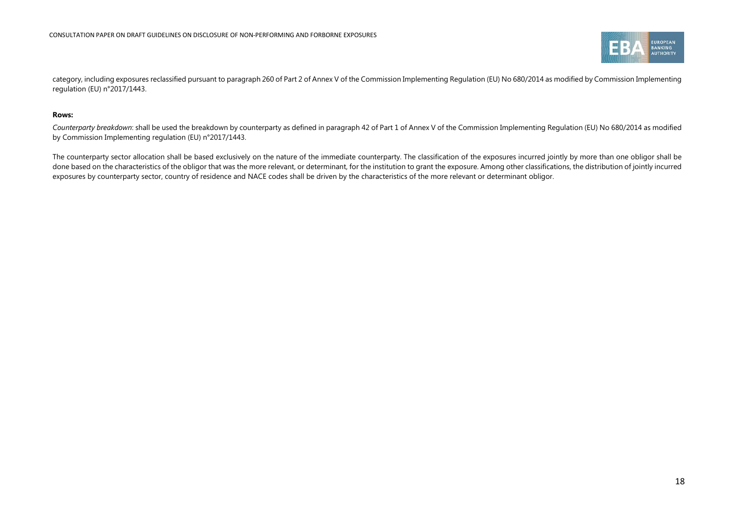category, including exposures reclassified pursuant to paragraph 260 of Part 2 of Annex V of the Commission Implementing Regulation (EU) No 680/2014 as modified by Commission Implementing regulation (EU) n°2017/1443.

**Rows:**

*Counterparty breakdown*: shall be used the breakdown by counterparty as defined in paragraph 42 of Part 1 of Annex V of the Commission Implementing Regulation (EU) No 680/2014 as modified by Commission Implementing regulation (EU) n°2017/1443.

The counterparty sector allocation shall be based exclusively on the nature of the immediate counterparty. The classification of the exposures incurred jointly by more than one obligor shall be done based on the characteristics of the obligor that was the more relevant, or determinant, for the institution to grant the exposure. Among other classifications, the distribution of jointly incurred exposures by counterparty sector, country of residence and NACE codes shall be driven by the characteristics of the more relevant or determinant obligor.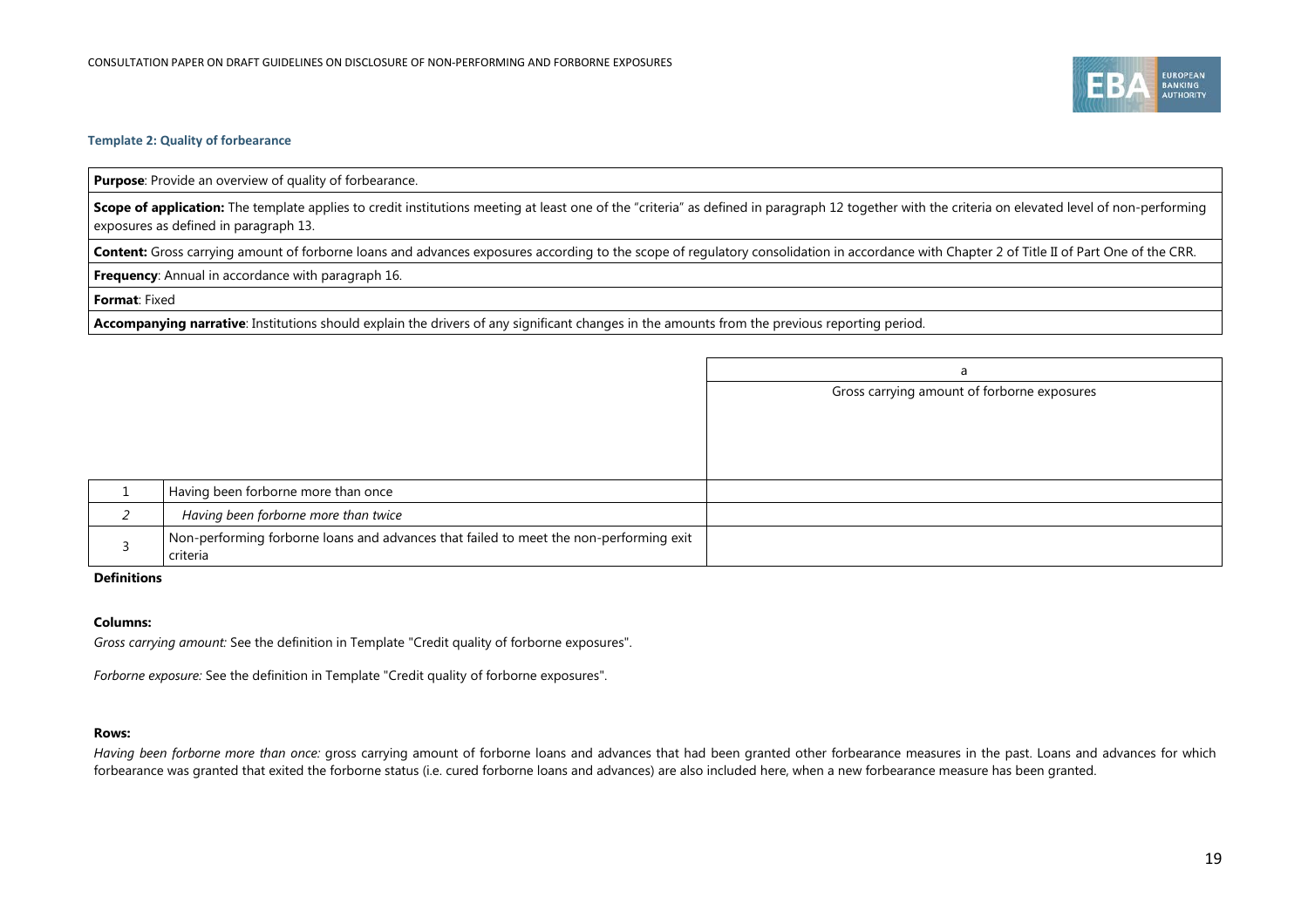#### Template 2: Quality of forbearance

| |
|---|
| **Purpose**: Provide an overview of quality of forbearance. |
| **Scope of application:** The template applies to credit institutions meeting at least one of the "criteria" as defined in paragraph 12 together with the criteria on elevated level of non-performing exposures as defined in paragraph 13. |
| **Content:** Gross carrying amount of forborne loans and advances exposures according to the scope of regulatory consolidation in accordance with Chapter 2 of Title II of Part One of the CRR. |
| **Frequency**: Annual in accordance with paragraph 16. |
| **Format**: Fixed |
| **Accompanying narrative**: Institutions should explain the drivers of any significant changes in the amounts from the previous reporting period. |

| | | a |
|---|---|---|
| | | Gross carrying amount of forborne exposures |
| 1 | Having been forborne more than once | |
| *2* | *Having been forborne more than twice* | |
| 3 | Non-performing forborne loans and advances that failed to meet the non-performing exit criteria | |

**Definitions**

**Columns:**

*Gross carrying amount:* See the definition in Template "Credit quality of forborne exposures".

*Forborne exposure:* See the definition in Template "Credit quality of forborne exposures".

**Rows:**

*Having been forborne more than once:* gross carrying amount of forborne loans and advances that had been granted other forbearance measures in the past. Loans and advances for which forbearance was granted that exited the forborne status (i.e. cured forborne loans and advances) are also included here, when a new forbearance measure has been granted.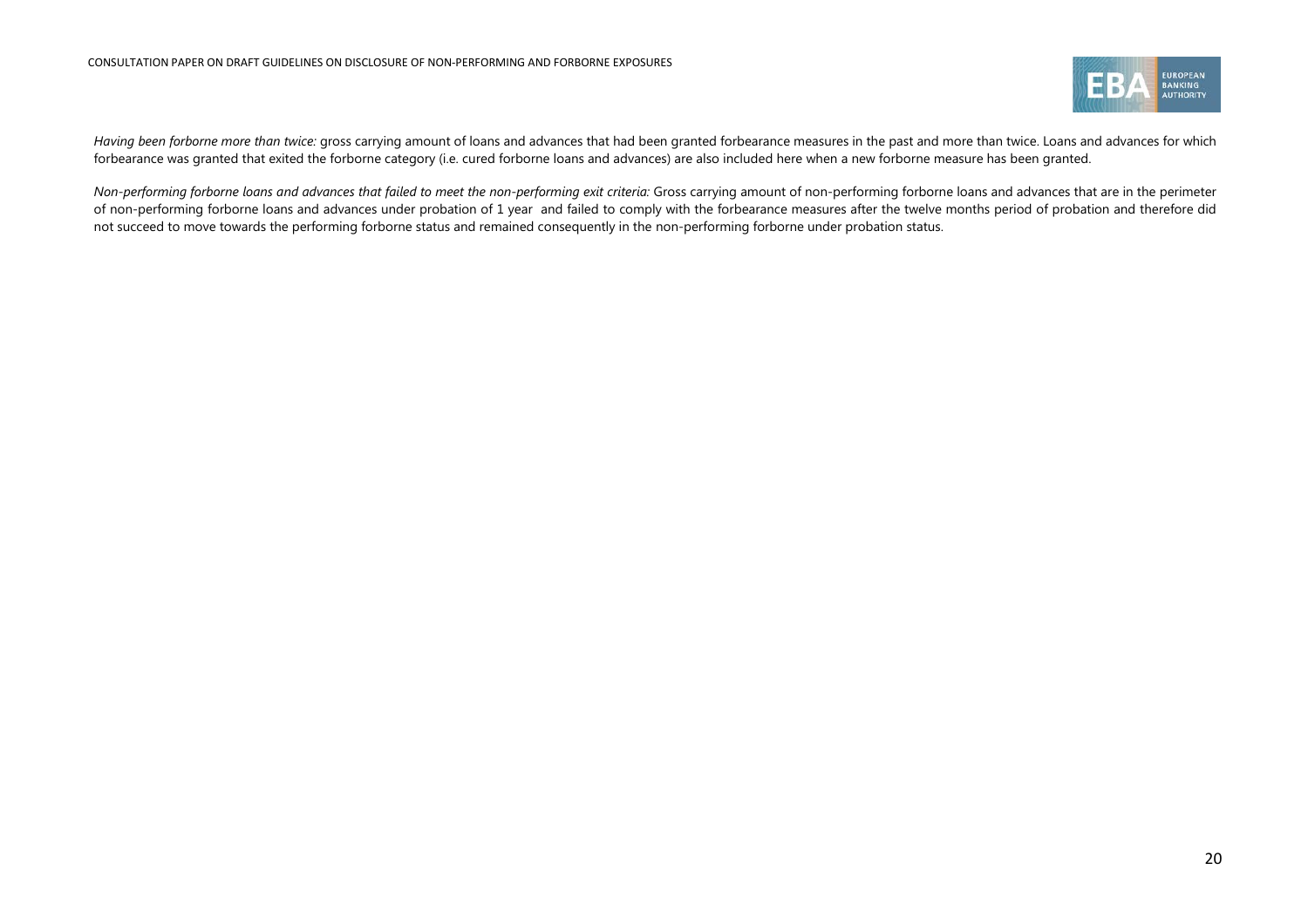*Having been forborne more than twice:* gross carrying amount of loans and advances that had been granted forbearance measures in the past and more than twice. Loans and advances for which forbearance was granted that exited the forborne category (i.e. cured forborne loans and advances) are also included here when a new forborne measure has been granted.

*Non-performing forborne loans and advances that failed to meet the non-performing exit criteria:* Gross carrying amount of non-performing forborne loans and advances that are in the perimeter of non-performing forborne loans and advances under probation of 1 year and failed to comply with the forbearance measures after the twelve months period of probation and therefore did not succeed to move towards the performing forborne status and remained consequently in the non-performing forborne under probation status.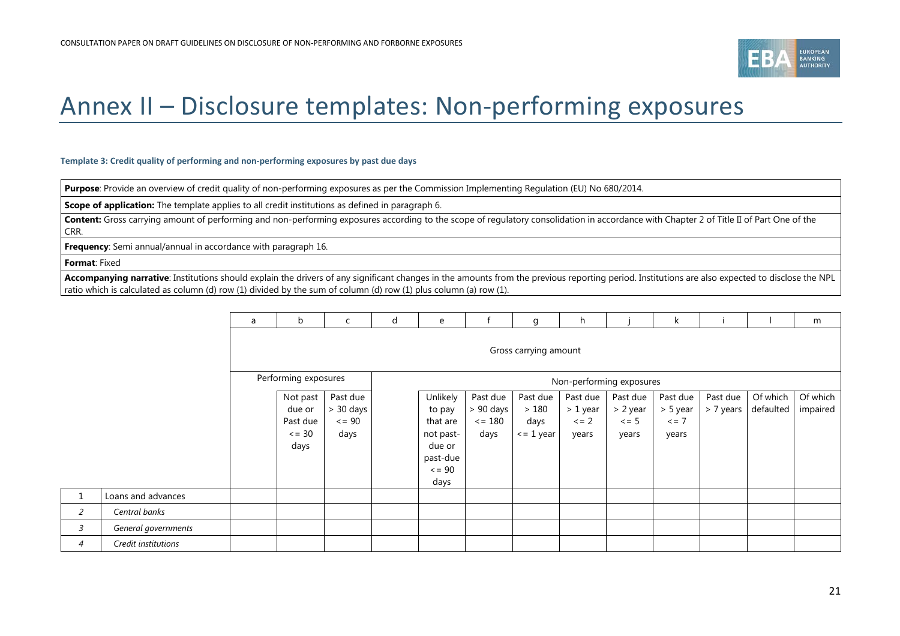# Annex II – Disclosure templates: Non-performing exposures

**Template 3: Credit quality of performing and non-performing exposures by past due days**

| |
|---|
| **Purpose**: Provide an overview of credit quality of non-performing exposures as per the Commission Implementing Regulation (EU) No 680/2014. |
| **Scope of application:** The template applies to all credit institutions as defined in paragraph 6. |
| **Content:** Gross carrying amount of performing and non-performing exposures according to the scope of regulatory consolidation in accordance with Chapter 2 of Title II of Part One of the CRR. |
| **Frequency**: Semi annual/annual in accordance with paragraph 16. |
| **Format**: Fixed |
| **Accompanying narrative**: Institutions should explain the drivers of any significant changes in the amounts from the previous reporting period. Institutions are also expected to disclose the NPL ratio which is calculated as column (d) row (1) divided by the sum of column (d) row (1) plus column (a) row (1). |

| | | a | b | c | d | e | f | g | h | j | k | i | l | m |
|---|---|---|---|---|---|---|---|---|---|---|---|---|---|---|
| | | Gross carrying amount | | | | | | | | | | | | |
| | | Performing exposures | | | Non-performing exposures | | | | | | | | | |
| | | | Not past due or Past due <= 30 days | Past due > 30 days <= 90 days | | Unlikely to pay that are not past-due or past-due <= 90 days | Past due > 90 days <= 180 days | Past due > 180 days <= 1 year | Past due > 1 year <= 2 years | Past due > 2 year <= 5 years | Past due > 5 year <= 7 years | Past due > 7 years | Of which defaulted | Of which impaired |
| 1 | Loans and advances | | | | | | | | | | | | | |
| *2* | *Central banks* | | | | | | | | | | | | | |
| *3* | *General governments* | | | | | | | | | | | | | |
| *4* | *Credit institutions* | | | | | | | | | | | | | |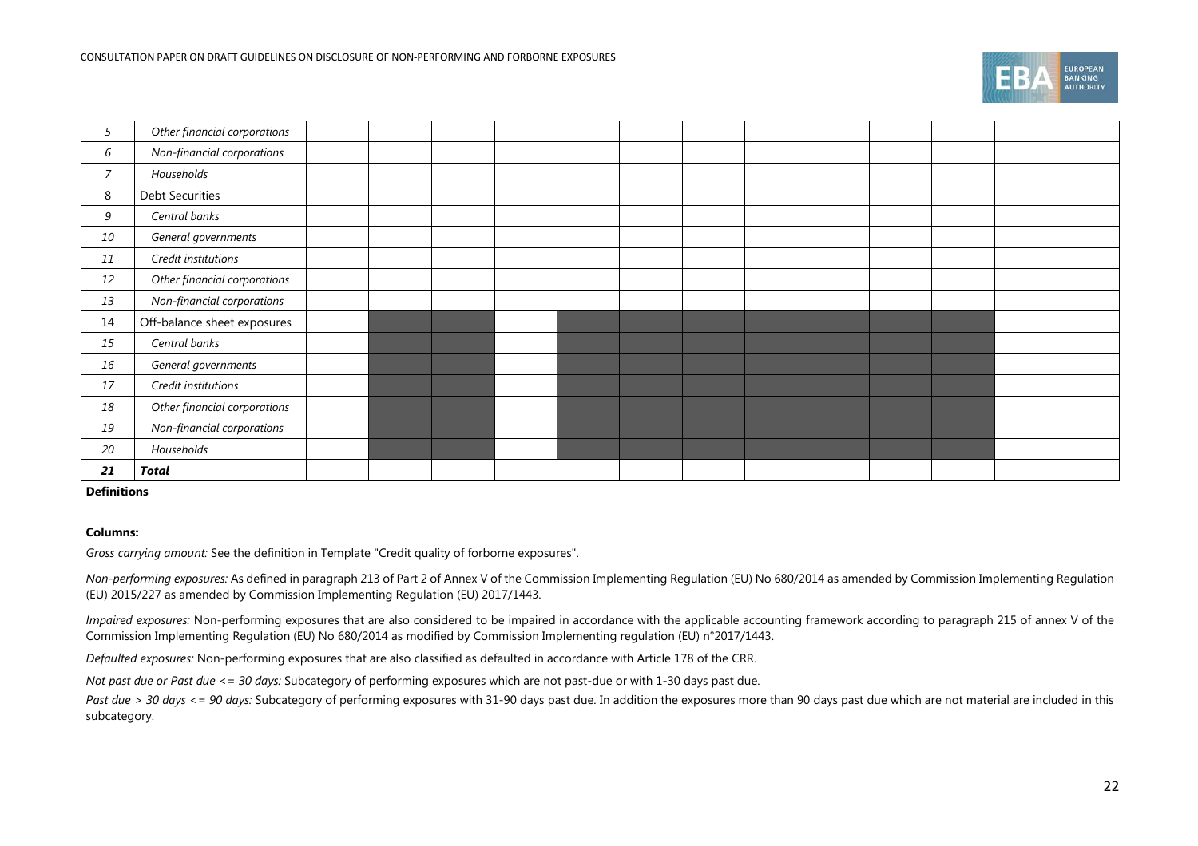| | | | | | | | | | | | | | |
|---|---|---|---|---|---|---|---|---|---|---|---|---|---|
| *5* | *Other financial corporations* | | | | | | | | | | | | |
| *6* | *Non-financial corporations* | | | | | | | | | | | | |
| *7* | *Households* | | | | | | | | | | | | |
| 8 | Debt Securities | | | | | | | | | | | | |
| *9* | *Central banks* | | | | | | | | | | | | |
| *10* | *General governments* | | | | | | | | | | | | |
| *11* | *Credit institutions* | | | | | | | | | | | | |
| *12* | *Other financial corporations* | | | | | | | | | | | | |
| *13* | *Non-financial corporations* | | | | | | | | | | | | |
| 14 | Off-balance sheet exposures | | | | | | | | | | | | |
| *15* | *Central banks* | | | | | | | | | | | | |
| *16* | *General governments* | | | | | | | | | | | | |
| *17* | *Credit institutions* | | | | | | | | | | | | |
| *18* | *Other financial corporations* | | | | | | | | | | | | |
| *19* | *Non-financial corporations* | | | | | | | | | | | | |
| *20* | *Households* | | | | | | | | | | | | |
| ***21*** | ***Total*** | | | | | | | | | | | | |

**Definitions**

**Columns:**

*Gross carrying amount:* See the definition in Template "Credit quality of forborne exposures".

*Non-performing exposures:* As defined in paragraph 213 of Part 2 of Annex V of the Commission Implementing Regulation (EU) No 680/2014 as amended by Commission Implementing Regulation (EU) 2015/227 as amended by Commission Implementing Regulation (EU) 2017/1443.

*Impaired exposures:* Non-performing exposures that are also considered to be impaired in accordance with the applicable accounting framework according to paragraph 215 of annex V of the Commission Implementing Regulation (EU) No 680/2014 as modified by Commission Implementing regulation (EU) n°2017/1443.

*Defaulted exposures:* Non-performing exposures that are also classified as defaulted in accordance with Article 178 of the CRR.

*Not past due or Past due <= 30 days:* Subcategory of performing exposures which are not past-due or with 1-30 days past due.

*Past due > 30 days <= 90 days:* Subcategory of performing exposures with 31-90 days past due. In addition the exposures more than 90 days past due which are not material are included in this subcategory.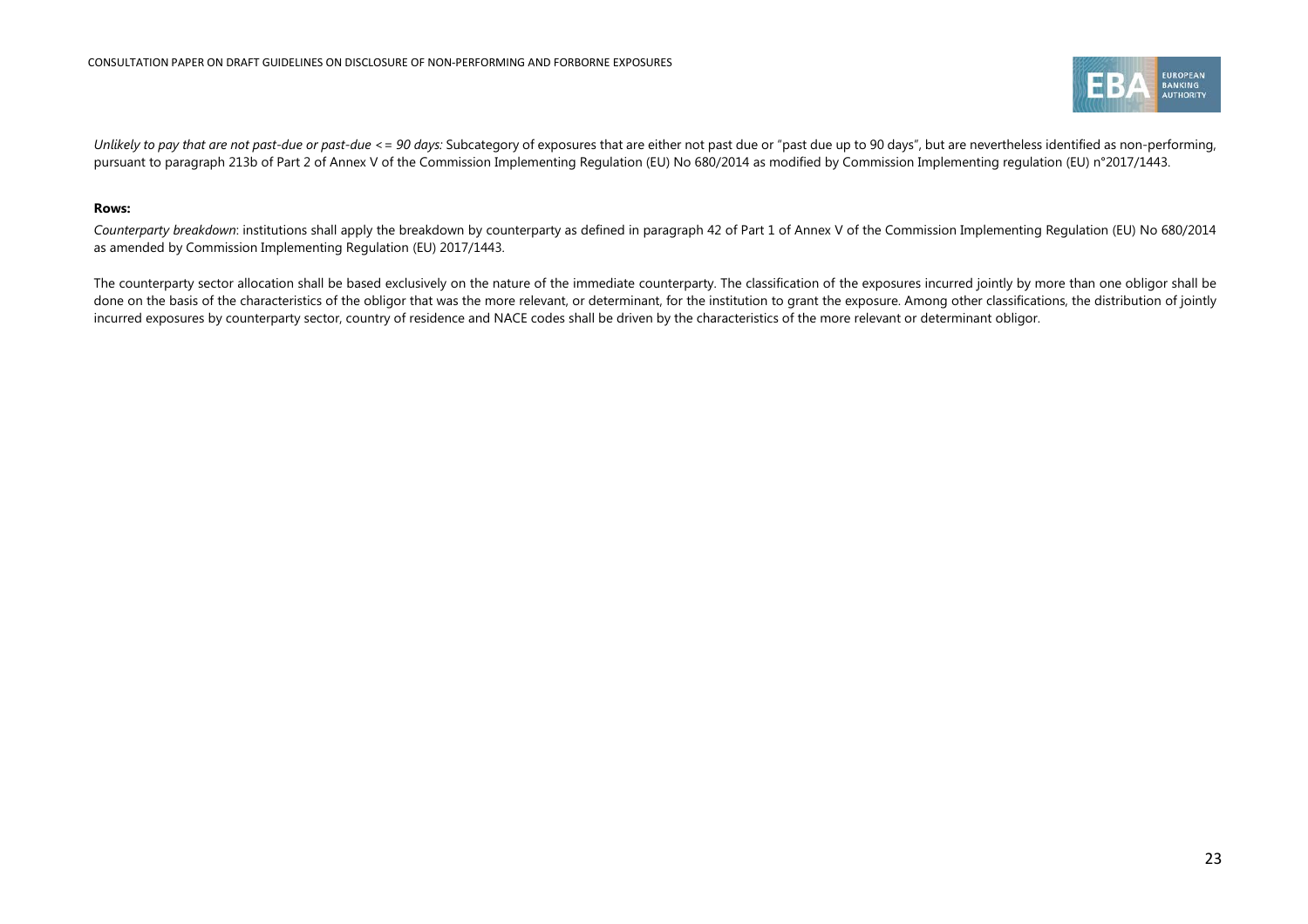*Unlikely to pay that are not past-due or past-due <= 90 days:* Subcategory of exposures that are either not past due or "past due up to 90 days", but are nevertheless identified as non-performing, pursuant to paragraph 213b of Part 2 of Annex V of the Commission Implementing Regulation (EU) No 680/2014 as modified by Commission Implementing regulation (EU) n°2017/1443.

**Rows:**

*Counterparty breakdown*: institutions shall apply the breakdown by counterparty as defined in paragraph 42 of Part 1 of Annex V of the Commission Implementing Regulation (EU) No 680/2014 as amended by Commission Implementing Regulation (EU) 2017/1443.

The counterparty sector allocation shall be based exclusively on the nature of the immediate counterparty. The classification of the exposures incurred jointly by more than one obligor shall be done on the basis of the characteristics of the obligor that was the more relevant, or determinant, for the institution to grant the exposure. Among other classifications, the distribution of jointly incurred exposures by counterparty sector, country of residence and NACE codes shall be driven by the characteristics of the more relevant or determinant obligor.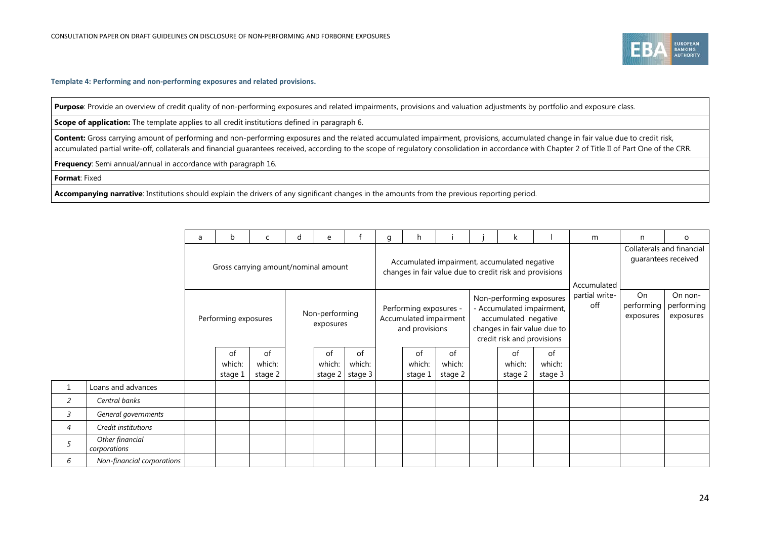### Template 4: Performing and non-performing exposures and related provisions.

| |
|---|
| **Purpose**: Provide an overview of credit quality of non-performing exposures and related impairments, provisions and valuation adjustments by portfolio and exposure class. |
| **Scope of application:** The template applies to all credit institutions defined in paragraph 6. |
| **Content:** Gross carrying amount of performing and non-performing exposures and the related accumulated impairment, provisions, accumulated change in fair value due to credit risk, accumulated partial write-off, collaterals and financial guarantees received, according to the scope of regulatory consolidation in accordance with Chapter 2 of Title II of Part One of the CRR. |
| **Frequency**: Semi annual/annual in accordance with paragraph 16. |
| **Format**: Fixed |
| **Accompanying narrative**: Institutions should explain the drivers of any significant changes in the amounts from the previous reporting period. |

| | | a | b | c | d | e | f | g | h | i | j | k | l | m | n | o |
|---|---|---|---|---|---|---|---|---|---|---|---|---|---|---|---|---|
| | | Gross carrying amount/nominal amount | | | | | | Accumulated impairment, accumulated negative changes in fair value due to credit risk and provisions | | | | | | Accumulated partial write-off | Collaterals and financial guarantees received | |
| | | Performing exposures | | | Non-performing exposures | | | Performing exposures - Accumulated impairment and provisions | | | Non-performing exposures - Accumulated impairment, accumulated negative changes in fair value due to credit risk and provisions | | | | On performing exposures | On non-performing exposures |
| | | | of which: stage 1 | of which: stage 2 | | of which: stage 2 | of which: stage 3 | | of which: stage 1 | of which: stage 2 | | of which: stage 2 | of which: stage 3 | | | |
| 1 | Loans and advances | | | | | | | | | | | | | | | |
| *2* | *Central banks* | | | | | | | | | | | | | | | |
| *3* | *General governments* | | | | | | | | | | | | | | | |
| *4* | *Credit institutions* | | | | | | | | | | | | | | | |
| *5* | *Other financial corporations* | | | | | | | | | | | | | | | |
| *6* | *Non-financial corporations* | | | | | | | | | | | | | | | |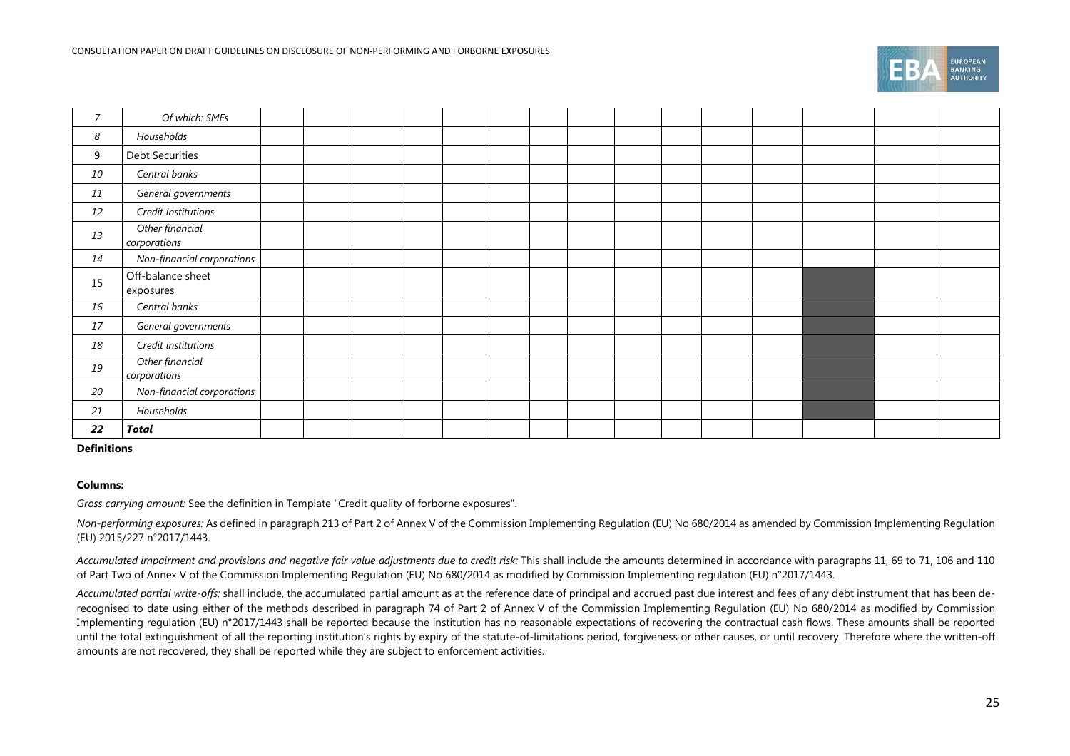| | | | | | | | | | | | | | | | | |
|---|---|---|---|---|---|---|---|---|---|---|---|---|---|---|---|---|
| *7* | *Of which: SMEs* | | | | | | | | | | | | | | | |
| *8* | *Households* | | | | | | | | | | | | | | | |
| 9 | Debt Securities | | | | | | | | | | | | | | | |
| *10* | *Central banks* | | | | | | | | | | | | | | | |
| *11* | *General governments* | | | | | | | | | | | | | | | |
| *12* | *Credit institutions* | | | | | | | | | | | | | | | |
| *13* | *Other financial corporations* | | | | | | | | | | | | | | | |
| *14* | *Non-financial corporations* | | | | | | | | | | | | | | | |
| 15 | Off-balance sheet exposures | | | | | | | | | | | | | | | |
| *16* | *Central banks* | | | | | | | | | | | | | | | |
| *17* | *General governments* | | | | | | | | | | | | | | | |
| *18* | *Credit institutions* | | | | | | | | | | | | | | | |
| *19* | *Other financial corporations* | | | | | | | | | | | | | | | |
| *20* | *Non-financial corporations* | | | | | | | | | | | | | | | |
| *21* | *Households* | | | | | | | | | | | | | | | |
| ***22*** | ***Total*** | | | | | | | | | | | | | | | |

**Definitions**

**Columns:**

*Gross carrying amount:* See the definition in Template "Credit quality of forborne exposures".

*Non-performing exposures:* As defined in paragraph 213 of Part 2 of Annex V of the Commission Implementing Regulation (EU) No 680/2014 as amended by Commission Implementing Regulation (EU) 2015/227 n°2017/1443.

*Accumulated impairment and provisions and negative fair value adjustments due to credit risk:* This shall include the amounts determined in accordance with paragraphs 11, 69 to 71, 106 and 110 of Part Two of Annex V of the Commission Implementing Regulation (EU) No 680/2014 as modified by Commission Implementing regulation (EU) n°2017/1443.

*Accumulated partial write-offs:* shall include, the accumulated partial amount as at the reference date of principal and accrued past due interest and fees of any debt instrument that has been de-recognised to date using either of the methods described in paragraph 74 of Part 2 of Annex V of the Commission Implementing Regulation (EU) No 680/2014 as modified by Commission Implementing regulation (EU) n°2017/1443 shall be reported because the institution has no reasonable expectations of recovering the contractual cash flows. These amounts shall be reported until the total extinguishment of all the reporting institution's rights by expiry of the statute-of-limitations period, forgiveness or other causes, or until recovery. Therefore where the written-off amounts are not recovered, they shall be reported while they are subject to enforcement activities.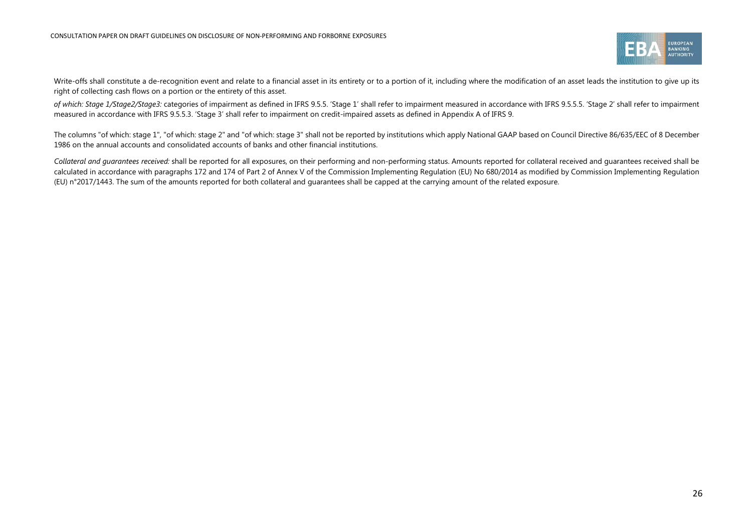Write-offs shall constitute a de-recognition event and relate to a financial asset in its entirety or to a portion of it, including where the modification of an asset leads the institution to give up its right of collecting cash flows on a portion or the entirety of this asset.

*of which: Stage 1/Stage2/Stage3:* categories of impairment as defined in IFRS 9.5.5. 'Stage 1' shall refer to impairment measured in accordance with IFRS 9.5.5.5. 'Stage 2' shall refer to impairment measured in accordance with IFRS 9.5.5.3. 'Stage 3' shall refer to impairment on credit-impaired assets as defined in Appendix A of IFRS 9.

The columns "of which: stage 1", "of which: stage 2" and "of which: stage 3" shall not be reported by institutions which apply National GAAP based on Council Directive 86/635/EEC of 8 December 1986 on the annual accounts and consolidated accounts of banks and other financial institutions.

*Collateral and guarantees received:* shall be reported for all exposures, on their performing and non-performing status. Amounts reported for collateral received and guarantees received shall be calculated in accordance with paragraphs 172 and 174 of Part 2 of Annex V of the Commission Implementing Regulation (EU) No 680/2014 as modified by Commission Implementing Regulation (EU) n°2017/1443. The sum of the amounts reported for both collateral and guarantees shall be capped at the carrying amount of the related exposure.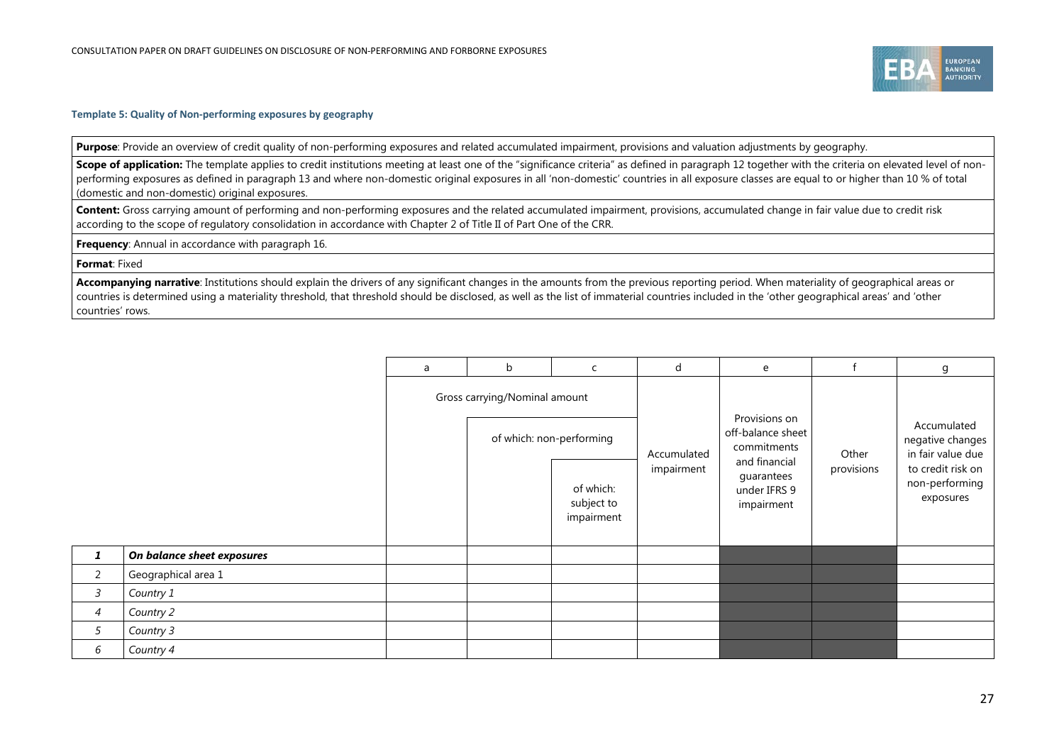**Template 5: Quality of Non-performing exposures by geography**

| |
|---|
| **Purpose**: Provide an overview of credit quality of non-performing exposures and related accumulated impairment, provisions and valuation adjustments by geography. |
| **Scope of application:** The template applies to credit institutions meeting at least one of the "significance criteria" as defined in paragraph 12 together with the criteria on elevated level of non-performing exposures as defined in paragraph 13 and where non-domestic original exposures in all 'non-domestic' countries in all exposure classes are equal to or higher than 10 % of total (domestic and non-domestic) original exposures. |
| **Content:** Gross carrying amount of performing and non-performing exposures and the related accumulated impairment, provisions, accumulated change in fair value due to credit risk according to the scope of regulatory consolidation in accordance with Chapter 2 of Title II of Part One of the CRR. |
| **Frequency**: Annual in accordance with paragraph 16. |
| **Format**: Fixed |
| **Accompanying narrative**: Institutions should explain the drivers of any significant changes in the amounts from the previous reporting period. When materiality of geographical areas or countries is determined using a materiality threshold, that threshold should be disclosed, as well as the list of immaterial countries included in the 'other geographical areas' and 'other countries' rows. |

| | | a | b | c | d | e | f | g |
|---|---|---|---|---|---|---|---|---|
| | | Gross carrying/Nominal amount | | | Accumulated impairment | Provisions on off-balance sheet commitments and financial guarantees under IFRS 9 impairment | Other provisions | Accumulated negative changes in fair value due to credit risk on non-performing exposures |
| | | | of which: non-performing | | | | | |
| | | | | of which: subject to impairment | | | | |
| *1* | ***On balance sheet exposures*** | | | | | | | |
| 2 | Geographical area 1 | | | | | | | |
| *3* | *Country 1* | | | | | | | |
| *4* | *Country 2* | | | | | | | |
| *5* | *Country 3* | | | | | | | |
| *6* | *Country 4* | | | | | | | |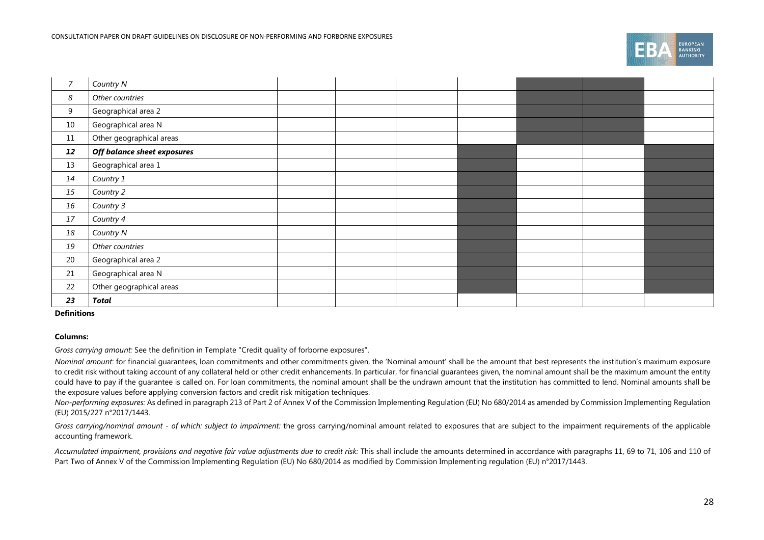| | | | | | | | | |
|---|---|---|---|---|---|---|---|---|
| *7* | *Country N* | | | | | | | |
| *8* | *Other countries* | | | | | | | |
| 9 | Geographical area 2 | | | | | | | |
| 10 | Geographical area N | | | | | | | |
| 11 | Other geographical areas | | | | | | | |
| ***12*** | ***Off balance sheet exposures*** | | | | | | | |
| 13 | Geographical area 1 | | | | | | | |
| *14* | *Country 1* | | | | | | | |
| *15* | *Country 2* | | | | | | | |
| *16* | *Country 3* | | | | | | | |
| *17* | *Country 4* | | | | | | | |
| *18* | *Country N* | | | | | | | |
| *19* | *Other countries* | | | | | | | |
| 20 | Geographical area 2 | | | | | | | |
| 21 | Geographical area N | | | | | | | |
| 22 | Other geographical areas | | | | | | | |
| ***23*** | ***Total*** | | | | | | | |

**Definitions**

**Columns:**

*Gross carrying amount:* See the definition in Template "Credit quality of forborne exposures".

*Nominal amount*: for financial guarantees, loan commitments and other commitments given, the 'Nominal amount' shall be the amount that best represents the institution's maximum exposure to credit risk without taking account of any collateral held or other credit enhancements. In particular, for financial guarantees given, the nominal amount shall be the maximum amount the entity could have to pay if the guarantee is called on. For loan commitments, the nominal amount shall be the undrawn amount that the institution has committed to lend. Nominal amounts shall be the exposure values before applying conversion factors and credit risk mitigation techniques.

*Non-performing exposures:* As defined in paragraph 213 of Part 2 of Annex V of the Commission Implementing Regulation (EU) No 680/2014 as amended by Commission Implementing Regulation (EU) 2015/227 n°2017/1443.

*Gross carrying/nominal amount - of which: subject to impairment:* the gross carrying/nominal amount related to exposures that are subject to the impairment requirements of the applicable accounting framework.

*Accumulated impairment, provisions and negative fair value adjustments due to credit risk:* This shall include the amounts determined in accordance with paragraphs 11, 69 to 71, 106 and 110 of Part Two of Annex V of the Commission Implementing Regulation (EU) No 680/2014 as modified by Commission Implementing regulation (EU) n°2017/1443.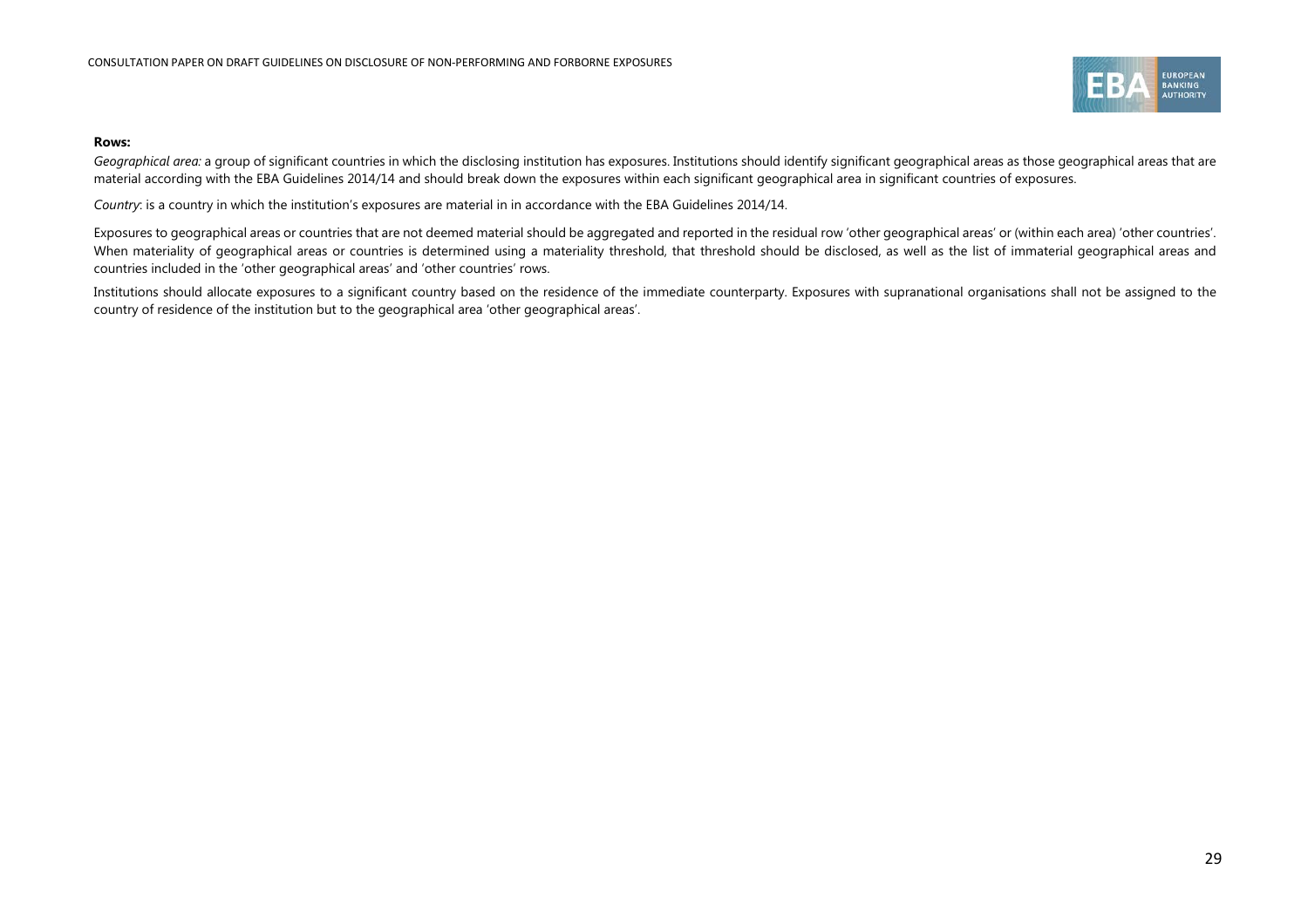**Rows:**

*Geographical area:* a group of significant countries in which the disclosing institution has exposures. Institutions should identify significant geographical areas as those geographical areas that are material according with the EBA Guidelines 2014/14 and should break down the exposures within each significant geographical area in significant countries of exposures.

*Country*: is a country in which the institution's exposures are material in in accordance with the EBA Guidelines 2014/14.

Exposures to geographical areas or countries that are not deemed material should be aggregated and reported in the residual row 'other geographical areas' or (within each area) 'other countries'. When materiality of geographical areas or countries is determined using a materiality threshold, that threshold should be disclosed, as well as the list of immaterial geographical areas and countries included in the 'other geographical areas' and 'other countries' rows.

Institutions should allocate exposures to a significant country based on the residence of the immediate counterparty. Exposures with supranational organisations shall not be assigned to the country of residence of the institution but to the geographical area 'other geographical areas'.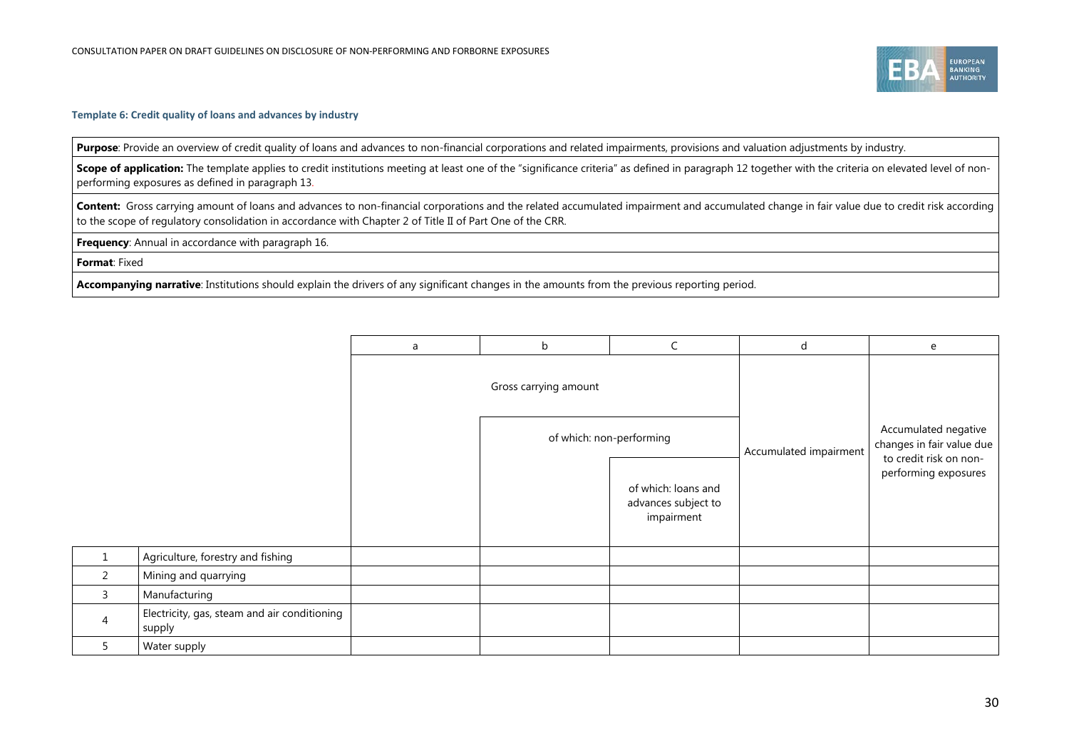**Template 6: Credit quality of loans and advances by industry**

| |
|---|
| **Purpose**: Provide an overview of credit quality of loans and advances to non-financial corporations and related impairments, provisions and valuation adjustments by industry. |
| **Scope of application:** The template applies to credit institutions meeting at least one of the "significance criteria" as defined in paragraph 12 together with the criteria on elevated level of non-performing exposures as defined in paragraph 13. |
| **Content:** Gross carrying amount of loans and advances to non-financial corporations and the related accumulated impairment and accumulated change in fair value due to credit risk according to the scope of regulatory consolidation in accordance with Chapter 2 of Title II of Part One of the CRR. |
| **Frequency**: Annual in accordance with paragraph 16. |
| **Format**: Fixed |
| **Accompanying narrative**: Institutions should explain the drivers of any significant changes in the amounts from the previous reporting period. |

| | | a | b | C | d | e |
|---|---|---|---|---|---|---|
| | | Gross carrying amount | | | Accumulated impairment | Accumulated negative changes in fair value due to credit risk on non-performing exposures |
| | | | of which: non-performing | | | |
| | | | | of which: loans and advances subject to impairment | | |
| 1 | Agriculture, forestry and fishing | | | | | |
| 2 | Mining and quarrying | | | | | |
| 3 | Manufacturing | | | | | |
| 4 | Electricity, gas, steam and air conditioning supply | | | | | |
| 5 | Water supply | | | | | |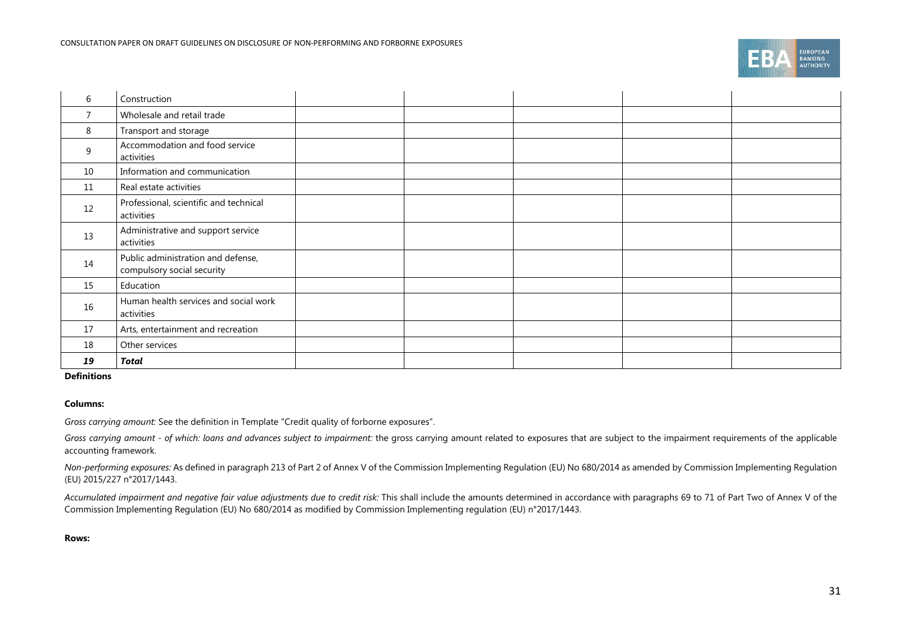| | | | | | | |
|---|---|---|---|---|---|---|
| 6 | Construction | | | | | |
| 7 | Wholesale and retail trade | | | | | |
| 8 | Transport and storage | | | | | |
| 9 | Accommodation and food service activities | | | | | |
| 10 | Information and communication | | | | | |
| 11 | Real estate activities | | | | | |
| 12 | Professional, scientific and technical activities | | | | | |
| 13 | Administrative and support service activities | | | | | |
| 14 | Public administration and defense, compulsory social security | | | | | |
| 15 | Education | | | | | |
| 16 | Human health services and social work activities | | | | | |
| 17 | Arts, entertainment and recreation | | | | | |
| 18 | Other services | | | | | |
| ***19*** | ***Total*** | | | | | |

**Definitions**

**Columns:**

*Gross carrying amount:* See the definition in Template "Credit quality of forborne exposures".

*Gross carrying amount - of which: loans and advances subject to impairment:* the gross carrying amount related to exposures that are subject to the impairment requirements of the applicable accounting framework.

*Non-performing exposures:* As defined in paragraph 213 of Part 2 of Annex V of the Commission Implementing Regulation (EU) No 680/2014 as amended by Commission Implementing Regulation (EU) 2015/227 n°2017/1443.

*Accumulated impairment and negative fair value adjustments due to credit risk:* This shall include the amounts determined in accordance with paragraphs 69 to 71 of Part Two of Annex V of the Commission Implementing Regulation (EU) No 680/2014 as modified by Commission Implementing regulation (EU) n°2017/1443.

**Rows:**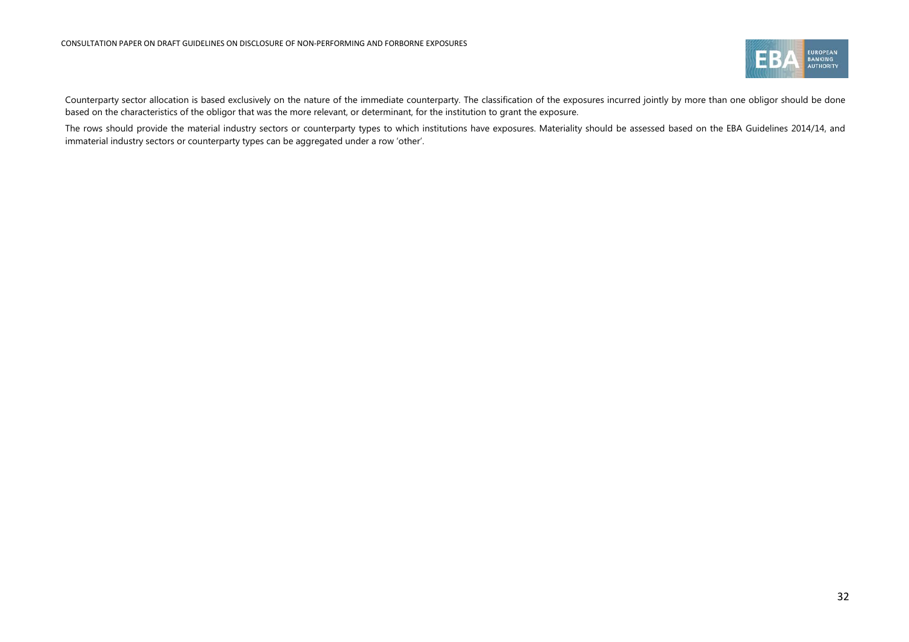Counterparty sector allocation is based exclusively on the nature of the immediate counterparty. The classification of the exposures incurred jointly by more than one obligor should be done based on the characteristics of the obligor that was the more relevant, or determinant, for the institution to grant the exposure.

The rows should provide the material industry sectors or counterparty types to which institutions have exposures. Materiality should be assessed based on the EBA Guidelines 2014/14, and immaterial industry sectors or counterparty types can be aggregated under a row 'other'.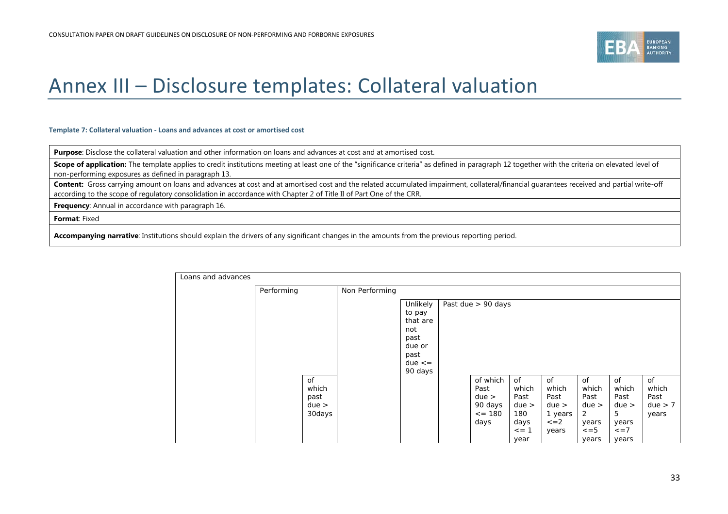# Annex III – Disclosure templates: Collateral valuation

**Template 7: Collateral valuation - Loans and advances at cost or amortised cost**

| |
|---|
| **Purpose**: Disclose the collateral valuation and other information on loans and advances at cost and at amortised cost. |
| **Scope of application:** The template applies to credit institutions meeting at least one of the "significance criteria" as defined in paragraph 12 together with the criteria on elevated level of non-performing exposures as defined in paragraph 13. |
| **Content:** Gross carrying amount on loans and advances at cost and at amortised cost and the related accumulated impairment, collateral/financial guarantees received and partial write-off according to the scope of regulatory consolidation in accordance with Chapter 2 of Title II of Part One of the CRR. |
| **Frequency**: Annual in accordance with paragraph 16. |
| **Format**: Fixed |
| **Accompanying narrative**: Institutions should explain the drivers of any significant changes in the amounts from the previous reporting period. |

| Loans and advances | | | | | | | | | | | |
|---|---|---|---|---|---|---|---|---|---|---|---|
| | Performing | | Non Performing | | | | | | | | |
| | | | | Unlikely to pay that are not past due or past due <= 90 days | Past due > 90 days | | | | | | |
| | | of which past due > 30days | | | | of which Past due > 90 days <= 180 days | of which Past due > 180 days <= 1 year | of which Past due > 1 years <=2 years | of which Past due > 2 years <=5 years | of which Past due > 5 years <=7 years | of which Past due > 7 years |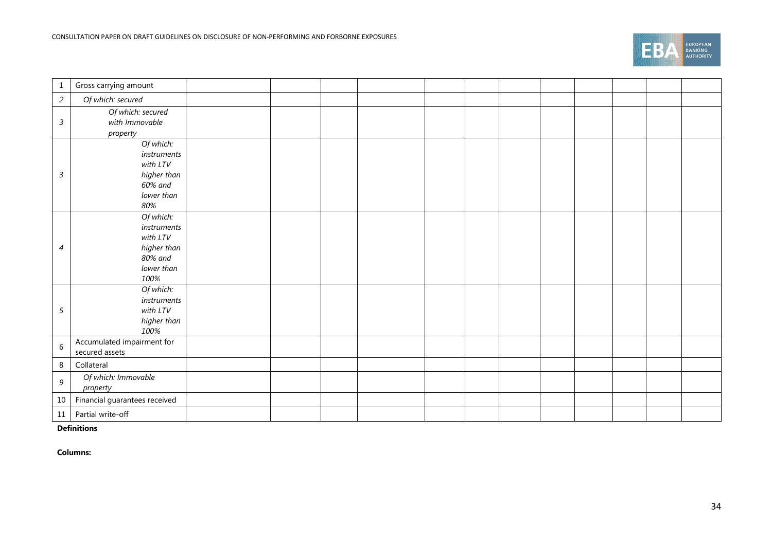| | | | | | | | | | | | | | |
|---|---|---|---|---|---|---|---|---|---|---|---|---|---|
| 1 | Gross carrying amount | | | | | | | | | | | | |
| *2* | *Of which: secured* | | | | | | | | | | | | |
| *3* | *Of which: secured with Immovable property* | | | | | | | | | | | | |
| *3* | *Of which: instruments with LTV higher than 60% and lower than 80%* | | | | | | | | | | | | |
| *4* | *Of which: instruments with LTV higher than 80% and lower than 100%* | | | | | | | | | | | | |
| *5* | *Of which: instruments with LTV higher than 100%* | | | | | | | | | | | | |
| 6 | Accumulated impairment for secured assets | | | | | | | | | | | | |
| 8 | Collateral | | | | | | | | | | | | |
| *9* | *Of which: Immovable property* | | | | | | | | | | | | |
| 10 | Financial guarantees received | | | | | | | | | | | | |
| 11 | Partial write-off | | | | | | | | | | | | |

**Definitions**

**Columns:**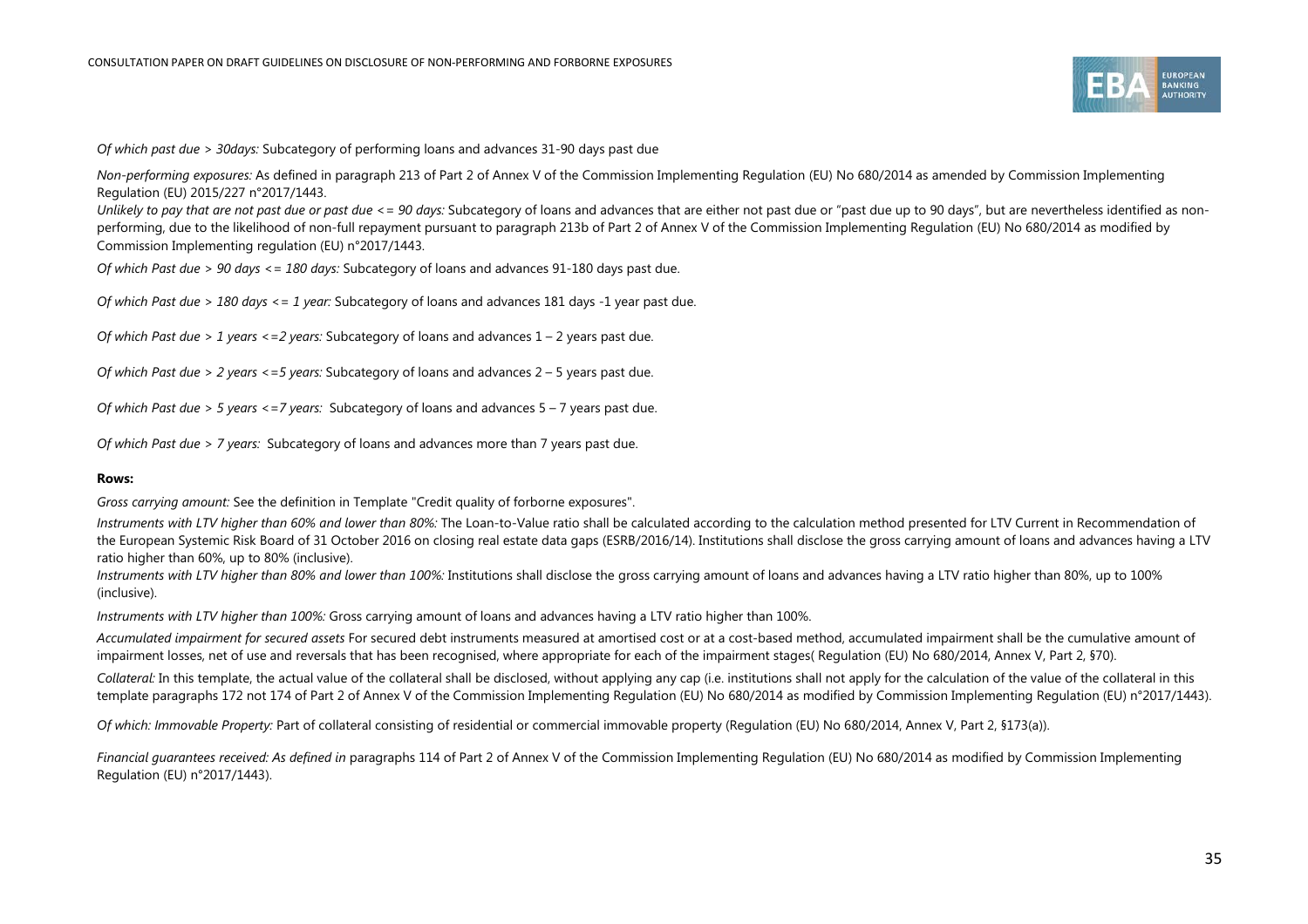*Of which past due > 30days:* Subcategory of performing loans and advances 31-90 days past due

*Non-performing exposures:* As defined in paragraph 213 of Part 2 of Annex V of the Commission Implementing Regulation (EU) No 680/2014 as amended by Commission Implementing Regulation (EU) 2015/227 n°2017/1443.

*Unlikely to pay that are not past due or past due <= 90 days:* Subcategory of loans and advances that are either not past due or "past due up to 90 days", but are nevertheless identified as non-performing, due to the likelihood of non-full repayment pursuant to paragraph 213b of Part 2 of Annex V of the Commission Implementing Regulation (EU) No 680/2014 as modified by Commission Implementing regulation (EU) n°2017/1443.

*Of which Past due > 90 days <= 180 days:* Subcategory of loans and advances 91-180 days past due.

*Of which Past due > 180 days <= 1 year:* Subcategory of loans and advances 181 days -1 year past due.

*Of which Past due > 1 years <=2 years:* Subcategory of loans and advances 1 – 2 years past due.

*Of which Past due > 2 years <=5 years:* Subcategory of loans and advances 2 – 5 years past due.

*Of which Past due > 5 years <=7 years:* Subcategory of loans and advances 5 – 7 years past due.

*Of which Past due > 7 years:* Subcategory of loans and advances more than 7 years past due.

**Rows:**

*Gross carrying amount:* See the definition in Template "Credit quality of forborne exposures".

*Instruments with LTV higher than 60% and lower than 80%:* The Loan-to-Value ratio shall be calculated according to the calculation method presented for LTV Current in Recommendation of the European Systemic Risk Board of 31 October 2016 on closing real estate data gaps (ESRB/2016/14). Institutions shall disclose the gross carrying amount of loans and advances having a LTV ratio higher than 60%, up to 80% (inclusive).

*Instruments with LTV higher than 80% and lower than 100%:* Institutions shall disclose the gross carrying amount of loans and advances having a LTV ratio higher than 80%, up to 100% (inclusive).

*Instruments with LTV higher than 100%:* Gross carrying amount of loans and advances having a LTV ratio higher than 100%.

*Accumulated impairment for secured assets* For secured debt instruments measured at amortised cost or at a cost-based method, accumulated impairment shall be the cumulative amount of impairment losses, net of use and reversals that has been recognised, where appropriate for each of the impairment stages( Regulation (EU) No 680/2014, Annex V, Part 2, §70).

*Collateral:* In this template, the actual value of the collateral shall be disclosed, without applying any cap (i.e. institutions shall not apply for the calculation of the value of the collateral in this template paragraphs 172 not 174 of Part 2 of Annex V of the Commission Implementing Regulation (EU) No 680/2014 as modified by Commission Implementing Regulation (EU) n°2017/1443).

*Of which: Immovable Property:* Part of collateral consisting of residential or commercial immovable property (Regulation (EU) No 680/2014, Annex V, Part 2, §173(a)).

*Financial guarantees received: As defined in* paragraphs 114 of Part 2 of Annex V of the Commission Implementing Regulation (EU) No 680/2014 as modified by Commission Implementing Regulation (EU) n°2017/1443).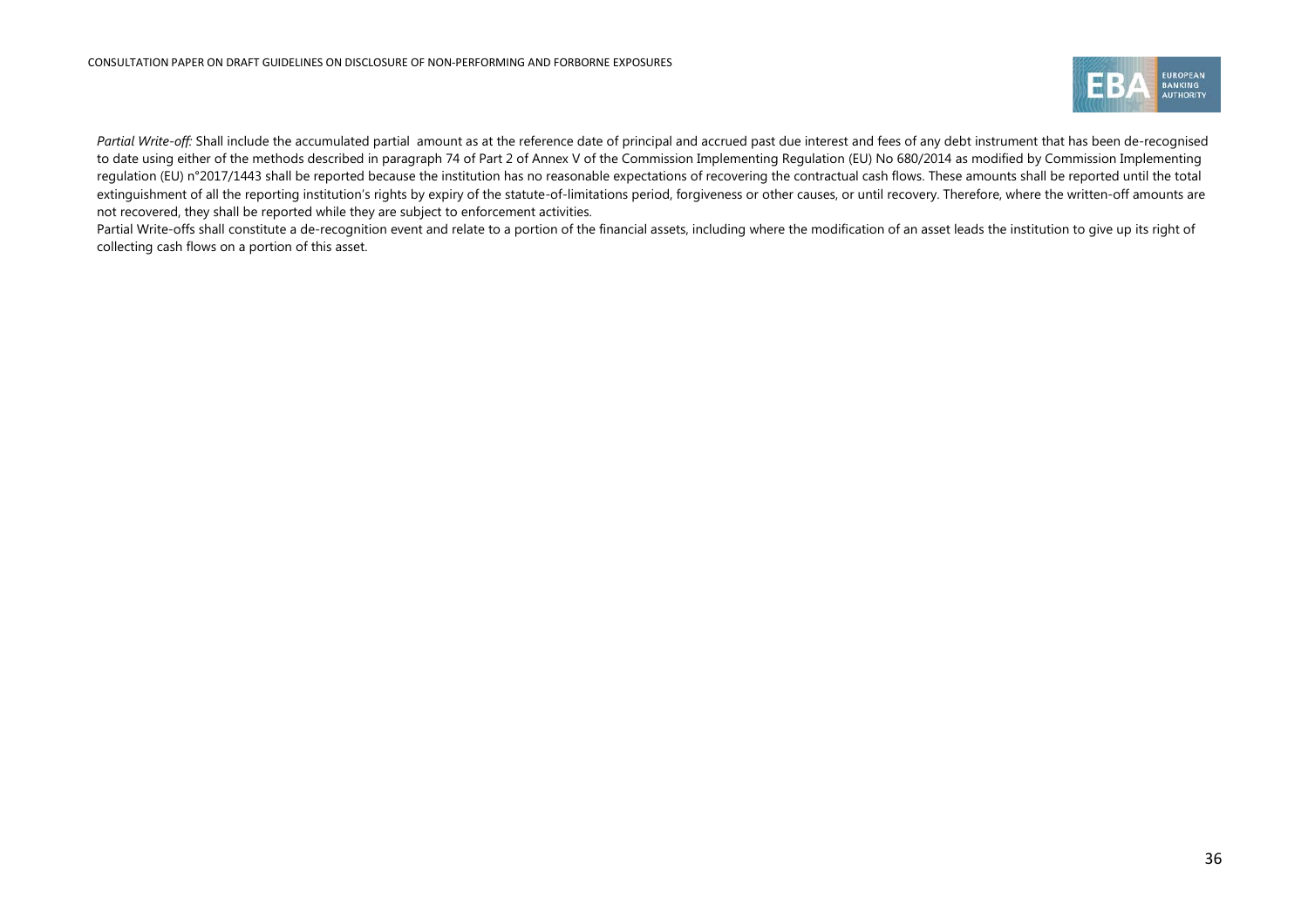*Partial Write-off:* Shall include the accumulated partial amount as at the reference date of principal and accrued past due interest and fees of any debt instrument that has been de-recognised to date using either of the methods described in paragraph 74 of Part 2 of Annex V of the Commission Implementing Regulation (EU) No 680/2014 as modified by Commission Implementing regulation (EU) n°2017/1443 shall be reported because the institution has no reasonable expectations of recovering the contractual cash flows. These amounts shall be reported until the total extinguishment of all the reporting institution's rights by expiry of the statute-of-limitations period, forgiveness or other causes, or until recovery. Therefore, where the written-off amounts are not recovered, they shall be reported while they are subject to enforcement activities.

Partial Write-offs shall constitute a de-recognition event and relate to a portion of the financial assets, including where the modification of an asset leads the institution to give up its right of collecting cash flows on a portion of this asset.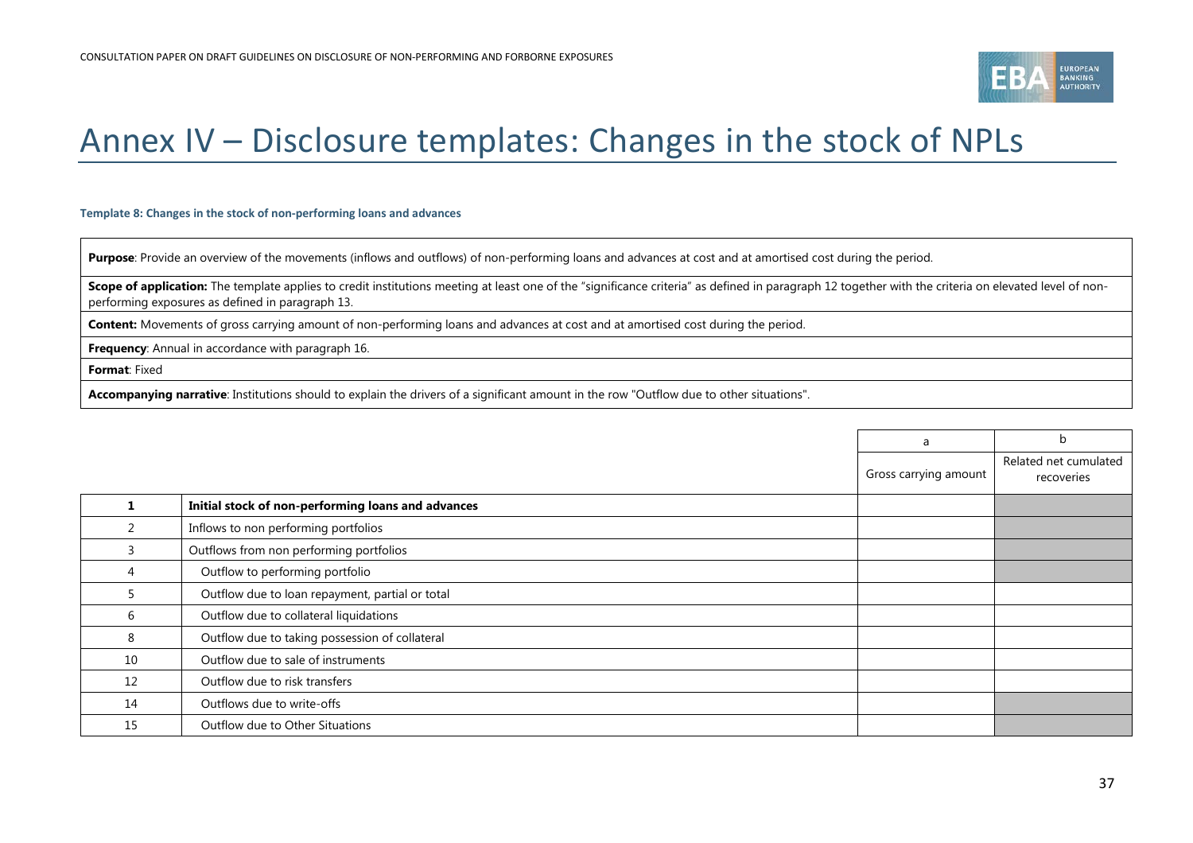# Annex IV – Disclosure templates: Changes in the stock of NPLs

**Template 8: Changes in the stock of non-performing loans and advances**

| |
|---|
| **Purpose**: Provide an overview of the movements (inflows and outflows) of non-performing loans and advances at cost and at amortised cost during the period. |
| **Scope of application:** The template applies to credit institutions meeting at least one of the "significance criteria" as defined in paragraph 12 together with the criteria on elevated level of non-performing exposures as defined in paragraph 13. |
| **Content:** Movements of gross carrying amount of non-performing loans and advances at cost and at amortised cost during the period. |
| **Frequency**: Annual in accordance with paragraph 16. |
| **Format**: Fixed |
| **Accompanying narrative**: Institutions should to explain the drivers of a significant amount in the row "Outflow due to other situations". |

| | | a | b |
|---|---|---|---|
| | | Gross carrying amount | Related net cumulated recoveries |
| **1** | **Initial stock of non-performing loans and advances** | | |
| 2 | Inflows to non performing portfolios | | |
| 3 | Outflows from non performing portfolios | | |
| 4 | Outflow to performing portfolio | | |
| 5 | Outflow due to loan repayment, partial or total | | |
| 6 | Outflow due to collateral liquidations | | |
| 8 | Outflow due to taking possession of collateral | | |
| 10 | Outflow due to sale of instruments | | |
| 12 | Outflow due to risk transfers | | |
| 14 | Outflows due to write-offs | | |
| 15 | Outflow due to Other Situations | | |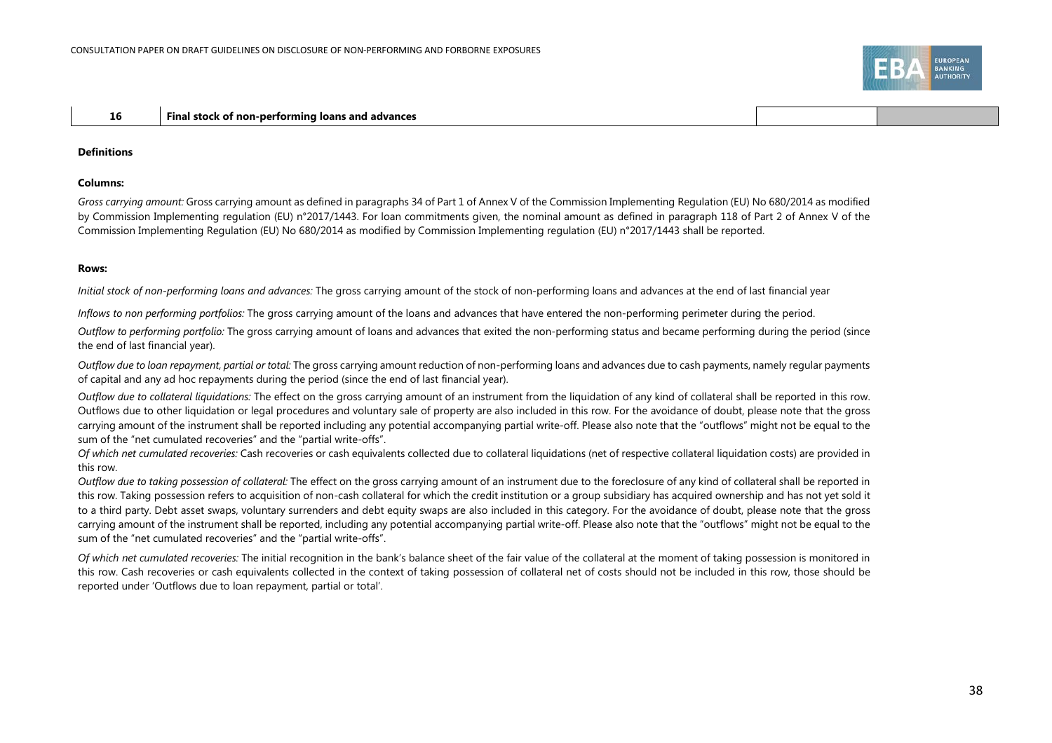| 16 | Final stock of non-performing loans and advances | | |
|---|---|---|---|

**Definitions**

**Columns:**

*Gross carrying amount:* Gross carrying amount as defined in paragraphs 34 of Part 1 of Annex V of the Commission Implementing Regulation (EU) No 680/2014 as modified by Commission Implementing regulation (EU) n°2017/1443. For loan commitments given, the nominal amount as defined in paragraph 118 of Part 2 of Annex V of the Commission Implementing Regulation (EU) No 680/2014 as modified by Commission Implementing regulation (EU) n°2017/1443 shall be reported.

**Rows:**

*Initial stock of non-performing loans and advances:* The gross carrying amount of the stock of non-performing loans and advances at the end of last financial year

*Inflows to non performing portfolios:* The gross carrying amount of the loans and advances that have entered the non-performing perimeter during the period.

*Outflow to performing portfolio:* The gross carrying amount of loans and advances that exited the non-performing status and became performing during the period (since the end of last financial year).

*Outflow due to loan repayment, partial or total:* The gross carrying amount reduction of non-performing loans and advances due to cash payments, namely regular payments of capital and any ad hoc repayments during the period (since the end of last financial year).

*Outflow due to collateral liquidations:* The effect on the gross carrying amount of an instrument from the liquidation of any kind of collateral shall be reported in this row. Outflows due to other liquidation or legal procedures and voluntary sale of property are also included in this row. For the avoidance of doubt, please note that the gross carrying amount of the instrument shall be reported including any potential accompanying partial write-off. Please also note that the "outflows" might not be equal to the sum of the "net cumulated recoveries" and the "partial write-offs".

*Of which net cumulated recoveries:* Cash recoveries or cash equivalents collected due to collateral liquidations (net of respective collateral liquidation costs) are provided in this row.

*Outflow due to taking possession of collateral:* The effect on the gross carrying amount of an instrument due to the foreclosure of any kind of collateral shall be reported in this row. Taking possession refers to acquisition of non-cash collateral for which the credit institution or a group subsidiary has acquired ownership and has not yet sold it to a third party. Debt asset swaps, voluntary surrenders and debt equity swaps are also included in this category. For the avoidance of doubt, please note that the gross carrying amount of the instrument shall be reported, including any potential accompanying partial write-off. Please also note that the "outflows" might not be equal to the sum of the "net cumulated recoveries" and the "partial write-offs".

*Of which net cumulated recoveries:* The initial recognition in the bank's balance sheet of the fair value of the collateral at the moment of taking possession is monitored in this row. Cash recoveries or cash equivalents collected in the context of taking possession of collateral net of costs should not be included in this row, those should be reported under 'Outflows due to loan repayment, partial or total'.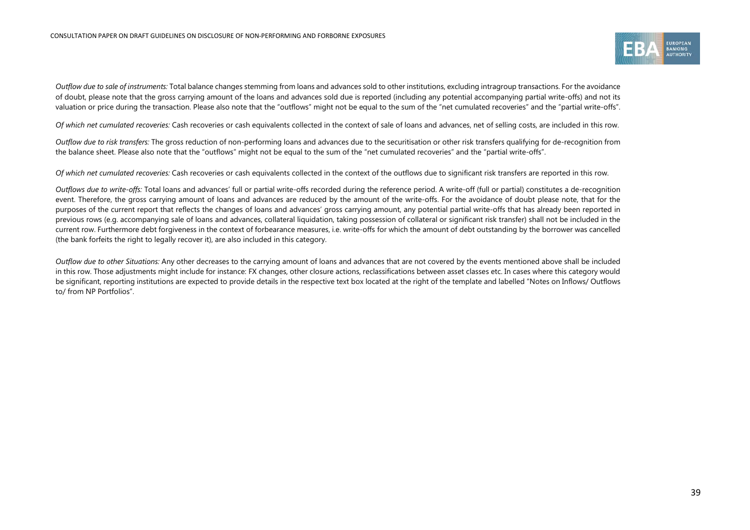*Outflow due to sale of instruments:* Total balance changes stemming from loans and advances sold to other institutions, excluding intragroup transactions. For the avoidance of doubt, please note that the gross carrying amount of the loans and advances sold due is reported (including any potential accompanying partial write-offs) and not its valuation or price during the transaction. Please also note that the "outflows" might not be equal to the sum of the "net cumulated recoveries" and the "partial write-offs".

*Of which net cumulated recoveries:* Cash recoveries or cash equivalents collected in the context of sale of loans and advances, net of selling costs, are included in this row.

*Outflow due to risk transfers:* The gross reduction of non-performing loans and advances due to the securitisation or other risk transfers qualifying for de-recognition from the balance sheet. Please also note that the "outflows" might not be equal to the sum of the "net cumulated recoveries" and the "partial write-offs".

*Of which net cumulated recoveries:* Cash recoveries or cash equivalents collected in the context of the outflows due to significant risk transfers are reported in this row.

*Outflows due to write-offs:* Total loans and advances' full or partial write-offs recorded during the reference period. A write-off (full or partial) constitutes a de-recognition event. Therefore, the gross carrying amount of loans and advances are reduced by the amount of the write-offs. For the avoidance of doubt please note, that for the purposes of the current report that reflects the changes of loans and advances' gross carrying amount, any potential partial write-offs that has already been reported in previous rows (e.g. accompanying sale of loans and advances, collateral liquidation, taking possession of collateral or significant risk transfer) shall not be included in the current row. Furthermore debt forgiveness in the context of forbearance measures, i.e. write-offs for which the amount of debt outstanding by the borrower was cancelled (the bank forfeits the right to legally recover it), are also included in this category.

*Outflow due to other Situations:* Any other decreases to the carrying amount of loans and advances that are not covered by the events mentioned above shall be included in this row. Those adjustments might include for instance: FX changes, other closure actions, reclassifications between asset classes etc. In cases where this category would be significant, reporting institutions are expected to provide details in the respective text box located at the right of the template and labelled "Notes on Inflows/ Outflows to/ from NP Portfolios".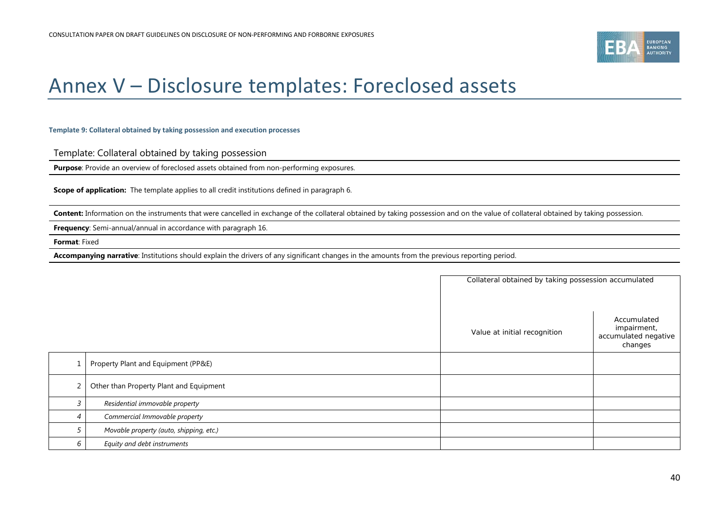# Annex V – Disclosure templates: Foreclosed assets

**Template 9: Collateral obtained by taking possession and execution processes**

Template: Collateral obtained by taking possession

**Purpose**: Provide an overview of foreclosed assets obtained from non-performing exposures.

**Scope of application:** The template applies to all credit institutions defined in paragraph 6.

**Content:** Information on the instruments that were cancelled in exchange of the collateral obtained by taking possession and on the value of collateral obtained by taking possession.

**Frequency**: Semi-annual/annual in accordance with paragraph 16.

**Format**: Fixed

**Accompanying narrative**: Institutions should explain the drivers of any significant changes in the amounts from the previous reporting period.

| | | Collateral obtained by taking possession accumulated | |
|---|---|---|---|
| | | Value at initial recognition | Accumulated impairment, accumulated negative changes |
| 1 | Property Plant and Equipment (PP&E) | | |
| 2 | Other than Property Plant and Equipment | | |
| *3* | *Residential immovable property* | | |
| *4* | *Commercial Immovable property* | | |
| *5* | *Movable property (auto, shipping, etc.)* | | |
| *6* | *Equity and debt instruments* | | |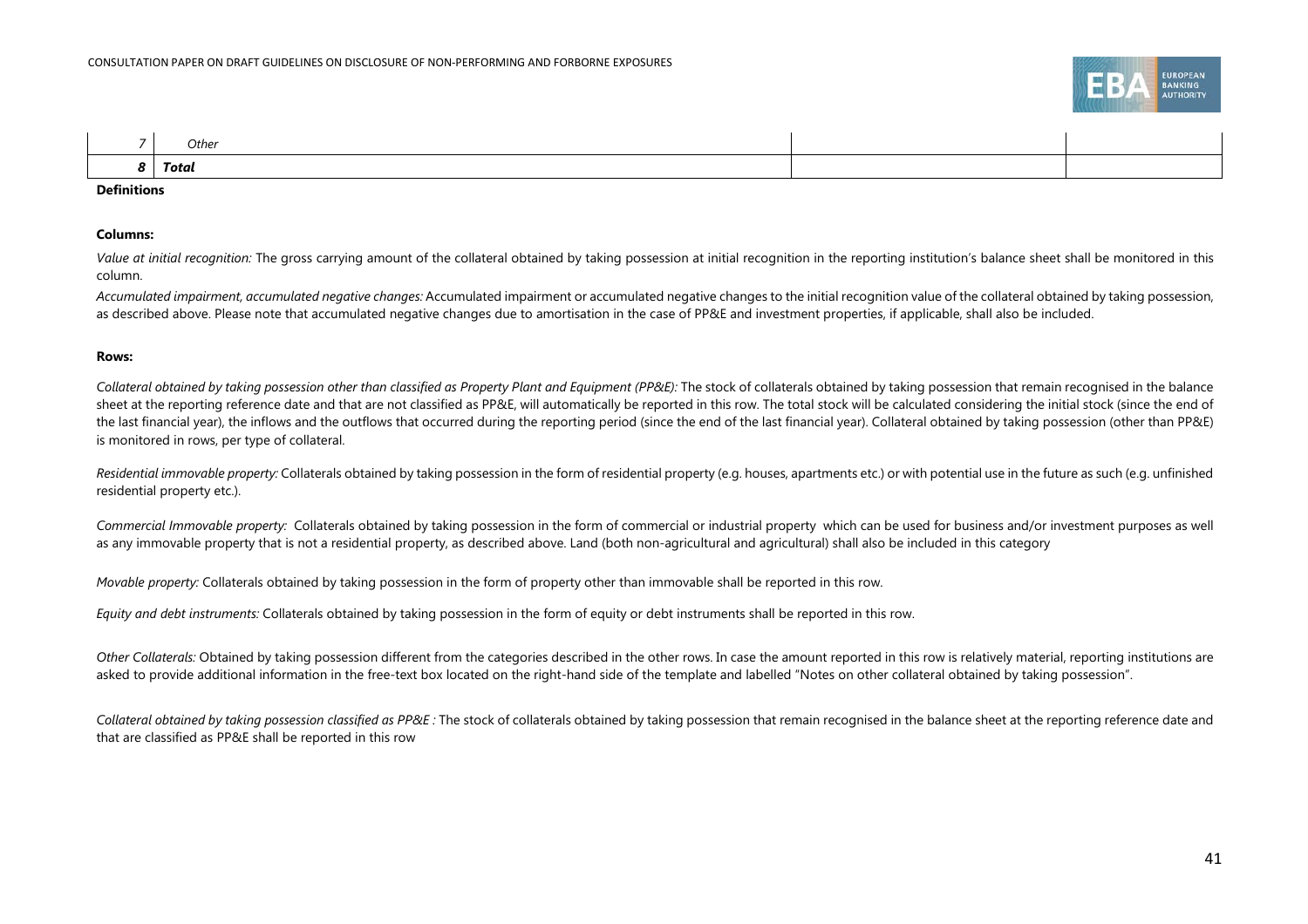| 7 | *Other* | | |
|---|---|---|---|
| ***8*** | ***Total*** | | |

**Definitions**

**Columns:**

*Value at initial recognition:* The gross carrying amount of the collateral obtained by taking possession at initial recognition in the reporting institution's balance sheet shall be monitored in this column.

*Accumulated impairment, accumulated negative changes:* Accumulated impairment or accumulated negative changes to the initial recognition value of the collateral obtained by taking possession, as described above. Please note that accumulated negative changes due to amortisation in the case of PP&E and investment properties, if applicable, shall also be included.

**Rows:**

*Collateral obtained by taking possession other than classified as Property Plant and Equipment (PP&E):* The stock of collaterals obtained by taking possession that remain recognised in the balance sheet at the reporting reference date and that are not classified as PP&E, will automatically be reported in this row. The total stock will be calculated considering the initial stock (since the end of the last financial year), the inflows and the outflows that occurred during the reporting period (since the end of the last financial year). Collateral obtained by taking possession (other than PP&E) is monitored in rows, per type of collateral.

*Residential immovable property:* Collaterals obtained by taking possession in the form of residential property (e.g. houses, apartments etc.) or with potential use in the future as such (e.g. unfinished residential property etc.).

*Commercial Immovable property:* Collaterals obtained by taking possession in the form of commercial or industrial property which can be used for business and/or investment purposes as well as any immovable property that is not a residential property, as described above. Land (both non-agricultural and agricultural) shall also be included in this category

*Movable property:* Collaterals obtained by taking possession in the form of property other than immovable shall be reported in this row.

*Equity and debt instruments:* Collaterals obtained by taking possession in the form of equity or debt instruments shall be reported in this row.

*Other Collaterals:* Obtained by taking possession different from the categories described in the other rows. In case the amount reported in this row is relatively material, reporting institutions are asked to provide additional information in the free-text box located on the right-hand side of the template and labelled "Notes on other collateral obtained by taking possession".

*Collateral obtained by taking possession classified as PP&E :* The stock of collaterals obtained by taking possession that remain recognised in the balance sheet at the reporting reference date and that are classified as PP&E shall be reported in this row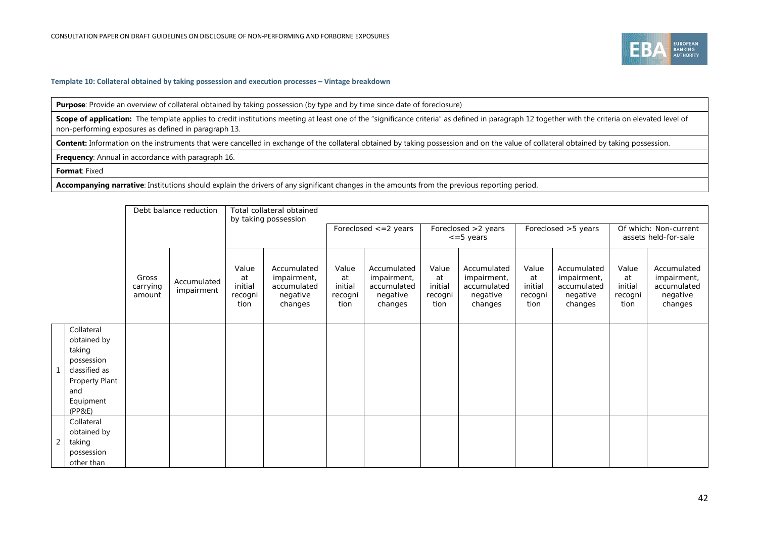**Template 10: Collateral obtained by taking possession and execution processes – Vintage breakdown**

| |
|---|
| **Purpose**: Provide an overview of collateral obtained by taking possession (by type and by time since date of foreclosure) |
| **Scope of application:** The template applies to credit institutions meeting at least one of the "significance criteria" as defined in paragraph 12 together with the criteria on elevated level of non-performing exposures as defined in paragraph 13. |
| **Content:** Information on the instruments that were cancelled in exchange of the collateral obtained by taking possession and on the value of collateral obtained by taking possession. |
| **Frequency**: Annual in accordance with paragraph 16. |
| **Format**: Fixed |
| **Accompanying narrative**: Institutions should explain the drivers of any significant changes in the amounts from the previous reporting period. |

| | | Debt balance reduction | | Total collateral obtained by taking possession | | | | | | | | | |
|---|---|---|---|---|---|---|---|---|---|---|---|---|---|
| | | | | | | Foreclosed <=2 years | | Foreclosed >2 years <=5 years | | Foreclosed >5 years | | Of which: Non-current assets held-for-sale | |
| | | Gross carrying amount | Accumulated impairment | Value at initial recognition | Accumulated impairment, accumulated negative changes | Value at initial recognition | Accumulated impairment, accumulated negative changes | Value at initial recognition | Accumulated impairment, accumulated negative changes | Value at initial recognition | Accumulated impairment, accumulated negative changes | Value at initial recognition | Accumulated impairment, accumulated negative changes |
| 1 | Collateral obtained by taking possession classified as Property Plant and Equipment (PP&E) | | | | | | | | | | | | |
| 2 | Collateral obtained by taking possession other than | | | | | | | | | | | | |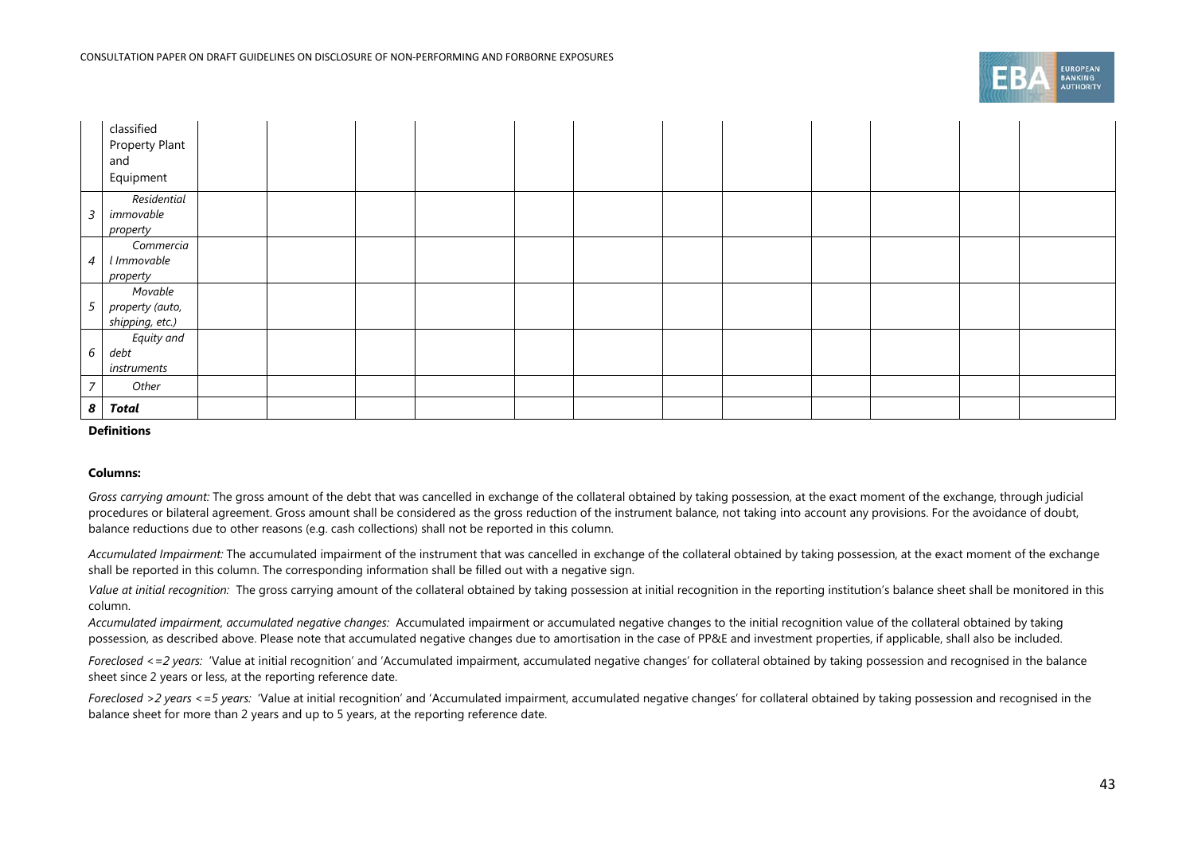| | classified Property Plant and Equipment | | | | | | | | | | | | |
|---|---|---|---|---|---|---|---|---|---|---|---|---|---|
| 3 | *Residential immovable property* | | | | | | | | | | | | |
| 4 | *Commercial Immovable property* | | | | | | | | | | | | |
| 5 | *Movable property (auto, shipping, etc.)* | | | | | | | | | | | | |
| 6 | *Equity and debt instruments* | | | | | | | | | | | | |
| 7 | *Other* | | | | | | | | | | | | |
| ***8*** | ***Total*** | | | | | | | | | | | | |

**Definitions**

**Columns:**

*Gross carrying amount:* The gross amount of the debt that was cancelled in exchange of the collateral obtained by taking possession, at the exact moment of the exchange, through judicial procedures or bilateral agreement. Gross amount shall be considered as the gross reduction of the instrument balance, not taking into account any provisions. For the avoidance of doubt, balance reductions due to other reasons (e.g. cash collections) shall not be reported in this column.

*Accumulated Impairment:* The accumulated impairment of the instrument that was cancelled in exchange of the collateral obtained by taking possession, at the exact moment of the exchange shall be reported in this column. The corresponding information shall be filled out with a negative sign.

*Value at initial recognition:* The gross carrying amount of the collateral obtained by taking possession at initial recognition in the reporting institution's balance sheet shall be monitored in this column.

*Accumulated impairment, accumulated negative changes:* Accumulated impairment or accumulated negative changes to the initial recognition value of the collateral obtained by taking possession, as described above. Please note that accumulated negative changes due to amortisation in the case of PP&E and investment properties, if applicable, shall also be included.

*Foreclosed <=2 years:* 'Value at initial recognition' and 'Accumulated impairment, accumulated negative changes' for collateral obtained by taking possession and recognised in the balance sheet since 2 years or less, at the reporting reference date.

*Foreclosed >2 years <=5 years:* 'Value at initial recognition' and 'Accumulated impairment, accumulated negative changes' for collateral obtained by taking possession and recognised in the balance sheet for more than 2 years and up to 5 years, at the reporting reference date.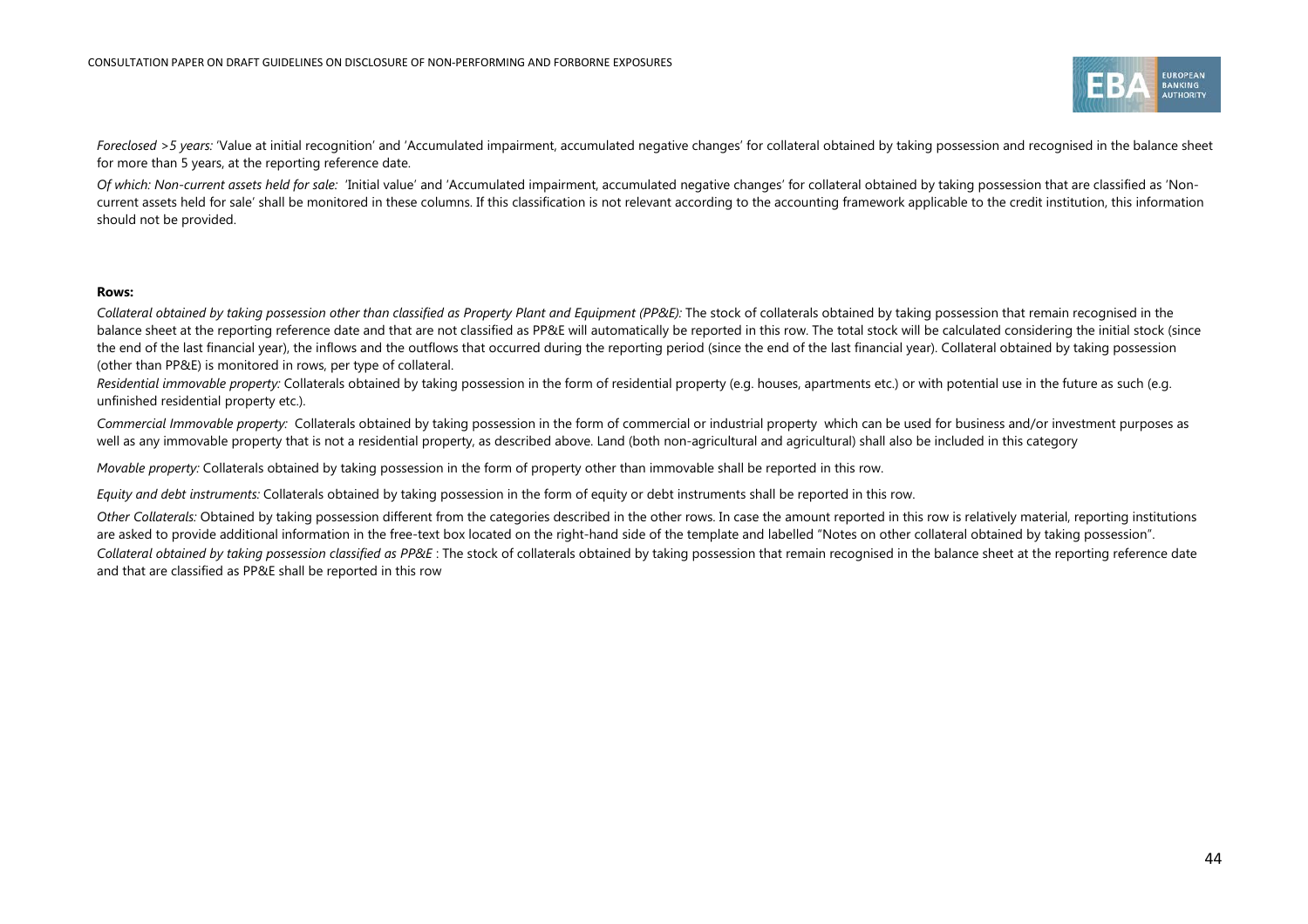*Foreclosed >5 years:* 'Value at initial recognition' and 'Accumulated impairment, accumulated negative changes' for collateral obtained by taking possession and recognised in the balance sheet for more than 5 years, at the reporting reference date.

*Of which: Non-current assets held for sale:* 'Initial value' and 'Accumulated impairment, accumulated negative changes' for collateral obtained by taking possession that are classified as 'Non-current assets held for sale' shall be monitored in these columns. If this classification is not relevant according to the accounting framework applicable to the credit institution, this information should not be provided.

**Rows:**

*Collateral obtained by taking possession other than classified as Property Plant and Equipment (PP&E):* The stock of collaterals obtained by taking possession that remain recognised in the balance sheet at the reporting reference date and that are not classified as PP&E will automatically be reported in this row. The total stock will be calculated considering the initial stock (since the end of the last financial year), the inflows and the outflows that occurred during the reporting period (since the end of the last financial year). Collateral obtained by taking possession (other than PP&E) is monitored in rows, per type of collateral.

*Residential immovable property:* Collaterals obtained by taking possession in the form of residential property (e.g. houses, apartments etc.) or with potential use in the future as such (e.g. unfinished residential property etc.).

*Commercial Immovable property:* Collaterals obtained by taking possession in the form of commercial or industrial property which can be used for business and/or investment purposes as well as any immovable property that is not a residential property, as described above. Land (both non-agricultural and agricultural) shall also be included in this category

*Movable property:* Collaterals obtained by taking possession in the form of property other than immovable shall be reported in this row.

*Equity and debt instruments:* Collaterals obtained by taking possession in the form of equity or debt instruments shall be reported in this row.

*Other Collaterals:* Obtained by taking possession different from the categories described in the other rows. In case the amount reported in this row is relatively material, reporting institutions are asked to provide additional information in the free-text box located on the right-hand side of the template and labelled "Notes on other collateral obtained by taking possession".

*Collateral obtained by taking possession classified as PP&E* : The stock of collaterals obtained by taking possession that remain recognised in the balance sheet at the reporting reference date and that are classified as PP&E shall be reported in this row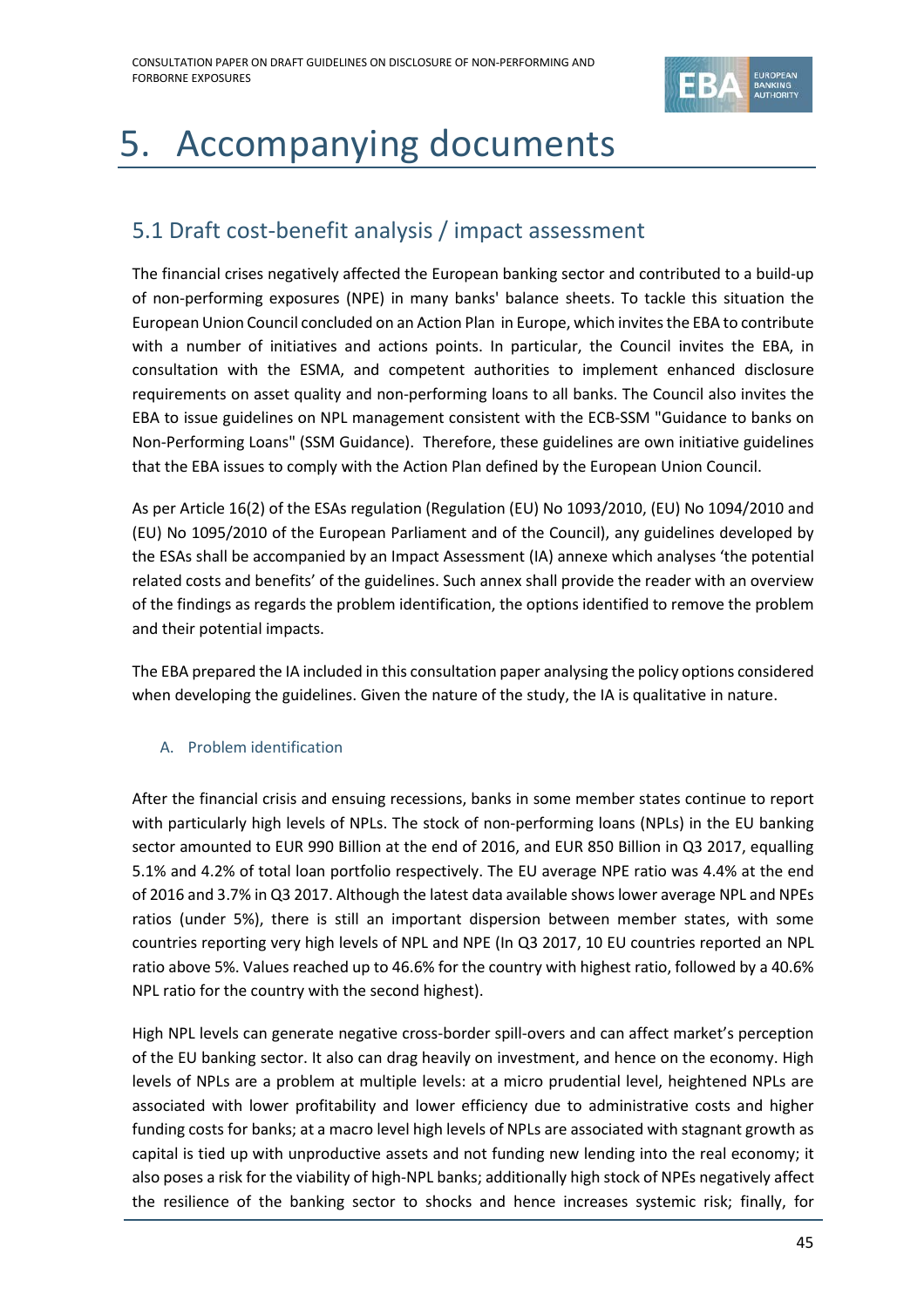# 5. Accompanying documents

## 5.1 Draft cost-benefit analysis / impact assessment

The financial crises negatively affected the European banking sector and contributed to a build-up of non-performing exposures (NPE) in many banks' balance sheets. To tackle this situation the European Union Council concluded on an Action Plan in Europe, which invites the EBA to contribute with a number of initiatives and actions points. In particular, the Council invites the EBA, in consultation with the ESMA, and competent authorities to implement enhanced disclosure requirements on asset quality and non-performing loans to all banks. The Council also invites the EBA to issue guidelines on NPL management consistent with the ECB-SSM "Guidance to banks on Non-Performing Loans" (SSM Guidance). Therefore, these guidelines are own initiative guidelines that the EBA issues to comply with the Action Plan defined by the European Union Council.

As per Article 16(2) of the ESAs regulation (Regulation (EU) No 1093/2010, (EU) No 1094/2010 and (EU) No 1095/2010 of the European Parliament and of the Council), any guidelines developed by the ESAs shall be accompanied by an Impact Assessment (IA) annexe which analyses 'the potential related costs and benefits' of the guidelines. Such annex shall provide the reader with an overview of the findings as regards the problem identification, the options identified to remove the problem and their potential impacts.

The EBA prepared the IA included in this consultation paper analysing the policy options considered when developing the guidelines. Given the nature of the study, the IA is qualitative in nature.

### A. Problem identification

After the financial crisis and ensuing recessions, banks in some member states continue to report with particularly high levels of NPLs. The stock of non-performing loans (NPLs) in the EU banking sector amounted to EUR 990 Billion at the end of 2016, and EUR 850 Billion in Q3 2017, equalling 5.1% and 4.2% of total loan portfolio respectively. The EU average NPE ratio was 4.4% at the end of 2016 and 3.7% in Q3 2017. Although the latest data available shows lower average NPL and NPEs ratios (under 5%), there is still an important dispersion between member states, with some countries reporting very high levels of NPL and NPE (In Q3 2017, 10 EU countries reported an NPL ratio above 5%. Values reached up to 46.6% for the country with highest ratio, followed by a 40.6% NPL ratio for the country with the second highest).

High NPL levels can generate negative cross-border spill-overs and can affect market's perception of the EU banking sector. It also can drag heavily on investment, and hence on the economy. High levels of NPLs are a problem at multiple levels: at a micro prudential level, heightened NPLs are associated with lower profitability and lower efficiency due to administrative costs and higher funding costs for banks; at a macro level high levels of NPLs are associated with stagnant growth as capital is tied up with unproductive assets and not funding new lending into the real economy; it also poses a risk for the viability of high-NPL banks; additionally high stock of NPEs negatively affect the resilience of the banking sector to shocks and hence increases systemic risk; finally, for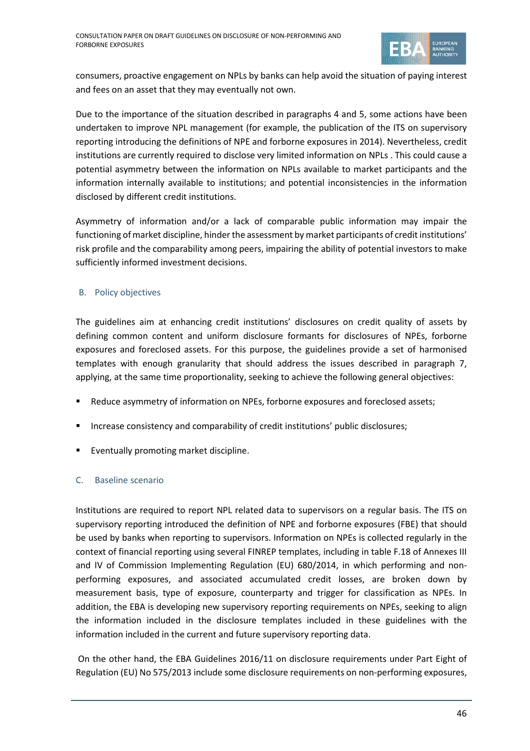consumers, proactive engagement on NPLs by banks can help avoid the situation of paying interest and fees on an asset that they may eventually not own.

Due to the importance of the situation described in paragraphs 4 and 5, some actions have been undertaken to improve NPL management (for example, the publication of the ITS on supervisory reporting introducing the definitions of NPE and forborne exposures in 2014). Nevertheless, credit institutions are currently required to disclose very limited information on NPLs . This could cause a potential asymmetry between the information on NPLs available to market participants and the information internally available to institutions; and potential inconsistencies in the information disclosed by different credit institutions.

Asymmetry of information and/or a lack of comparable public information may impair the functioning of market discipline, hinder the assessment by market participants of credit institutions' risk profile and the comparability among peers, impairing the ability of potential investors to make sufficiently informed investment decisions.

### B. Policy objectives

The guidelines aim at enhancing credit institutions' disclosures on credit quality of assets by defining common content and uniform disclosure formants for disclosures of NPEs, forborne exposures and foreclosed assets. For this purpose, the guidelines provide a set of harmonised templates with enough granularity that should address the issues described in paragraph 7, applying, at the same time proportionality, seeking to achieve the following general objectives:

- Reduce asymmetry of information on NPEs, forborne exposures and foreclosed assets;
- Increase consistency and comparability of credit institutions' public disclosures;
- Eventually promoting market discipline.

### C. Baseline scenario

Institutions are required to report NPL related data to supervisors on a regular basis. The ITS on supervisory reporting introduced the definition of NPE and forborne exposures (FBE) that should be used by banks when reporting to supervisors. Information on NPEs is collected regularly in the context of financial reporting using several FINREP templates, including in table F.18 of Annexes III and IV of Commission Implementing Regulation (EU) 680/2014, in which performing and non-performing exposures, and associated accumulated credit losses, are broken down by measurement basis, type of exposure, counterparty and trigger for classification as NPEs. In addition, the EBA is developing new supervisory reporting requirements on NPEs, seeking to align the information included in the disclosure templates included in these guidelines with the information included in the current and future supervisory reporting data.

On the other hand, the EBA Guidelines 2016/11 on disclosure requirements under Part Eight of Regulation (EU) No 575/2013 include some disclosure requirements on non-performing exposures,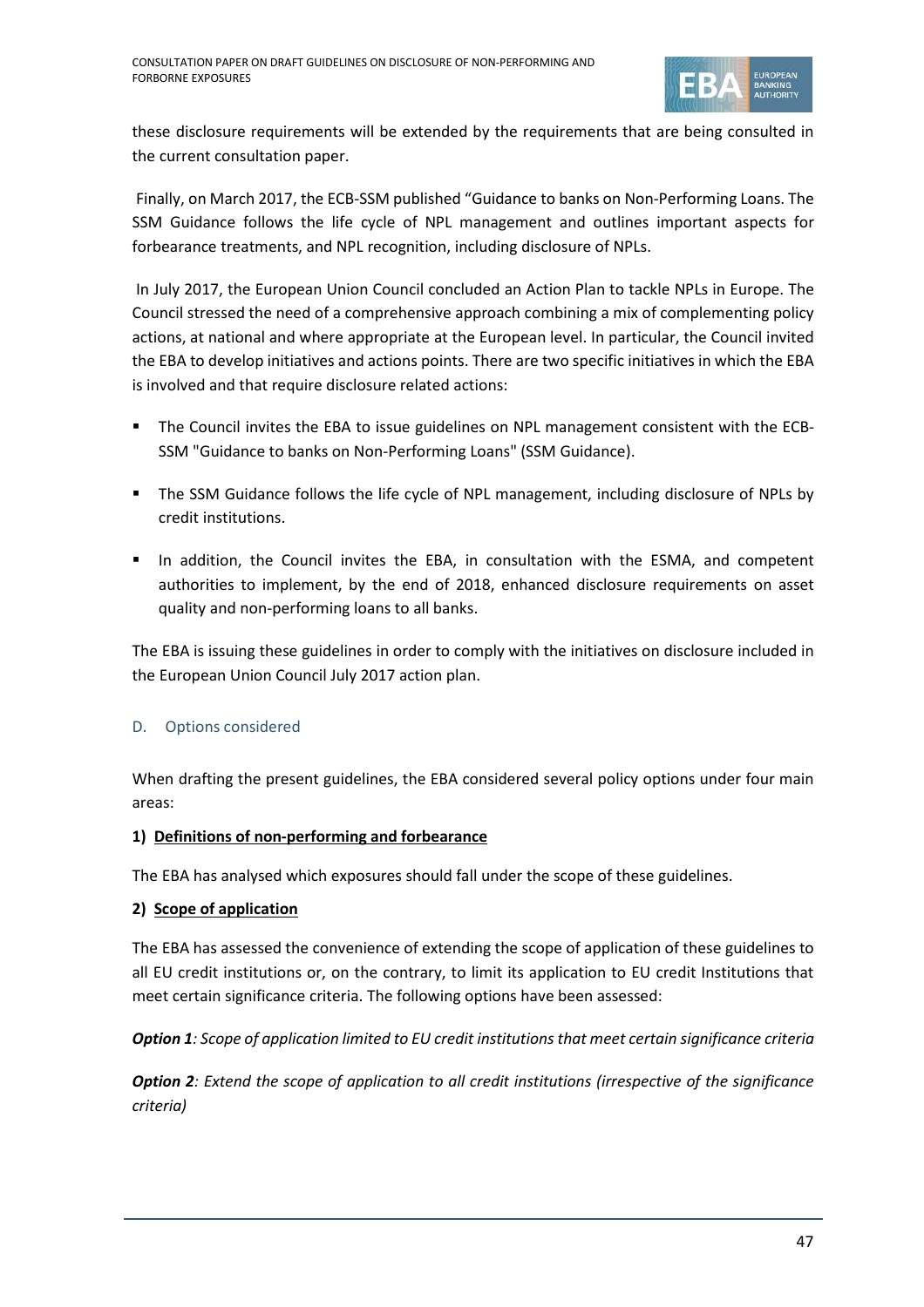these disclosure requirements will be extended by the requirements that are being consulted in the current consultation paper.

Finally, on March 2017, the ECB-SSM published “Guidance to banks on Non-Performing Loans. The SSM Guidance follows the life cycle of NPL management and outlines important aspects for forbearance treatments, and NPL recognition, including disclosure of NPLs.

In July 2017, the European Union Council concluded an Action Plan to tackle NPLs in Europe. The Council stressed the need of a comprehensive approach combining a mix of complementing policy actions, at national and where appropriate at the European level. In particular, the Council invited the EBA to develop initiatives and actions points. There are two specific initiatives in which the EBA is involved and that require disclosure related actions:

- The Council invites the EBA to issue guidelines on NPL management consistent with the ECB-SSM "Guidance to banks on Non-Performing Loans" (SSM Guidance).
- The SSM Guidance follows the life cycle of NPL management, including disclosure of NPLs by credit institutions.
- In addition, the Council invites the EBA, in consultation with the ESMA, and competent authorities to implement, by the end of 2018, enhanced disclosure requirements on asset quality and non-performing loans to all banks.

The EBA is issuing these guidelines in order to comply with the initiatives on disclosure included in the European Union Council July 2017 action plan.

## D. Options considered

When drafting the present guidelines, the EBA considered several policy options under four main areas:

**1) <u>Definitions of non-performing and forbearance</u>**

The EBA has analysed which exposures should fall under the scope of these guidelines.

**2) <u>Scope of application</u>**

The EBA has assessed the convenience of extending the scope of application of these guidelines to all EU credit institutions or, on the contrary, to limit its application to EU credit Institutions that meet certain significance criteria. The following options have been assessed:

***Option 1****: Scope of application limited to EU credit institutions that meet certain significance criteria*

***Option 2****: Extend the scope of application to all credit institutions (irrespective of the significance criteria)*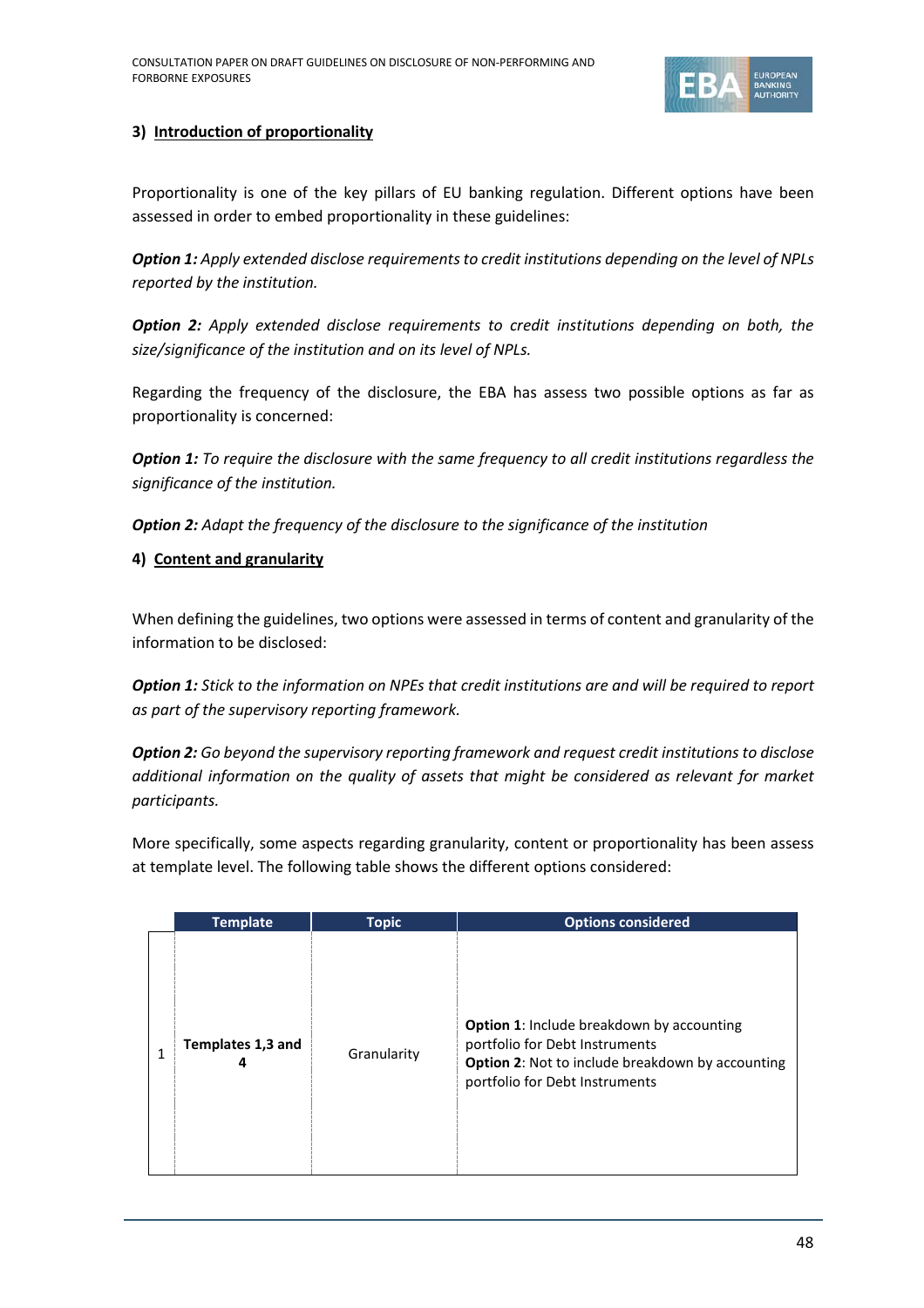### 3) Introduction of proportionality

Proportionality is one of the key pillars of EU banking regulation. Different options have been assessed in order to embed proportionality in these guidelines:

***Option 1:*** *Apply extended disclose requirements to credit institutions depending on the level of NPLs reported by the institution.*

***Option 2:*** *Apply extended disclose requirements to credit institutions depending on both, the size/significance of the institution and on its level of NPLs.*

Regarding the frequency of the disclosure, the EBA has assess two possible options as far as proportionality is concerned:

***Option 1:*** *To require the disclosure with the same frequency to all credit institutions regardless the significance of the institution.*

***Option 2:*** *Adapt the frequency of the disclosure to the significance of the institution*

### 4) Content and granularity

When defining the guidelines, two options were assessed in terms of content and granularity of the information to be disclosed:

***Option 1:*** *Stick to the information on NPEs that credit institutions are and will be required to report as part of the supervisory reporting framework.*

***Option 2:*** *Go beyond the supervisory reporting framework and request credit institutions to disclose additional information on the quality of assets that might be considered as relevant for market participants.*

More specifically, some aspects regarding granularity, content or proportionality has been assess at template level. The following table shows the different options considered:

| | Template | Topic | Options considered |
|---|---|---|---|
| 1 | **Templates 1,3 and 4** | Granularity | **Option 1**: Include breakdown by accounting portfolio for Debt Instruments<br>**Option 2**: Not to include breakdown by accounting portfolio for Debt Instruments |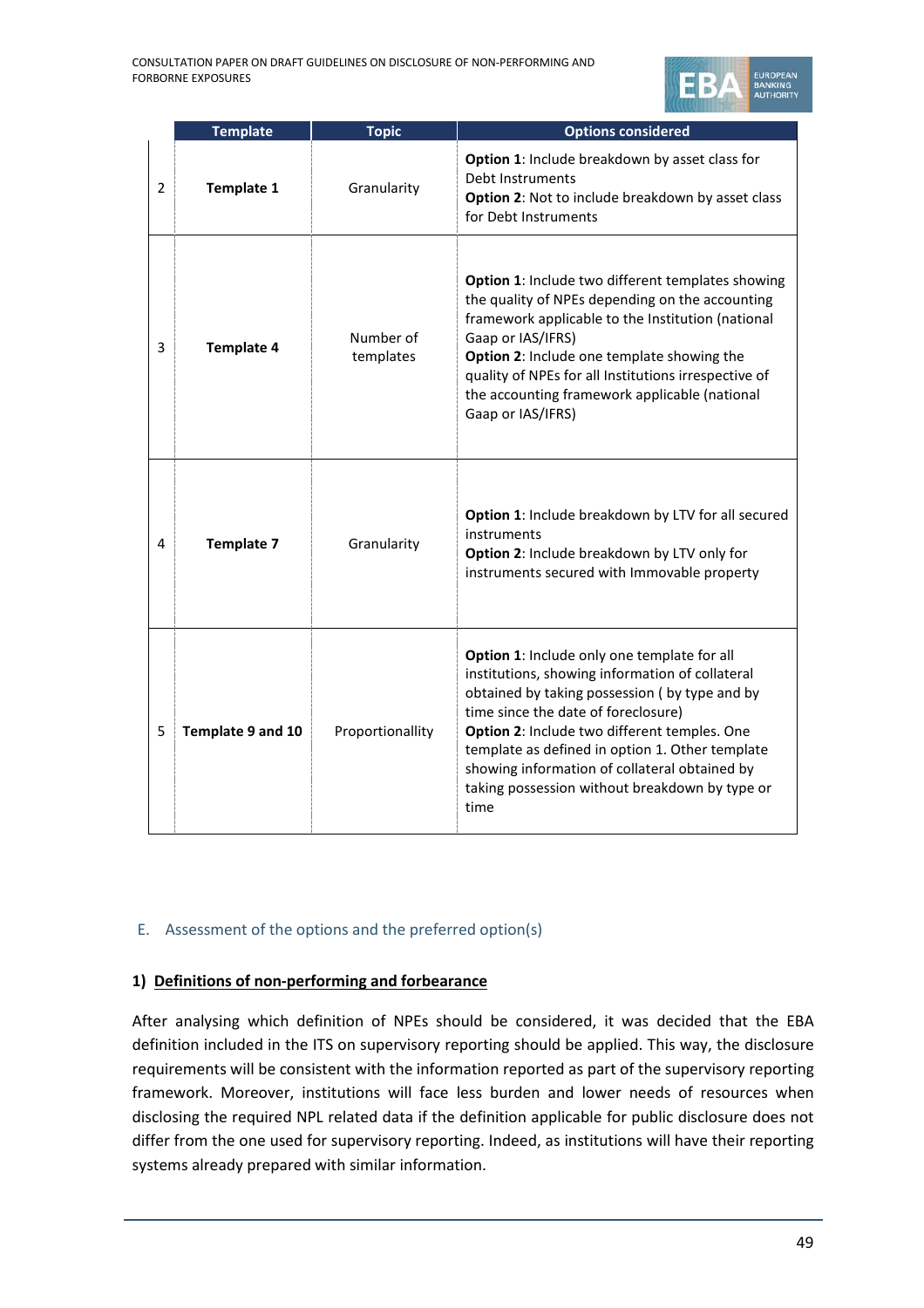| | Template | Topic | Options considered |
|---|---|---|---|
| 2 | **Template 1** | Granularity | **Option 1**: Include breakdown by asset class for Debt Instruments<br>**Option 2**: Not to include breakdown by asset class for Debt Instruments |
| 3 | **Template 4** | Number of templates | **Option 1**: Include two different templates showing the quality of NPEs depending on the accounting framework applicable to the Institution (national Gaap or IAS/IFRS)<br>**Option 2**: Include one template showing the quality of NPEs for all Institutions irrespective of the accounting framework applicable (national Gaap or IAS/IFRS) |
| 4 | **Template 7** | Granularity | **Option 1**: Include breakdown by LTV for all secured instruments<br>**Option 2**: Include breakdown by LTV only for instruments secured with Immovable property |
| 5 | **Template 9 and 10** | Proportionallity | **Option 1**: Include only one template for all institutions, showing information of collateral obtained by taking possession ( by type and by time since the date of foreclosure)<br>**Option 2**: Include two different temples. One template as defined in option 1. Other template showing information of collateral obtained by taking possession without breakdown by type or time |

## E. Assessment of the options and the preferred option(s)

### 1) Definitions of non-performing and forbearance

After analysing which definition of NPEs should be considered, it was decided that the EBA definition included in the ITS on supervisory reporting should be applied. This way, the disclosure requirements will be consistent with the information reported as part of the supervisory reporting framework. Moreover, institutions will face less burden and lower needs of resources when disclosing the required NPL related data if the definition applicable for public disclosure does not differ from the one used for supervisory reporting. Indeed, as institutions will have their reporting systems already prepared with similar information.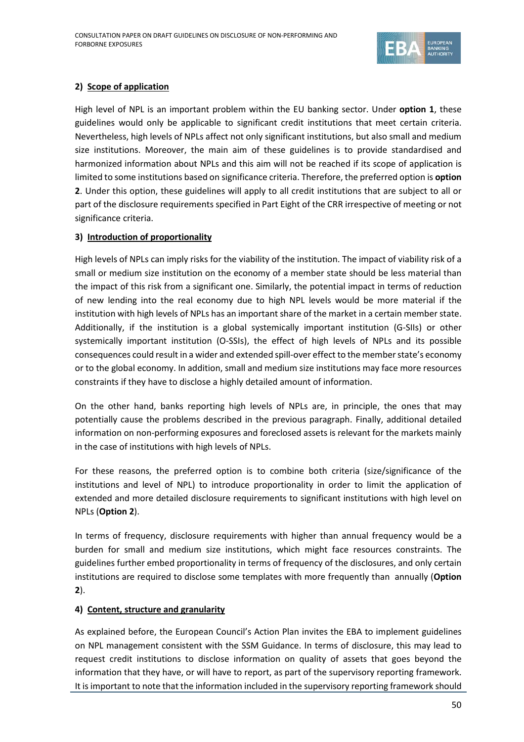**2) Scope of application**

High level of NPL is an important problem within the EU banking sector. Under **option 1**, these guidelines would only be applicable to significant credit institutions that meet certain criteria. Nevertheless, high levels of NPLs affect not only significant institutions, but also small and medium size institutions. Moreover, the main aim of these guidelines is to provide standardised and harmonized information about NPLs and this aim will not be reached if its scope of application is limited to some institutions based on significance criteria. Therefore, the preferred option is **option 2**. Under this option, these guidelines will apply to all credit institutions that are subject to all or part of the disclosure requirements specified in Part Eight of the CRR irrespective of meeting or not significance criteria.

**3) Introduction of proportionality**

High levels of NPLs can imply risks for the viability of the institution. The impact of viability risk of a small or medium size institution on the economy of a member state should be less material than the impact of this risk from a significant one. Similarly, the potential impact in terms of reduction of new lending into the real economy due to high NPL levels would be more material if the institution with high levels of NPLs has an important share of the market in a certain member state. Additionally, if the institution is a global systemically important institution (G-SIIs) or other systemically important institution (O-SSIs), the effect of high levels of NPLs and its possible consequences could result in a wider and extended spill-over effect to the member state's economy or to the global economy. In addition, small and medium size institutions may face more resources constraints if they have to disclose a highly detailed amount of information.

On the other hand, banks reporting high levels of NPLs are, in principle, the ones that may potentially cause the problems described in the previous paragraph. Finally, additional detailed information on non-performing exposures and foreclosed assets is relevant for the markets mainly in the case of institutions with high levels of NPLs.

For these reasons, the preferred option is to combine both criteria (size/significance of the institutions and level of NPL) to introduce proportionality in order to limit the application of extended and more detailed disclosure requirements to significant institutions with high level on NPLs (**Option 2**).

In terms of frequency, disclosure requirements with higher than annual frequency would be a burden for small and medium size institutions, which might face resources constraints. The guidelines further embed proportionality in terms of frequency of the disclosures, and only certain institutions are required to disclose some templates with more frequently than annually (**Option 2**).

**4) Content, structure and granularity**

As explained before, the European Council's Action Plan invites the EBA to implement guidelines on NPL management consistent with the SSM Guidance. In terms of disclosure, this may lead to request credit institutions to disclose information on quality of assets that goes beyond the information that they have, or will have to report, as part of the supervisory reporting framework. It is important to note that the information included in the supervisory reporting framework should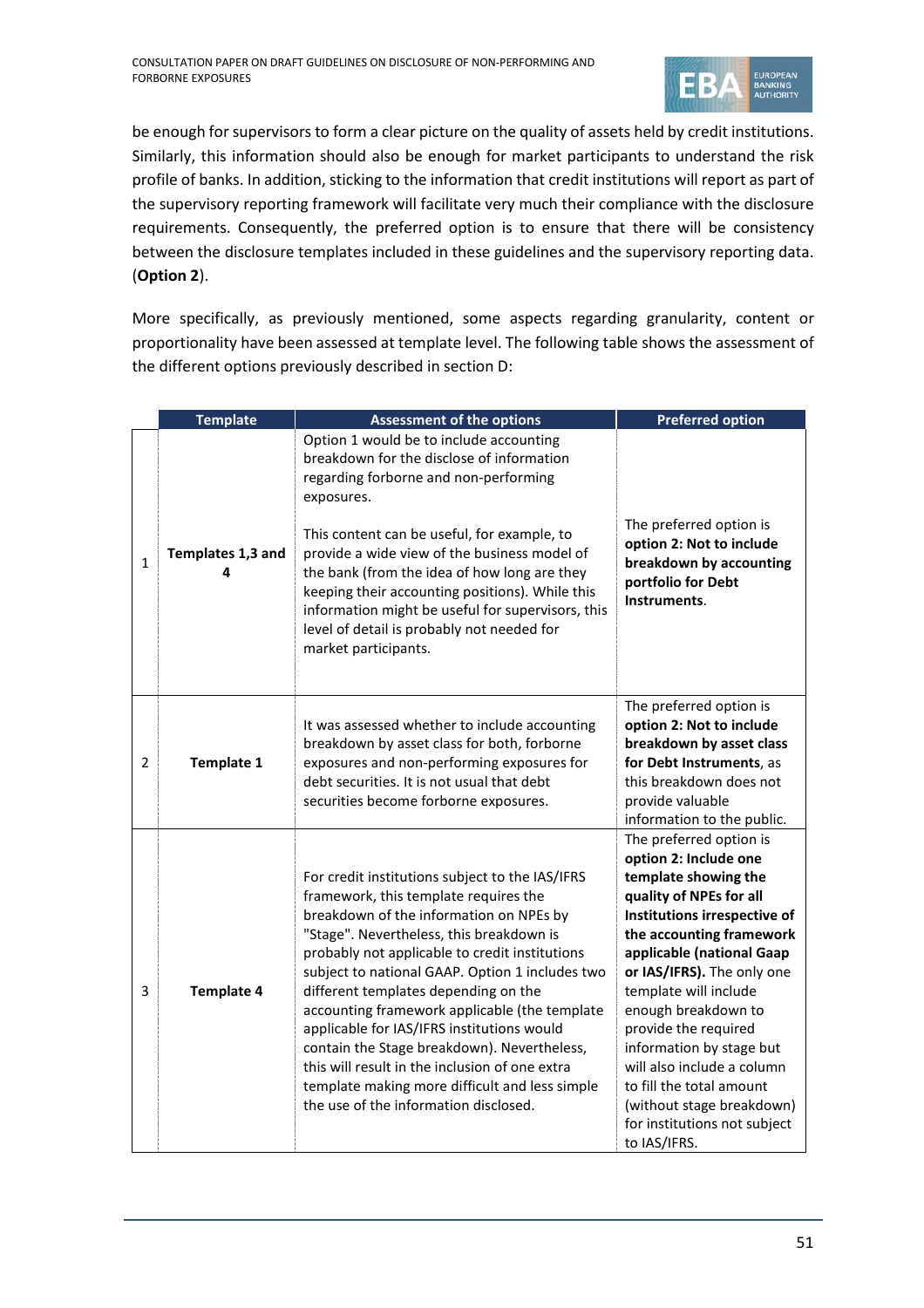be enough for supervisors to form a clear picture on the quality of assets held by credit institutions. Similarly, this information should also be enough for market participants to understand the risk profile of banks. In addition, sticking to the information that credit institutions will report as part of the supervisory reporting framework will facilitate very much their compliance with the disclosure requirements. Consequently, the preferred option is to ensure that there will be consistency between the disclosure templates included in these guidelines and the supervisory reporting data. (**Option 2**).

More specifically, as previously mentioned, some aspects regarding granularity, content or proportionality have been assessed at template level. The following table shows the assessment of the different options previously described in section D:

| | Template | Assessment of the options | Preferred option |
|---|---|---|---|
| 1 | **Templates 1,3 and 4** | Option 1 would be to include accounting breakdown for the disclose of information regarding forborne and non-performing exposures.<br><br>This content can be useful, for example, to provide a wide view of the business model of the bank (from the idea of how long are they keeping their accounting positions). While this information might be useful for supervisors, this level of detail is probably not needed for market participants. | The preferred option is **option 2: Not to include breakdown by accounting portfolio for Debt Instruments**. |
| 2 | **Template 1** | It was assessed whether to include accounting breakdown by asset class for both, forborne exposures and non-performing exposures for debt securities. It is not usual that debt securities become forborne exposures. | The preferred option is **option 2: Not to include breakdown by asset class for Debt Instruments**, as this breakdown does not provide valuable information to the public. |
| 3 | **Template 4** | For credit institutions subject to the IAS/IFRS framework, this template requires the breakdown of the information on NPEs by "Stage". Nevertheless, this breakdown is probably not applicable to credit institutions subject to national GAAP. Option 1 includes two different templates depending on the accounting framework applicable (the template applicable for IAS/IFRS institutions would contain the Stage breakdown). Nevertheless, this will result in the inclusion of one extra template making more difficult and less simple the use of the information disclosed. | The preferred option is **option 2: Include one template showing the quality of NPEs for all Institutions irrespective of the accounting framework applicable (national Gaap or IAS/IFRS).** The only one template will include enough breakdown to provide the required information by stage but will also include a column to fill the total amount (without stage breakdown) for institutions not subject to IAS/IFRS. |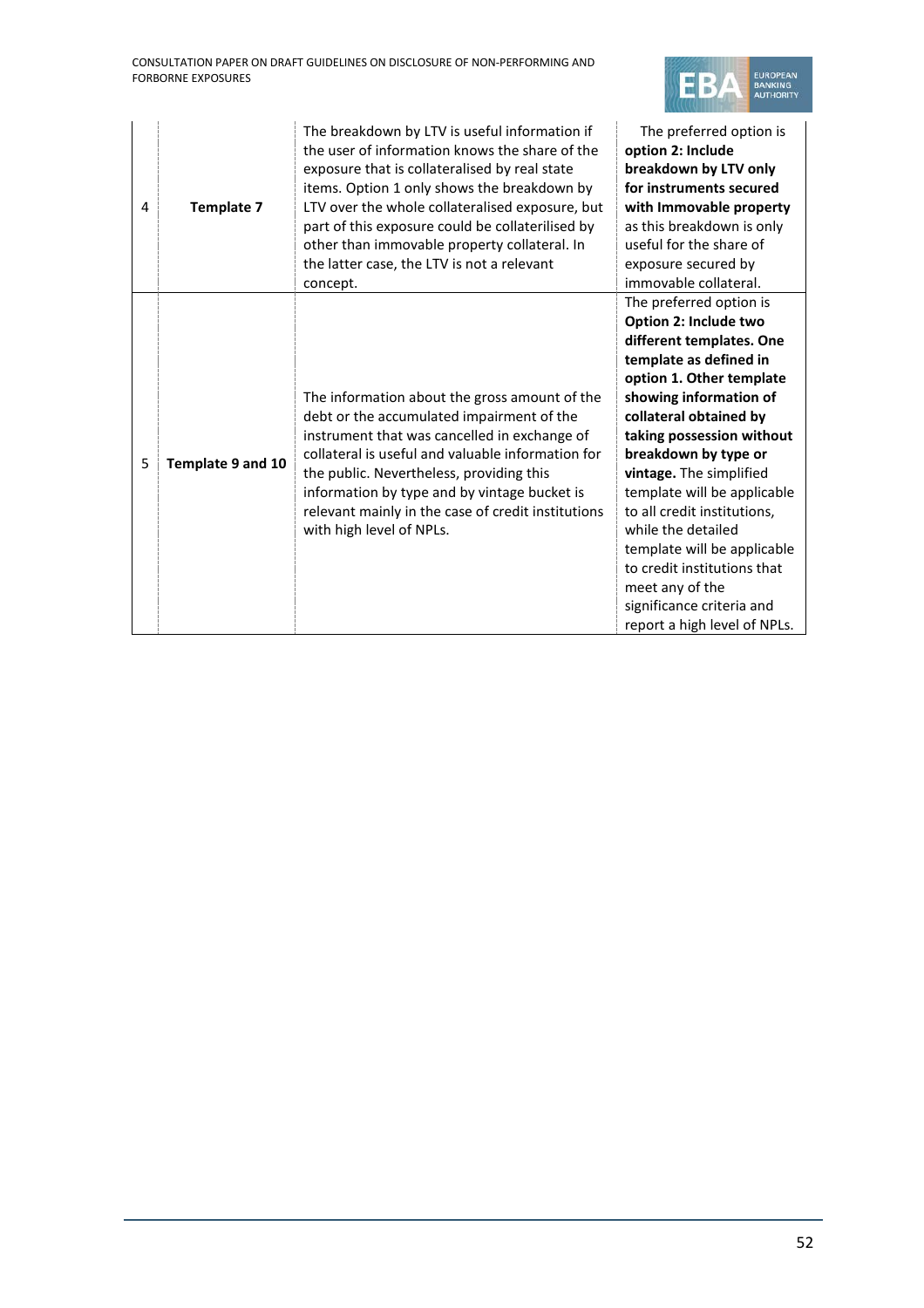| | | | |
|---|---|---|---|
| 4 | **Template 7** | The breakdown by LTV is useful information if the user of information knows the share of the exposure that is collateralised by real state items. Option 1 only shows the breakdown by LTV over the whole collateralised exposure, but part of this exposure could be collaterilised by other than immovable property collateral. In the latter case, the LTV is not a relevant concept. | The preferred option is **option 2: Include breakdown by LTV only for instruments secured with Immovable property** as this breakdown is only useful for the share of exposure secured by immovable collateral. |
| 5 | **Template 9 and 10** | The information about the gross amount of the debt or the accumulated impairment of the instrument that was cancelled in exchange of collateral is useful and valuable information for the public. Nevertheless, providing this information by type and by vintage bucket is relevant mainly in the case of credit institutions with high level of NPLs. | The preferred option is **Option 2: Include two different templates. One template as defined in option 1. Other template showing information of collateral obtained by taking possession without breakdown by type or vintage.** The simplified template will be applicable to all credit institutions, while the detailed template will be applicable to credit institutions that meet any of the significance criteria and report a high level of NPLs. |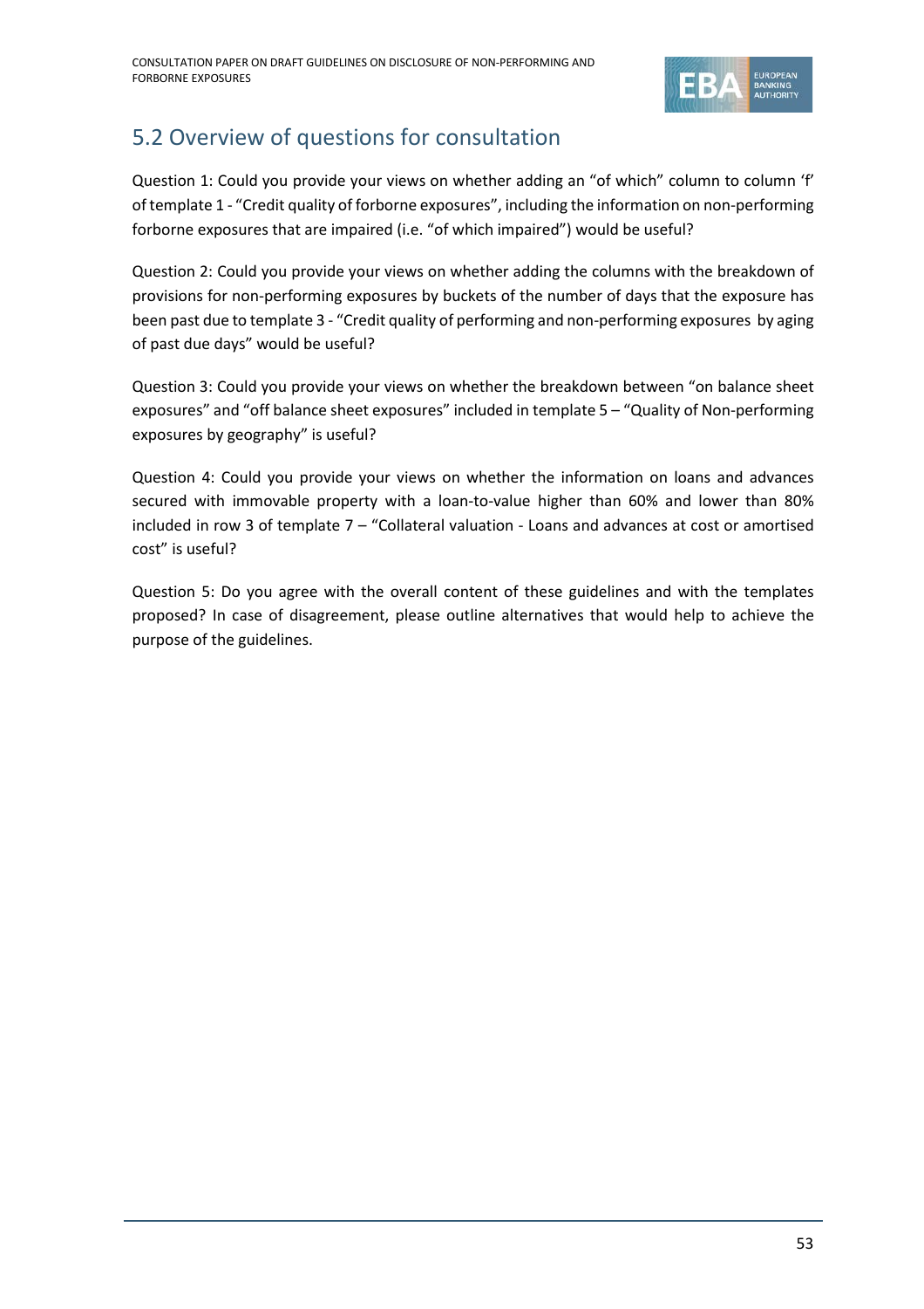## 5.2 Overview of questions for consultation

Question 1: Could you provide your views on whether adding an "of which" column to column 'f' of template 1 - "Credit quality of forborne exposures", including the information on non-performing forborne exposures that are impaired (i.e. "of which impaired") would be useful?

Question 2: Could you provide your views on whether adding the columns with the breakdown of provisions for non-performing exposures by buckets of the number of days that the exposure has been past due to template 3 - "Credit quality of performing and non-performing exposures by aging of past due days" would be useful?

Question 3: Could you provide your views on whether the breakdown between "on balance sheet exposures" and "off balance sheet exposures" included in template 5 – "Quality of Non-performing exposures by geography" is useful?

Question 4: Could you provide your views on whether the information on loans and advances secured with immovable property with a loan-to-value higher than 60% and lower than 80% included in row 3 of template 7 – "Collateral valuation - Loans and advances at cost or amortised cost" is useful?

Question 5: Do you agree with the overall content of these guidelines and with the templates proposed? In case of disagreement, please outline alternatives that would help to achieve the purpose of the guidelines.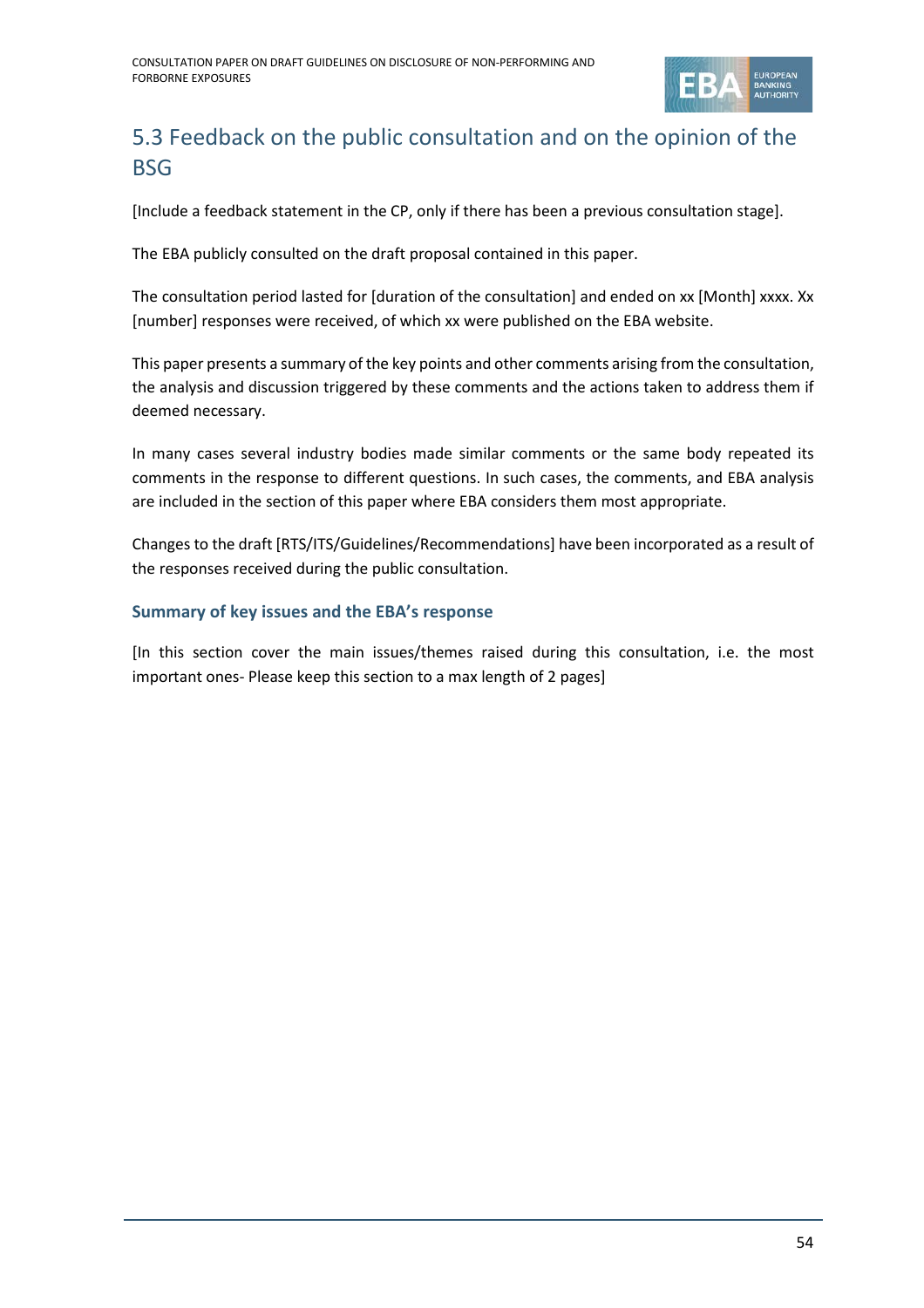## 5.3 Feedback on the public consultation and on the opinion of the BSG

[Include a feedback statement in the CP, only if there has been a previous consultation stage].

The EBA publicly consulted on the draft proposal contained in this paper.

The consultation period lasted for [duration of the consultation] and ended on xx [Month] xxxx. Xx [number] responses were received, of which xx were published on the EBA website.

This paper presents a summary of the key points and other comments arising from the consultation, the analysis and discussion triggered by these comments and the actions taken to address them if deemed necessary.

In many cases several industry bodies made similar comments or the same body repeated its comments in the response to different questions. In such cases, the comments, and EBA analysis are included in the section of this paper where EBA considers them most appropriate.

Changes to the draft [RTS/ITS/Guidelines/Recommendations] have been incorporated as a result of the responses received during the public consultation.

### Summary of key issues and the EBA's response

[In this section cover the main issues/themes raised during this consultation, i.e. the most important ones- Please keep this section to a max length of 2 pages]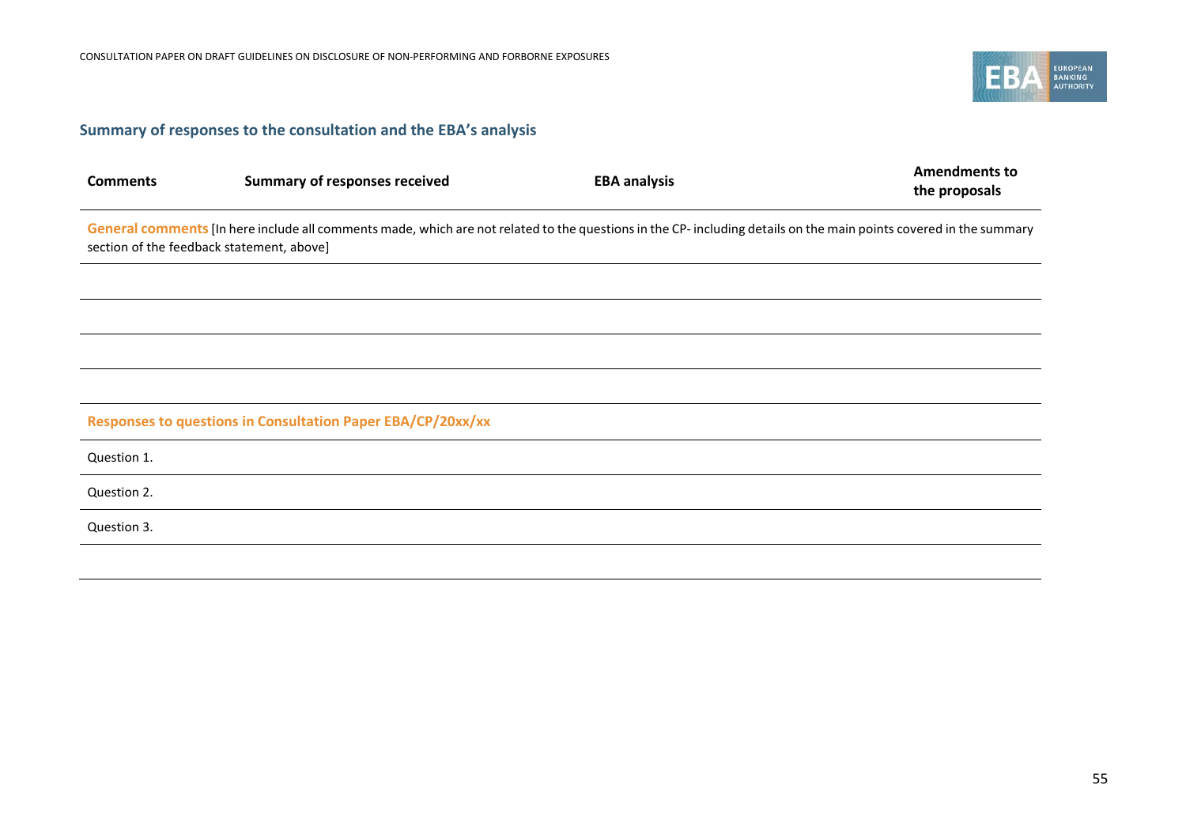## Summary of responses to the consultation and the EBA's analysis

| Comments | Summary of responses received | EBA analysis | Amendments to the proposals |
|---|---|---|---|
| **General comments** [In here include all comments made, which are not related to the questions in the CP- including details on the main points covered in the summary section of the feedback statement, above] | | | |
| | | | |
| | | | |
| | | | |
| | | | |
| **Responses to questions in Consultation Paper EBA/CP/20xx/xx** | | | |
| Question 1. | | | |
| Question 2. | | | |
| Question 3. | | | |
| | | | |